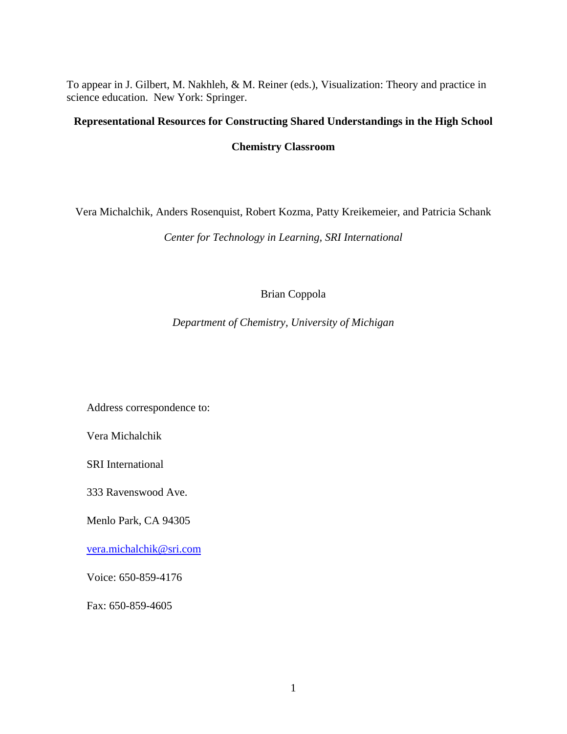To appear in J. Gilbert, M. Nakhleh, & M. Reiner (eds.), Visualization: Theory and practice in science education. New York: Springer.

# Representational Resources for Constructing Shared Understandings in the High School Chemistry Classroom

Vera Michalchik, Anders Rosenquist, Robert Kozma, Patty Kreikemeier, and Patricia Schank

*Center for Technology in Learning, SRI International*

Brian Coppola

*Department of Chemistry, University of Michigan*

Address correspondence to:

Vera Michalchik

SRI International

333 Ravenswood Ave.

Menlo Park, CA 94305

vera.michalchik@sri.com

Voice: 650-859-4176

Fax: 650-859-4605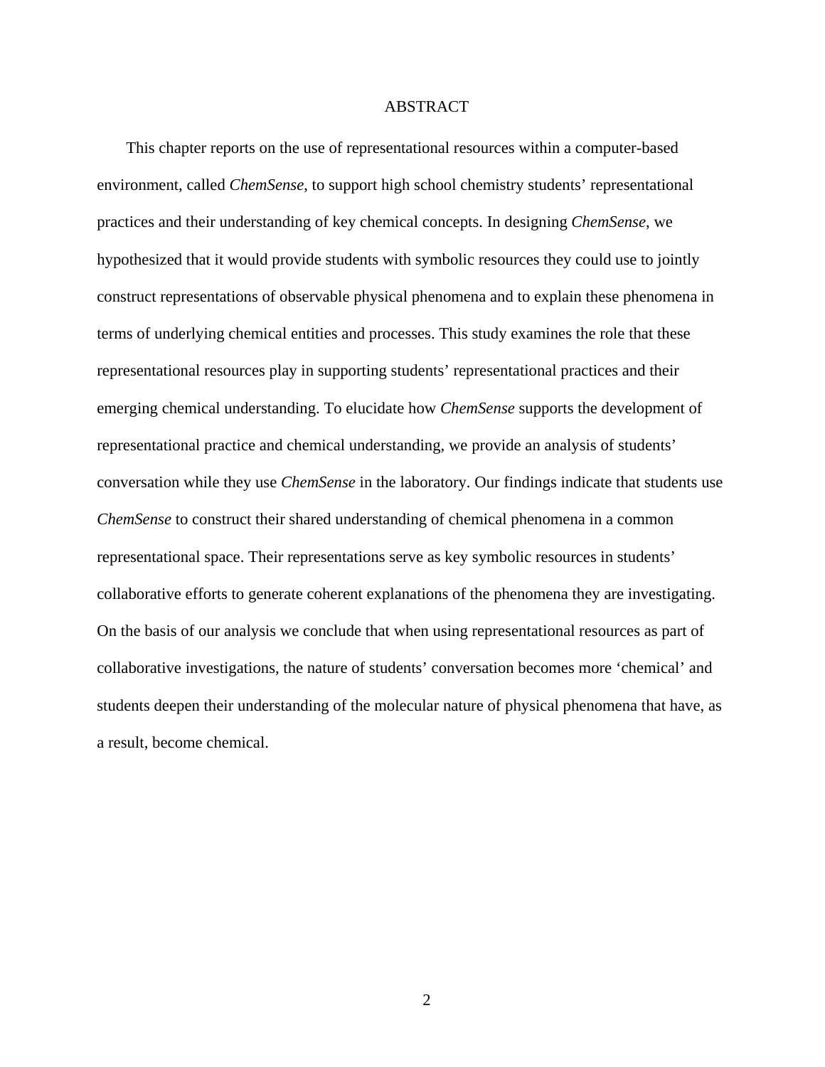# ABSTRACT

This chapter reports on the use of representational resources within a computer-based environment, called *ChemSense*, to support high school chemistry students' representational practices and their understanding of key chemical concepts. In designing *ChemSense*, we hypothesized that it would provide students with symbolic resources they could use to jointly construct representations of observable physical phenomena and to explain these phenomena in terms of underlying chemical entities and processes. This study examines the role that these representational resources play in supporting students' representational practices and their emerging chemical understanding. To elucidate how *ChemSense* supports the development of representational practice and chemical understanding, we provide an analysis of students' conversation while they use *ChemSense* in the laboratory. Our findings indicate that students use *ChemSense* to construct their shared understanding of chemical phenomena in a common representational space. Their representations serve as key symbolic resources in students' collaborative efforts to generate coherent explanations of the phenomena they are investigating. On the basis of our analysis we conclude that when using representational resources as part of collaborative investigations, the nature of students' conversation becomes more 'chemical' and students deepen their understanding of the molecular nature of physical phenomena that have, as a result, become chemical.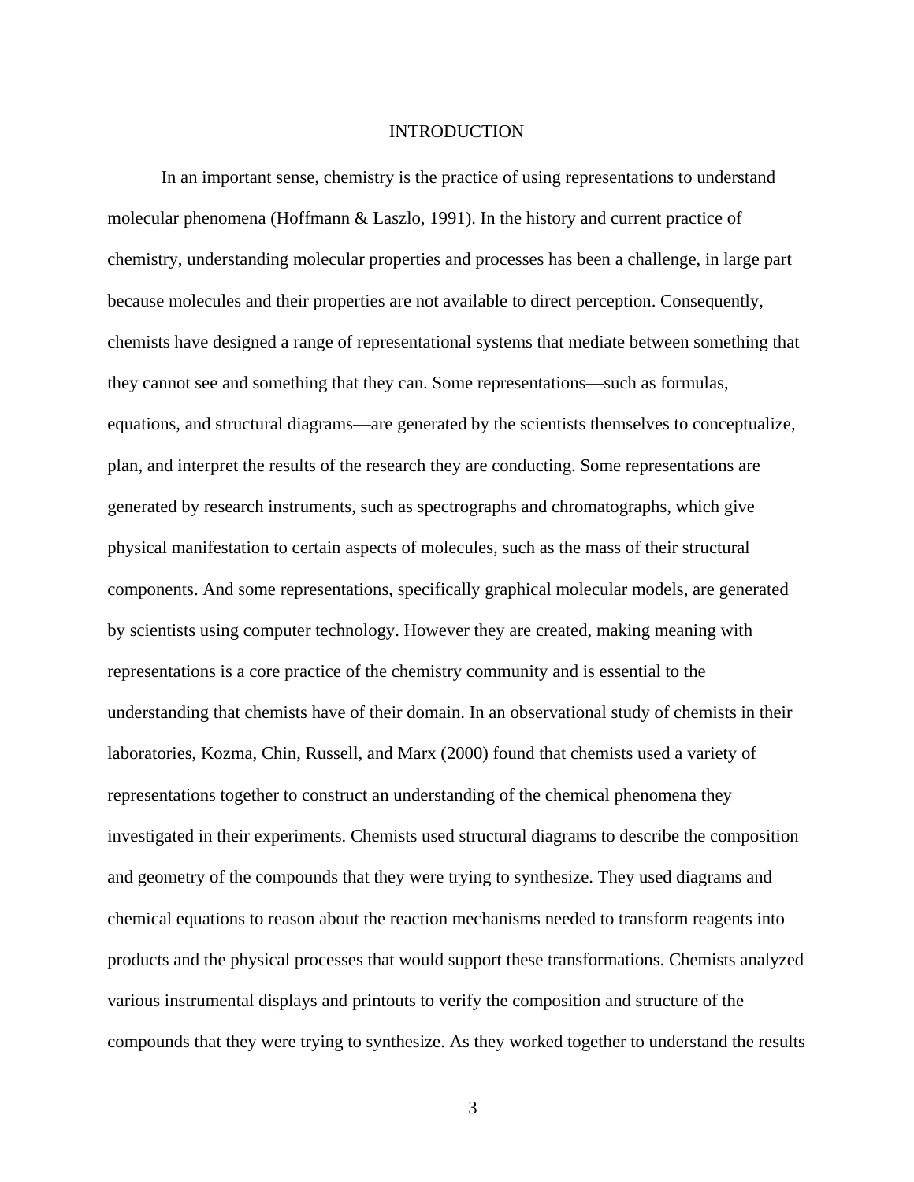# INTRODUCTION

In an important sense, chemistry is the practice of using representations to understand molecular phenomena (Hoffmann & Laszlo, 1991). In the history and current practice of chemistry, understanding molecular properties and processes has been a challenge, in large part because molecules and their properties are not available to direct perception. Consequently, chemists have designed a range of representational systems that mediate between something that they cannot see and something that they can. Some representations—such as formulas, equations, and structural diagrams—are generated by the scientists themselves to conceptualize, plan, and interpret the results of the research they are conducting. Some representations are generated by research instruments, such as spectrographs and chromatographs, which give physical manifestation to certain aspects of molecules, such as the mass of their structural components. And some representations, specifically graphical molecular models, are generated by scientists using computer technology. However they are created, making meaning with representations is a core practice of the chemistry community and is essential to the understanding that chemists have of their domain. In an observational study of chemists in their laboratories, Kozma, Chin, Russell, and Marx (2000) found that chemists used a variety of representations together to construct an understanding of the chemical phenomena they investigated in their experiments. Chemists used structural diagrams to describe the composition and geometry of the compounds that they were trying to synthesize. They used diagrams and chemical equations to reason about the reaction mechanisms needed to transform reagents into products and the physical processes that would support these transformations. Chemists analyzed various instrumental displays and printouts to verify the composition and structure of the compounds that they were trying to synthesize. As they worked together to understand the results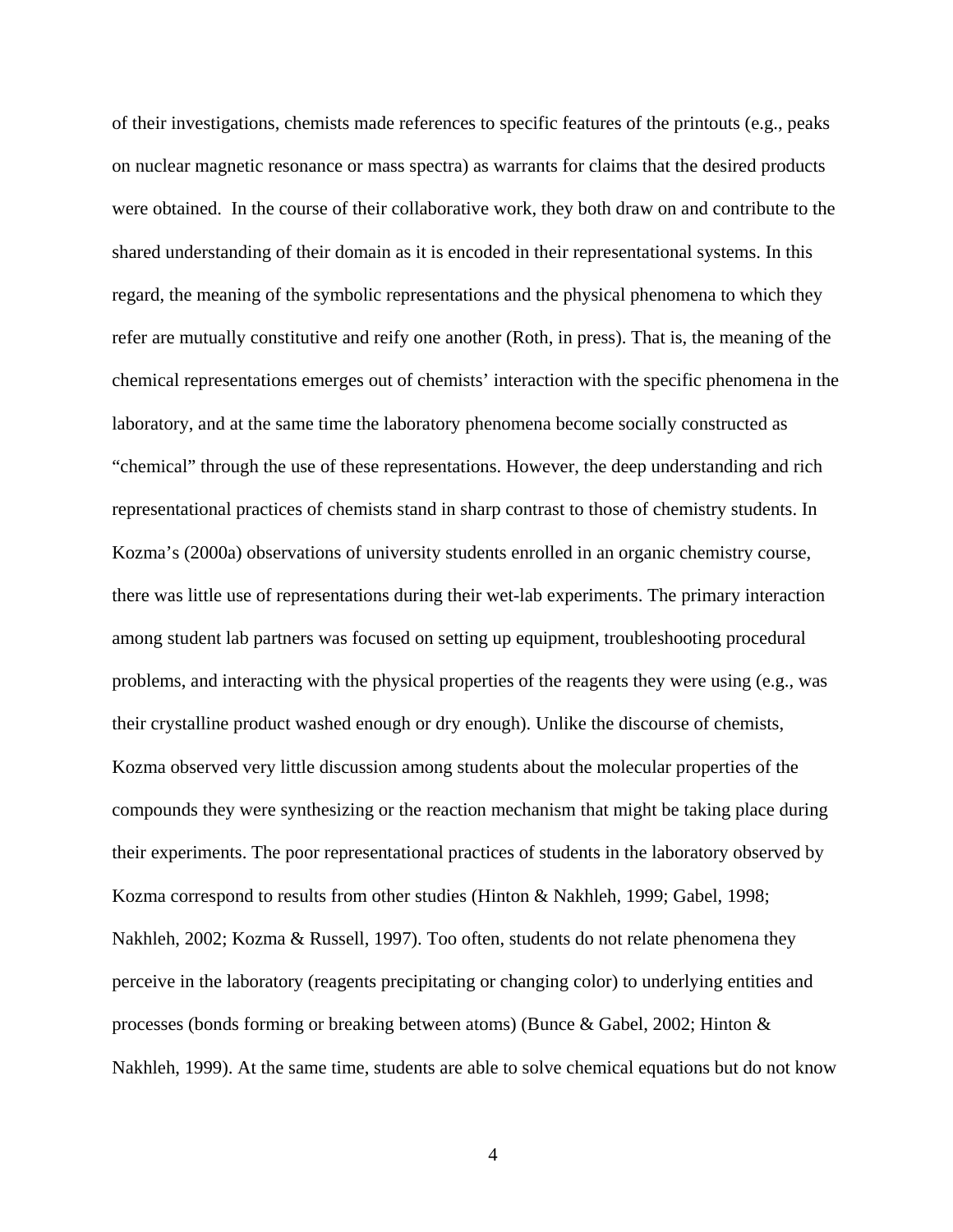of their investigations, chemists made references to specific features of the printouts (e.g., peaks on nuclear magnetic resonance or mass spectra) as warrants for claims that the desired products were obtained.  In the course of their collaborative work, they both draw on and contribute to the shared understanding of their domain as it is encoded in their representational systems. In this regard, the meaning of the symbolic representations and the physical phenomena to which they refer are mutually constitutive and reify one another (Roth, in press). That is, the meaning of the chemical representations emerges out of chemists' interaction with the specific phenomena in the laboratory, and at the same time the laboratory phenomena become socially constructed as "chemical" through the use of these representations. However, the deep understanding and rich representational practices of chemists stand in sharp contrast to those of chemistry students. In Kozma's (2000a) observations of university students enrolled in an organic chemistry course, there was little use of representations during their wet-lab experiments. The primary interaction among student lab partners was focused on setting up equipment, troubleshooting procedural problems, and interacting with the physical properties of the reagents they were using (e.g., was their crystalline product washed enough or dry enough). Unlike the discourse of chemists, Kozma observed very little discussion among students about the molecular properties of the compounds they were synthesizing or the reaction mechanism that might be taking place during their experiments. The poor representational practices of students in the laboratory observed by Kozma correspond to results from other studies (Hinton & Nakhleh, 1999; Gabel, 1998; Nakhleh, 2002; Kozma & Russell, 1997). Too often, students do not relate phenomena they perceive in the laboratory (reagents precipitating or changing color) to underlying entities and processes (bonds forming or breaking between atoms) (Bunce & Gabel, 2002; Hinton & Nakhleh, 1999). At the same time, students are able to solve chemical equations but do not know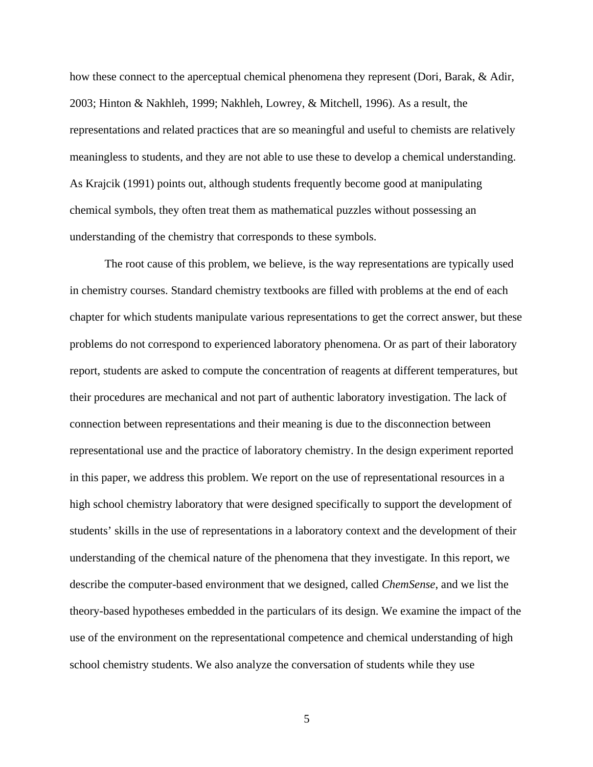how these connect to the aperceptual chemical phenomena they represent (Dori, Barak, & Adir, 2003; Hinton & Nakhleh, 1999; Nakhleh, Lowrey, & Mitchell, 1996). As a result, the representations and related practices that are so meaningful and useful to chemists are relatively meaningless to students, and they are not able to use these to develop a chemical understanding. As Krajcik (1991) points out, although students frequently become good at manipulating chemical symbols, they often treat them as mathematical puzzles without possessing an understanding of the chemistry that corresponds to these symbols.

The root cause of this problem, we believe, is the way representations are typically used in chemistry courses. Standard chemistry textbooks are filled with problems at the end of each chapter for which students manipulate various representations to get the correct answer, but these problems do not correspond to experienced laboratory phenomena. Or as part of their laboratory report, students are asked to compute the concentration of reagents at different temperatures, but their procedures are mechanical and not part of authentic laboratory investigation. The lack of connection between representations and their meaning is due to the disconnection between representational use and the practice of laboratory chemistry. In the design experiment reported in this paper, we address this problem. We report on the use of representational resources in a high school chemistry laboratory that were designed specifically to support the development of students' skills in the use of representations in a laboratory context and the development of their understanding of the chemical nature of the phenomena that they investigate. In this report, we describe the computer-based environment that we designed, called *ChemSense*, and we list the theory-based hypotheses embedded in the particulars of its design. We examine the impact of the use of the environment on the representational competence and chemical understanding of high school chemistry students. We also analyze the conversation of students while they use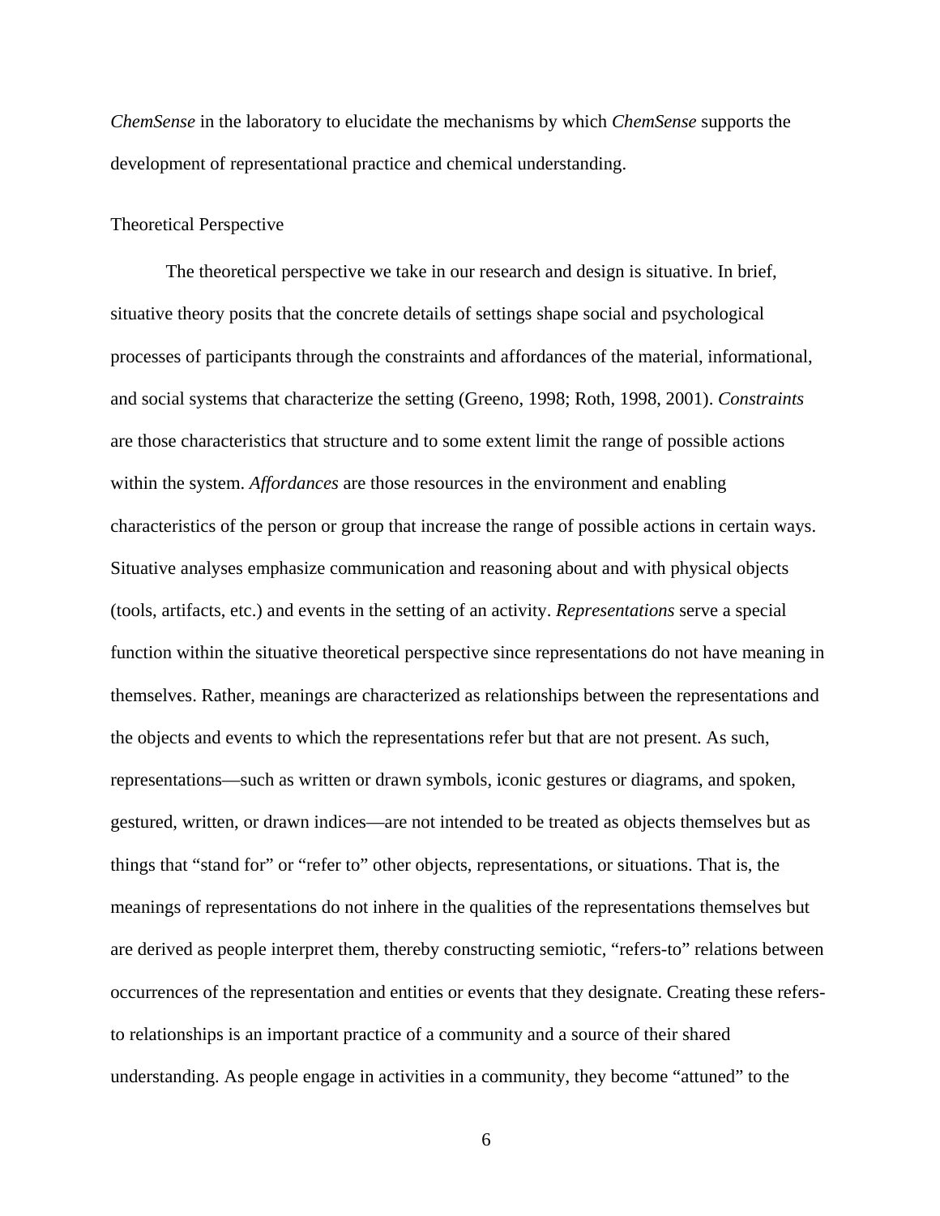*ChemSense* in the laboratory to elucidate the mechanisms by which *ChemSense* supports the development of representational practice and chemical understanding.

## Theoretical Perspective

The theoretical perspective we take in our research and design is situative. In brief, situative theory posits that the concrete details of settings shape social and psychological processes of participants through the constraints and affordances of the material, informational, and social systems that characterize the setting (Greeno, 1998; Roth, 1998, 2001). *Constraints* are those characteristics that structure and to some extent limit the range of possible actions within the system. *Affordances* are those resources in the environment and enabling characteristics of the person or group that increase the range of possible actions in certain ways. Situative analyses emphasize communication and reasoning about and with physical objects (tools, artifacts, etc.) and events in the setting of an activity. *Representations* serve a special function within the situative theoretical perspective since representations do not have meaning in themselves. Rather, meanings are characterized as relationships between the representations and the objects and events to which the representations refer but that are not present. As such, representations—such as written or drawn symbols, iconic gestures or diagrams, and spoken, gestured, written, or drawn indices—are not intended to be treated as objects themselves but as things that “stand for” or “refer to” other objects, representations, or situations. That is, the meanings of representations do not inhere in the qualities of the representations themselves but are derived as people interpret them, thereby constructing semiotic, “refers-to” relations between occurrences of the representation and entities or events that they designate. Creating these refers-to relationships is an important practice of a community and a source of their shared understanding. As people engage in activities in a community, they become “attuned” to the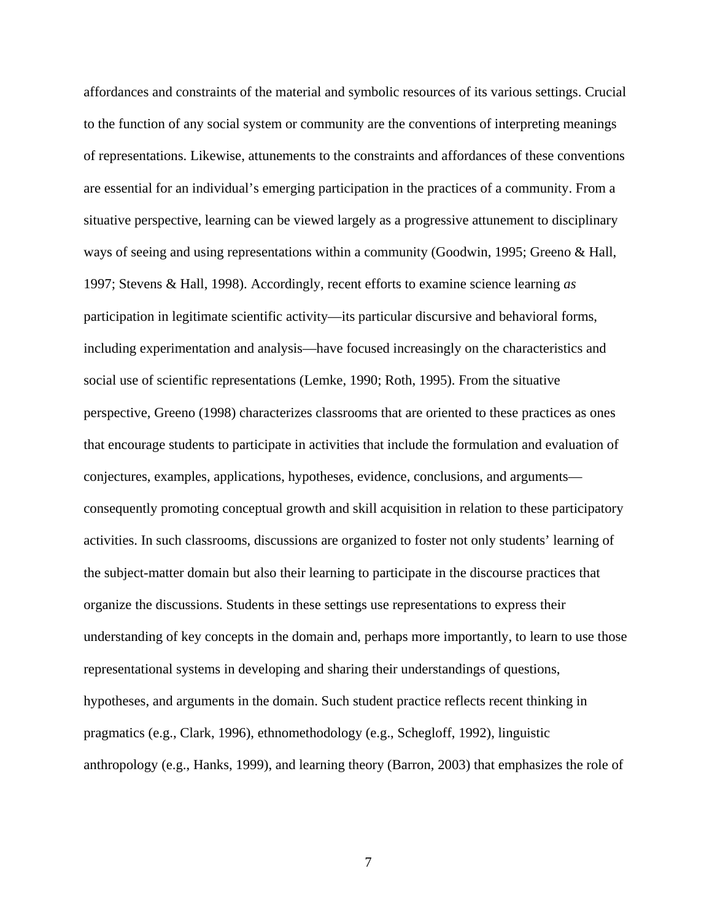affordances and constraints of the material and symbolic resources of its various settings. Crucial to the function of any social system or community are the conventions of interpreting meanings of representations. Likewise, attunements to the constraints and affordances of these conventions are essential for an individual's emerging participation in the practices of a community. From a situative perspective, learning can be viewed largely as a progressive attunement to disciplinary ways of seeing and using representations within a community (Goodwin, 1995; Greeno & Hall, 1997; Stevens & Hall, 1998). Accordingly, recent efforts to examine science learning *as* participation in legitimate scientific activity—its particular discursive and behavioral forms, including experimentation and analysis—have focused increasingly on the characteristics and social use of scientific representations (Lemke, 1990; Roth, 1995). From the situative perspective, Greeno (1998) characterizes classrooms that are oriented to these practices as ones that encourage students to participate in activities that include the formulation and evaluation of conjectures, examples, applications, hypotheses, evidence, conclusions, and arguments—consequently promoting conceptual growth and skill acquisition in relation to these participatory activities. In such classrooms, discussions are organized to foster not only students' learning of the subject-matter domain but also their learning to participate in the discourse practices that organize the discussions. Students in these settings use representations to express their understanding of key concepts in the domain and, perhaps more importantly, to learn to use those representational systems in developing and sharing their understandings of questions, hypotheses, and arguments in the domain. Such student practice reflects recent thinking in pragmatics (e.g., Clark, 1996), ethnomethodology (e.g., Schegloff, 1992), linguistic anthropology (e.g., Hanks, 1999), and learning theory (Barron, 2003) that emphasizes the role of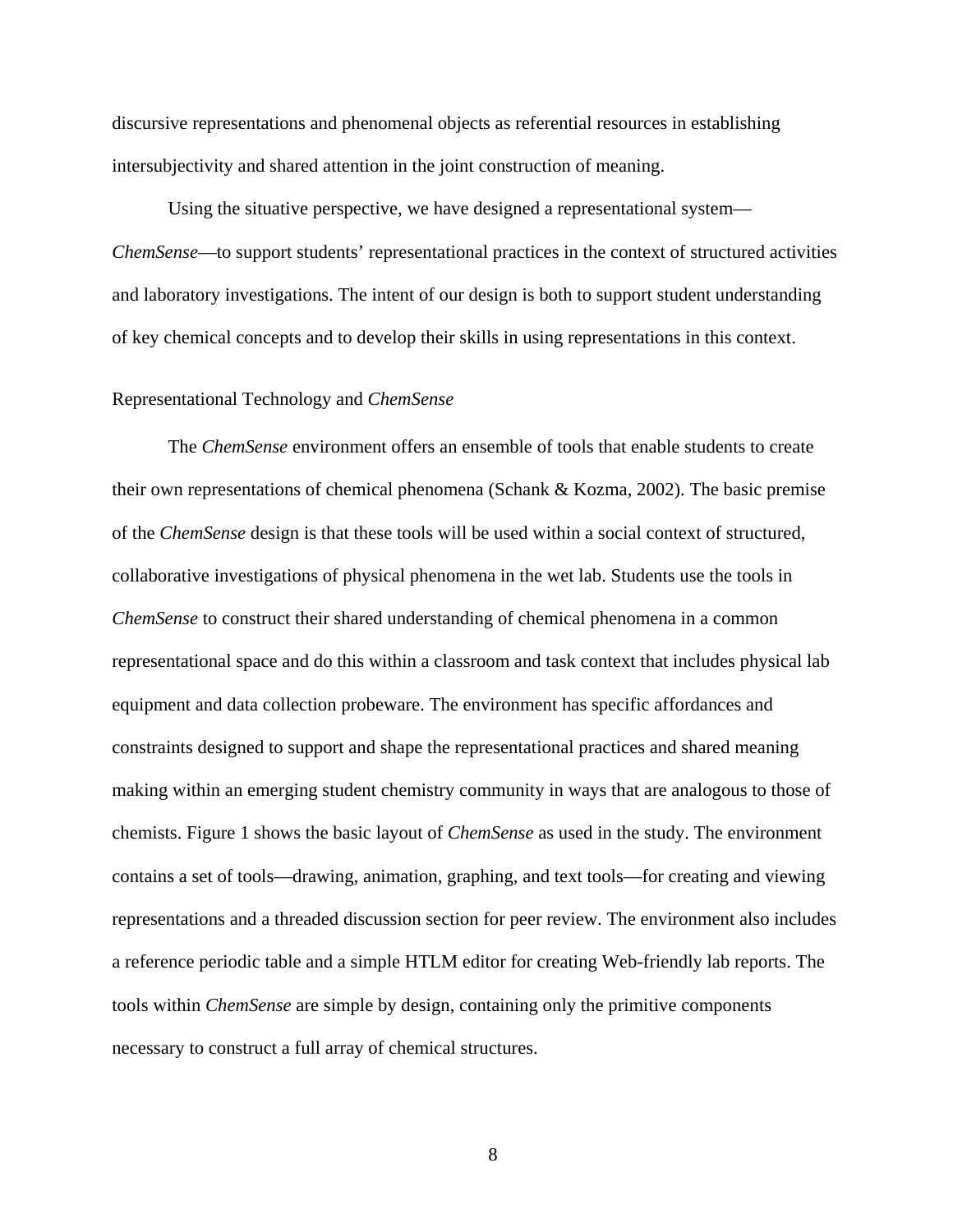discursive representations and phenomenal objects as referential resources in establishing intersubjectivity and shared attention in the joint construction of meaning.

Using the situative perspective, we have designed a representational system—*ChemSense*—to support students' representational practices in the context of structured activities and laboratory investigations. The intent of our design is both to support student understanding of key chemical concepts and to develop their skills in using representations in this context.

## Representational Technology and *ChemSense*

The *ChemSense* environment offers an ensemble of tools that enable students to create their own representations of chemical phenomena (Schank & Kozma, 2002). The basic premise of the *ChemSense* design is that these tools will be used within a social context of structured, collaborative investigations of physical phenomena in the wet lab. Students use the tools in *ChemSense* to construct their shared understanding of chemical phenomena in a common representational space and do this within a classroom and task context that includes physical lab equipment and data collection probeware. The environment has specific affordances and constraints designed to support and shape the representational practices and shared meaning making within an emerging student chemistry community in ways that are analogous to those of chemists. Figure 1 shows the basic layout of *ChemSense* as used in the study. The environment contains a set of tools—drawing, animation, graphing, and text tools—for creating and viewing representations and a threaded discussion section for peer review. The environment also includes a reference periodic table and a simple HTLM editor for creating Web-friendly lab reports. The tools within *ChemSense* are simple by design, containing only the primitive components necessary to construct a full array of chemical structures.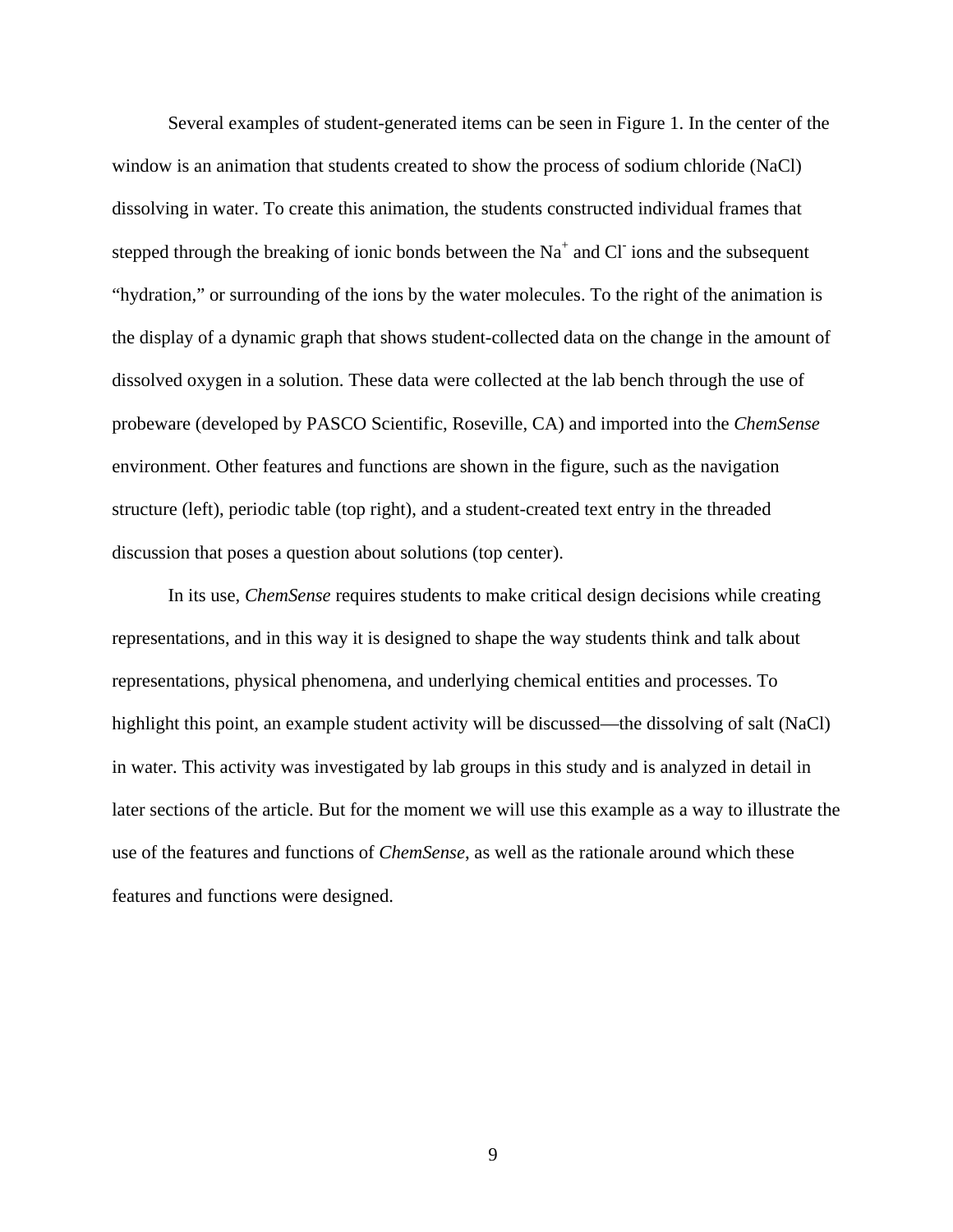Several examples of student-generated items can be seen in Figure 1. In the center of the window is an animation that students created to show the process of sodium chloride (NaCl) dissolving in water. To create this animation, the students constructed individual frames that stepped through the breaking of ionic bonds between the $Na^+$ and $Cl^-$ ions and the subsequent "hydration," or surrounding of the ions by the water molecules. To the right of the animation is the display of a dynamic graph that shows student-collected data on the change in the amount of dissolved oxygen in a solution. These data were collected at the lab bench through the use of probeware (developed by PASCO Scientific, Roseville, CA) and imported into the *ChemSense* environment. Other features and functions are shown in the figure, such as the navigation structure (left), periodic table (top right), and a student-created text entry in the threaded discussion that poses a question about solutions (top center).

In its use, *ChemSense* requires students to make critical design decisions while creating representations, and in this way it is designed to shape the way students think and talk about representations, physical phenomena, and underlying chemical entities and processes. To highlight this point, an example student activity will be discussed—the dissolving of salt (NaCl) in water. This activity was investigated by lab groups in this study and is analyzed in detail in later sections of the article. But for the moment we will use this example as a way to illustrate the use of the features and functions of *ChemSense*, as well as the rationale around which these features and functions were designed.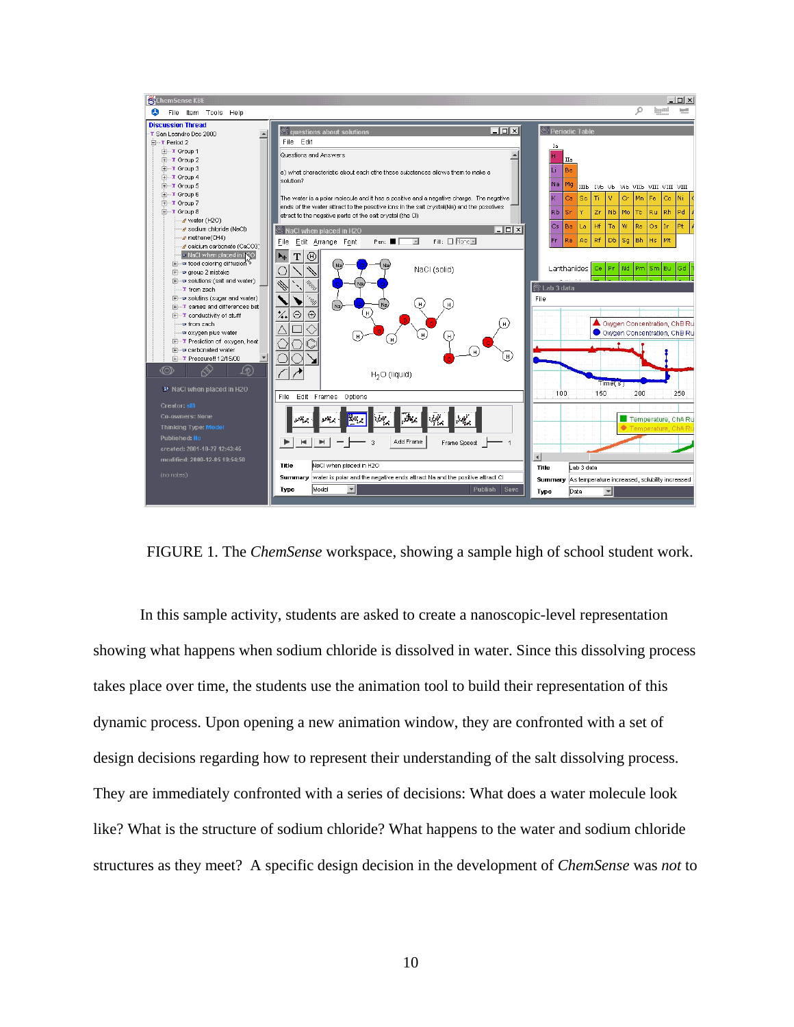FIGURE 1. The *ChemSense* workspace, showing a sample high of school student work.

In this sample activity, students are asked to create a nanoscopic-level representation showing what happens when sodium chloride is dissolved in water. Since this dissolving process takes place over time, the students use the animation tool to build their representation of this dynamic process. Upon opening a new animation window, they are confronted with a set of design decisions regarding how to represent their understanding of the salt dissolving process. They are immediately confronted with a series of decisions: What does a water molecule look like? What is the structure of sodium chloride? What happens to the water and sodium chloride structures as they meet? A specific design decision in the development of *ChemSense* was *not* to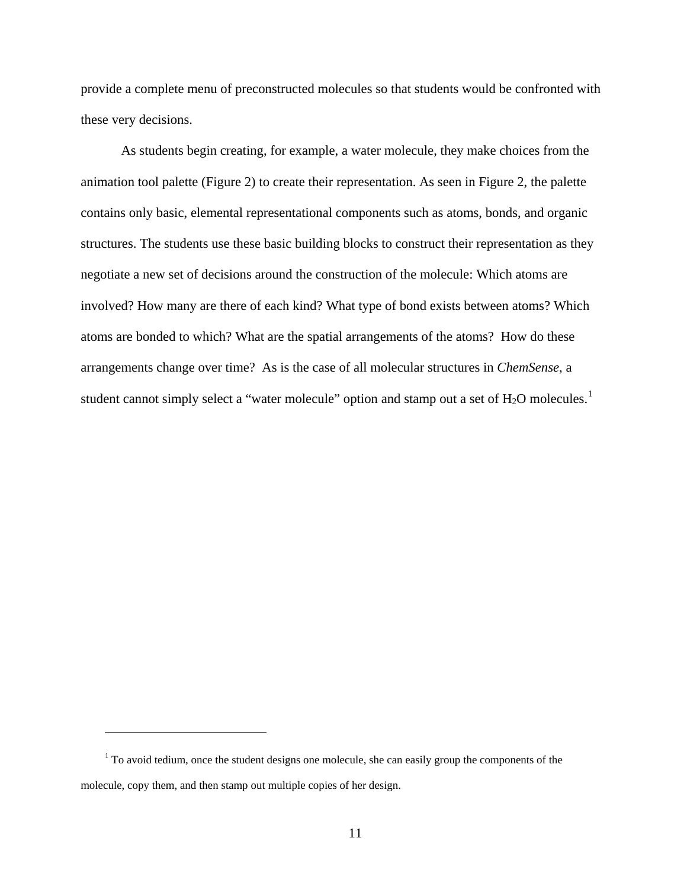provide a complete menu of preconstructed molecules so that students would be confronted with these very decisions.

As students begin creating, for example, a water molecule, they make choices from the animation tool palette (Figure 2) to create their representation. As seen in Figure 2, the palette contains only basic, elemental representational components such as atoms, bonds, and organic structures. The students use these basic building blocks to construct their representation as they negotiate a new set of decisions around the construction of the molecule: Which atoms are involved? How many are there of each kind? What type of bond exists between atoms? Which atoms are bonded to which? What are the spatial arrangements of the atoms? How do these arrangements change over time? As is the case of all molecular structures in *ChemSense*, a student cannot simply select a "water molecule" option and stamp out a set of $H_2O$ molecules.[1]

---

[1] To avoid tedium, once the student designs one molecule, she can easily group the components of the molecule, copy them, and then stamp out multiple copies of her design.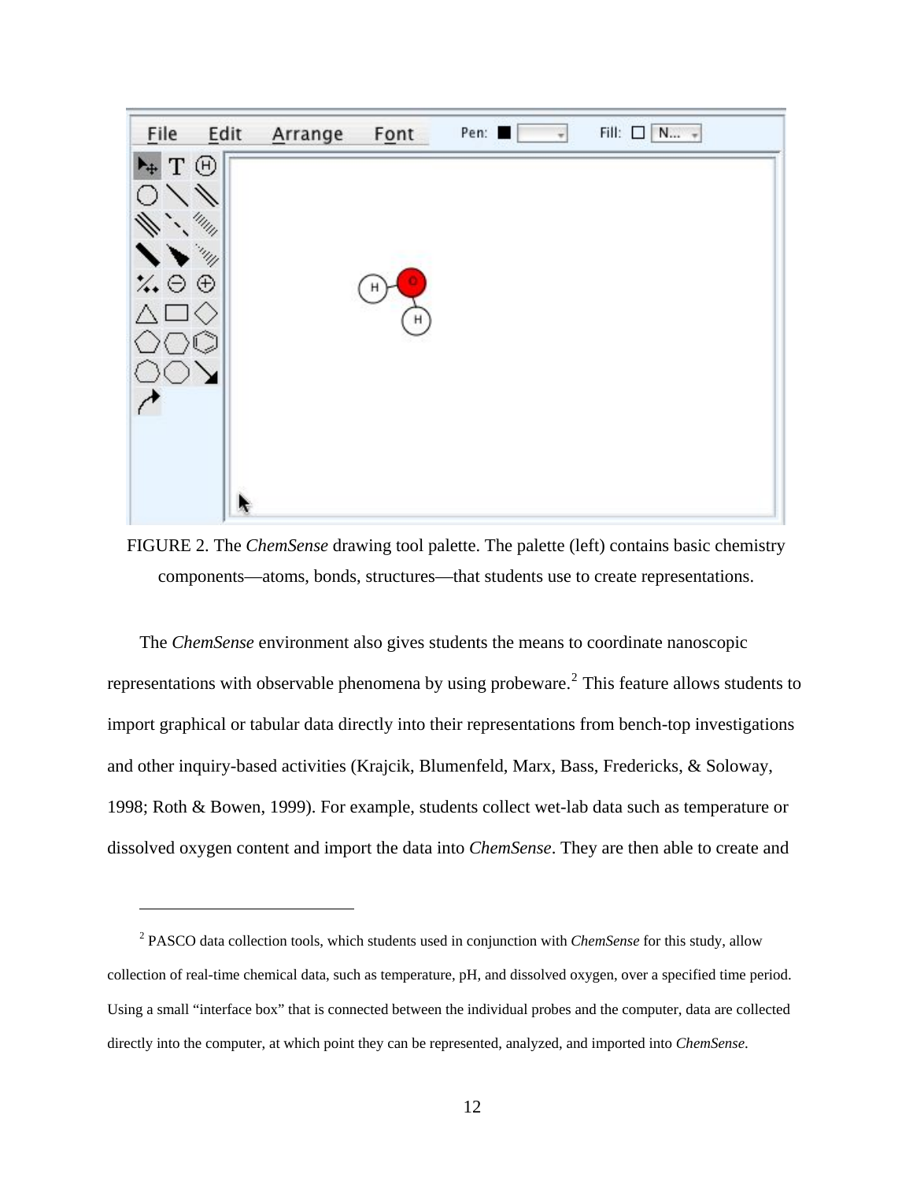FIGURE 2. The *ChemSense* drawing tool palette. The palette (left) contains basic chemistry components—atoms, bonds, structures—that students use to create representations.

The *ChemSense* environment also gives students the means to coordinate nanoscopic representations with observable phenomena by using probeware.[2] This feature allows students to import graphical or tabular data directly into their representations from bench-top investigations and other inquiry-based activities (Krajcik, Blumenfeld, Marx, Bass, Fredericks, & Soloway, 1998; Roth & Bowen, 1999). For example, students collect wet-lab data such as temperature or dissolved oxygen content and import the data into *ChemSense*. They are then able to create and

---

[2] PASCO data collection tools, which students used in conjunction with *ChemSense* for this study, allow collection of real-time chemical data, such as temperature, pH, and dissolved oxygen, over a specified time period. Using a small "interface box" that is connected between the individual probes and the computer, data are collected directly into the computer, at which point they can be represented, analyzed, and imported into *ChemSense*.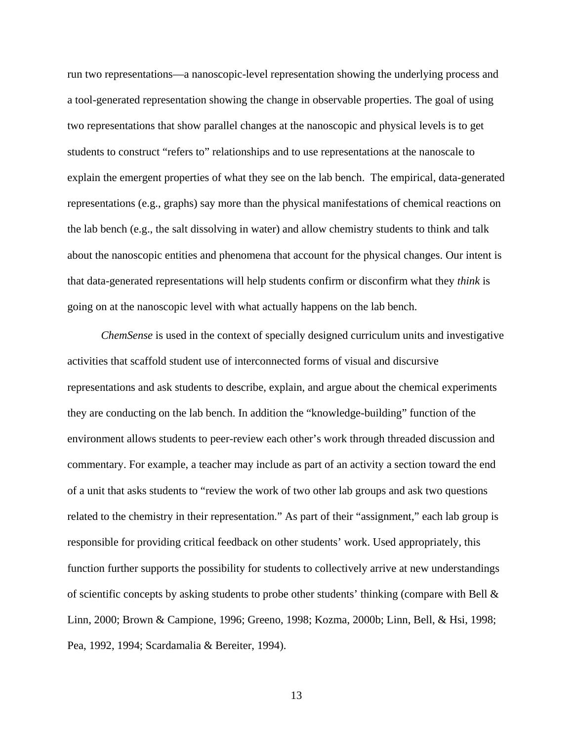run two representations—a nanoscopic-level representation showing the underlying process and a tool-generated representation showing the change in observable properties. The goal of using two representations that show parallel changes at the nanoscopic and physical levels is to get students to construct "refers to" relationships and to use representations at the nanoscale to explain the emergent properties of what they see on the lab bench.  The empirical, data-generated representations (e.g., graphs) say more than the physical manifestations of chemical reactions on the lab bench (e.g., the salt dissolving in water) and allow chemistry students to think and talk about the nanoscopic entities and phenomena that account for the physical changes. Our intent is that data-generated representations will help students confirm or disconfirm what they *think* is going on at the nanoscopic level with what actually happens on the lab bench.

*ChemSense* is used in the context of specially designed curriculum units and investigative activities that scaffold student use of interconnected forms of visual and discursive representations and ask students to describe, explain, and argue about the chemical experiments they are conducting on the lab bench. In addition the "knowledge-building" function of the environment allows students to peer-review each other's work through threaded discussion and commentary. For example, a teacher may include as part of an activity a section toward the end of a unit that asks students to "review the work of two other lab groups and ask two questions related to the chemistry in their representation." As part of their "assignment," each lab group is responsible for providing critical feedback on other students' work. Used appropriately, this function further supports the possibility for students to collectively arrive at new understandings of scientific concepts by asking students to probe other students' thinking (compare with Bell & Linn, 2000; Brown & Campione, 1996; Greeno, 1998; Kozma, 2000b; Linn, Bell, & Hsi, 1998; Pea, 1992, 1994; Scardamalia & Bereiter, 1994).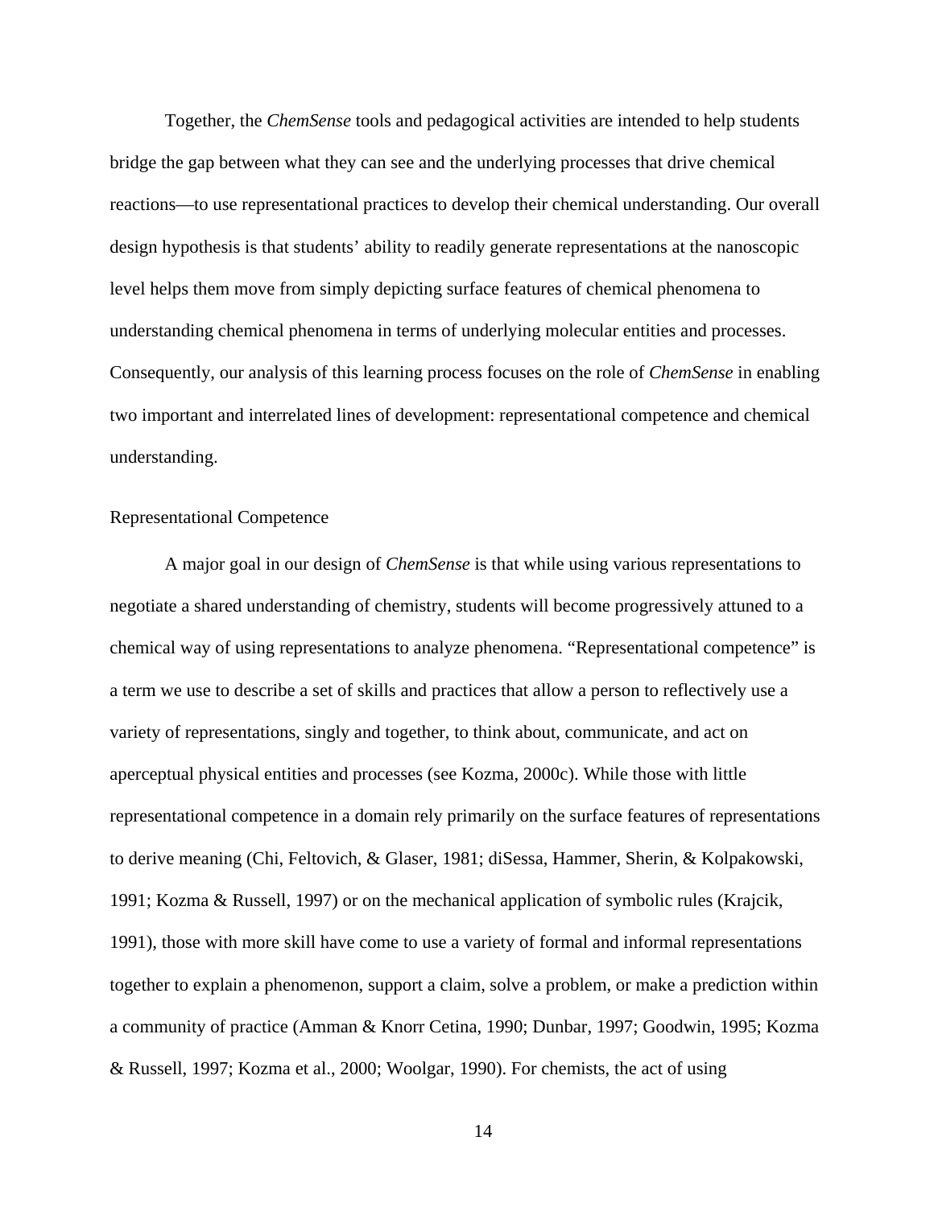Together, the *ChemSense* tools and pedagogical activities are intended to help students bridge the gap between what they can see and the underlying processes that drive chemical reactions—to use representational practices to develop their chemical understanding. Our overall design hypothesis is that students' ability to readily generate representations at the nanoscopic level helps them move from simply depicting surface features of chemical phenomena to understanding chemical phenomena in terms of underlying molecular entities and processes. Consequently, our analysis of this learning process focuses on the role of *ChemSense* in enabling two important and interrelated lines of development: representational competence and chemical understanding.

## Representational Competence

A major goal in our design of *ChemSense* is that while using various representations to negotiate a shared understanding of chemistry, students will become progressively attuned to a chemical way of using representations to analyze phenomena. "Representational competence" is a term we use to describe a set of skills and practices that allow a person to reflectively use a variety of representations, singly and together, to think about, communicate, and act on aperceptual physical entities and processes (see Kozma, 2000c). While those with little representational competence in a domain rely primarily on the surface features of representations to derive meaning (Chi, Feltovich, & Glaser, 1981; diSessa, Hammer, Sherin, & Kolpakowski, 1991; Kozma & Russell, 1997) or on the mechanical application of symbolic rules (Krajcik, 1991), those with more skill have come to use a variety of formal and informal representations together to explain a phenomenon, support a claim, solve a problem, or make a prediction within a community of practice (Amman & Knorr Cetina, 1990; Dunbar, 1997; Goodwin, 1995; Kozma & Russell, 1997; Kozma et al., 2000; Woolgar, 1990). For chemists, the act of using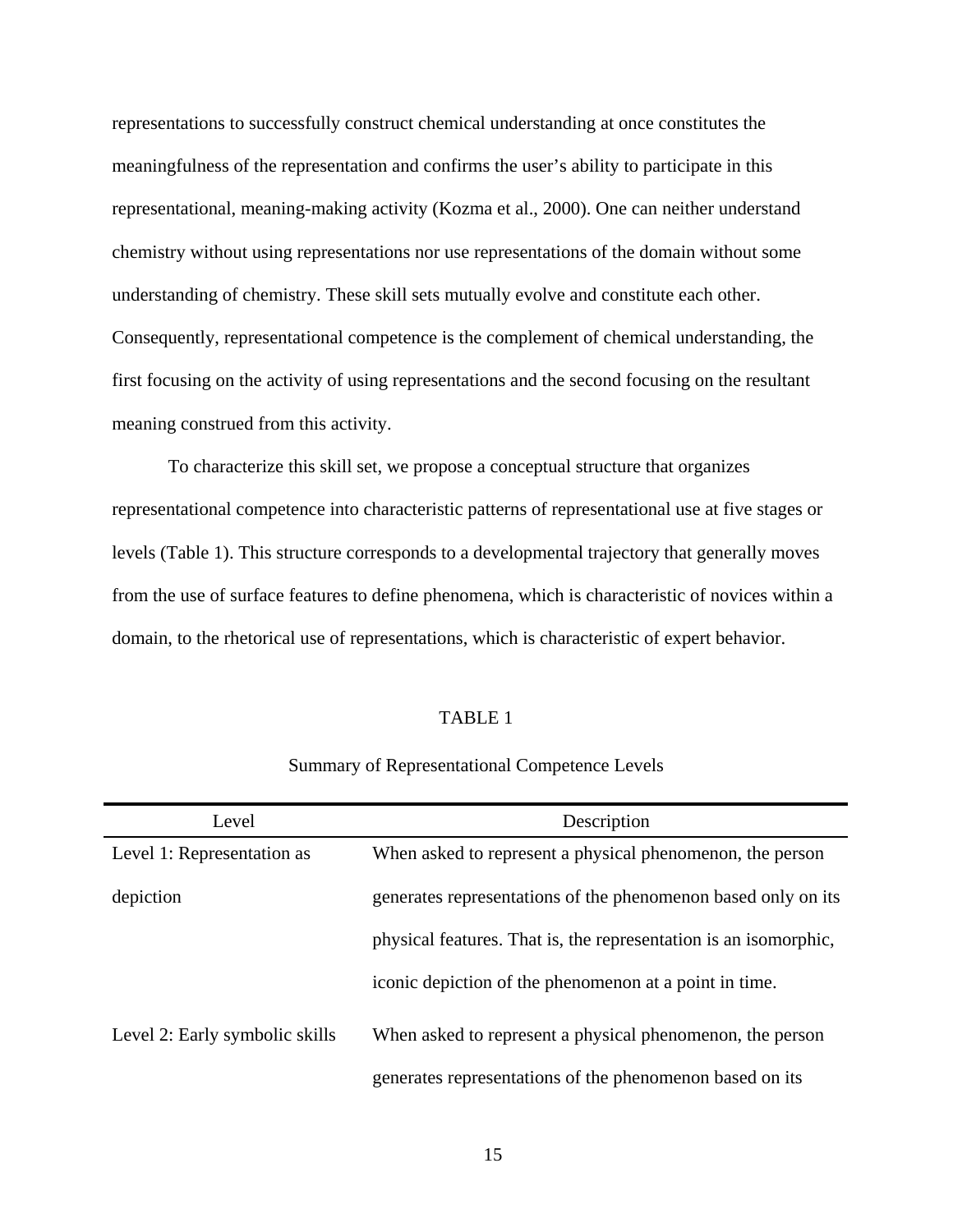representations to successfully construct chemical understanding at once constitutes the meaningfulness of the representation and confirms the user's ability to participate in this representational, meaning-making activity (Kozma et al., 2000). One can neither understand chemistry without using representations nor use representations of the domain without some understanding of chemistry. These skill sets mutually evolve and constitute each other. Consequently, representational competence is the complement of chemical understanding, the first focusing on the activity of using representations and the second focusing on the resultant meaning construed from this activity.

To characterize this skill set, we propose a conceptual structure that organizes representational competence into characteristic patterns of representational use at five stages or levels (Table 1). This structure corresponds to a developmental trajectory that generally moves from the use of surface features to define phenomena, which is characteristic of novices within a domain, to the rhetorical use of representations, which is characteristic of expert behavior.

TABLE 1

Summary of Representational Competence Levels

| Level | Description |
|---|---|
| Level 1: Representation as depiction | When asked to represent a physical phenomenon, the person generates representations of the phenomenon based only on its physical features. That is, the representation is an isomorphic, iconic depiction of the phenomenon at a point in time. |
| Level 2: Early symbolic skills | When asked to represent a physical phenomenon, the person generates representations of the phenomenon based on its |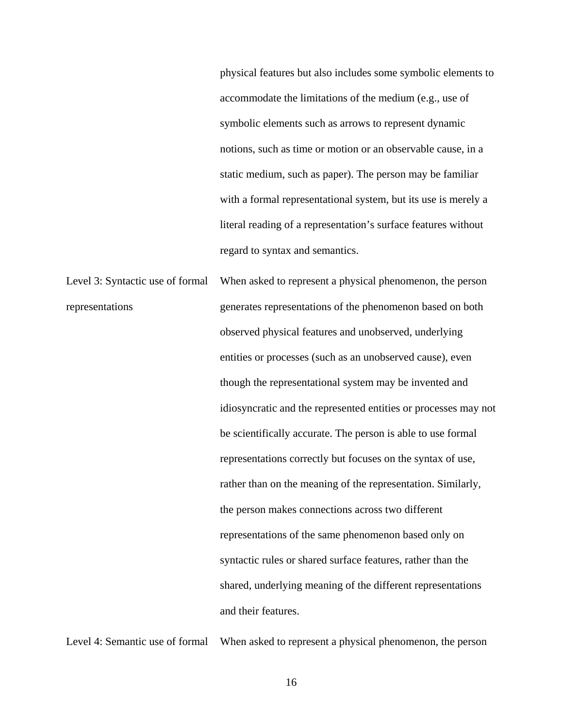| | |
|---|---|
| | physical features but also includes some symbolic elements to accommodate the limitations of the medium (e.g., use of symbolic elements such as arrows to represent dynamic notions, such as time or motion or an observable cause, in a static medium, such as paper). The person may be familiar with a formal representational system, but its use is merely a literal reading of a representation's surface features without regard to syntax and semantics. |
| Level 3: Syntactic use of formal representations | When asked to represent a physical phenomenon, the person generates representations of the phenomenon based on both observed physical features and unobserved, underlying entities or processes (such as an unobserved cause), even though the representational system may be invented and idiosyncratic and the represented entities or processes may not be scientifically accurate. The person is able to use formal representations correctly but focuses on the syntax of use, rather than on the meaning of the representation. Similarly, the person makes connections across two different representations of the same phenomenon based only on syntactic rules or shared surface features, rather than the shared, underlying meaning of the different representations and their features. |
| Level 4: Semantic use of formal | When asked to represent a physical phenomenon, the person |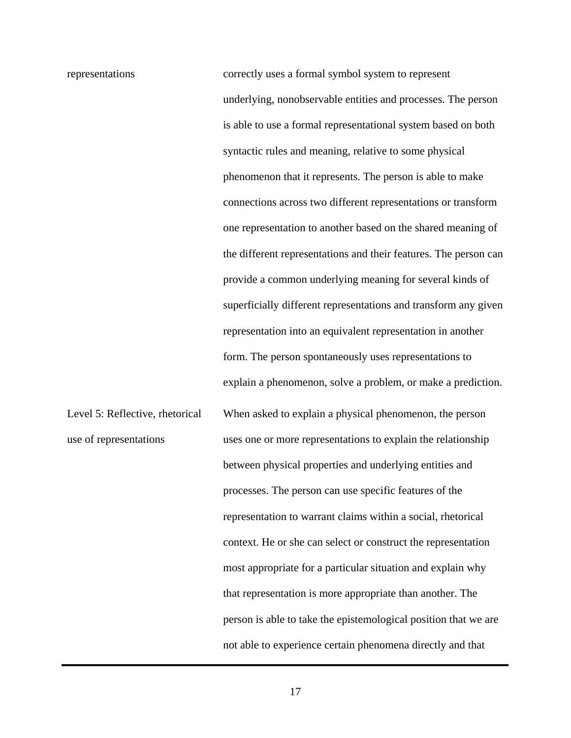| | |
|---|---|
| representations | correctly uses a formal symbol system to represent underlying, nonobservable entities and processes. The person is able to use a formal representational system based on both syntactic rules and meaning, relative to some physical phenomenon that it represents. The person is able to make connections across two different representations or transform one representation to another based on the shared meaning of the different representations and their features. The person can provide a common underlying meaning for several kinds of superficially different representations and transform any given representation into an equivalent representation in another form. The person spontaneously uses representations to explain a phenomenon, solve a problem, or make a prediction. |
| Level 5: Reflective, rhetorical use of representations | When asked to explain a physical phenomenon, the person uses one or more representations to explain the relationship between physical properties and underlying entities and processes. The person can use specific features of the representation to warrant claims within a social, rhetorical context. He or she can select or construct the representation most appropriate for a particular situation and explain why that representation is more appropriate than another. The person is able to take the epistemological position that we are not able to experience certain phenomena directly and that |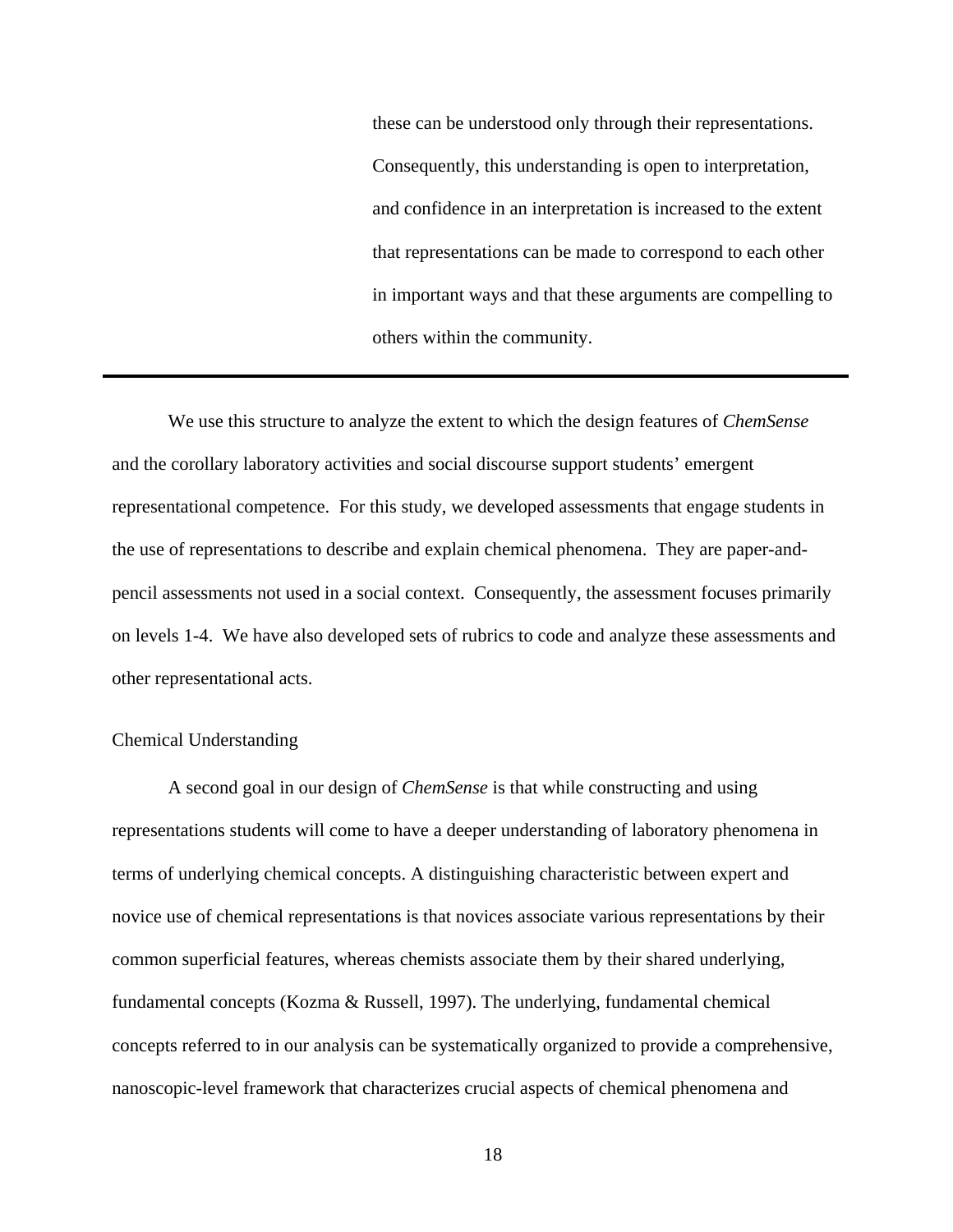these can be understood only through their representations. Consequently, this understanding is open to interpretation, and confidence in an interpretation is increased to the extent that representations can be made to correspond to each other in important ways and that these arguments are compelling to others within the community.

---

We use this structure to analyze the extent to which the design features of *ChemSense* and the corollary laboratory activities and social discourse support students' emergent representational competence. For this study, we developed assessments that engage students in the use of representations to describe and explain chemical phenomena. They are paper-and-pencil assessments not used in a social context. Consequently, the assessment focuses primarily on levels 1-4. We have also developed sets of rubrics to code and analyze these assessments and other representational acts.

## Chemical Understanding

A second goal in our design of *ChemSense* is that while constructing and using representations students will come to have a deeper understanding of laboratory phenomena in terms of underlying chemical concepts. A distinguishing characteristic between expert and novice use of chemical representations is that novices associate various representations by their common superficial features, whereas chemists associate them by their shared underlying, fundamental concepts (Kozma & Russell, 1997). The underlying, fundamental chemical concepts referred to in our analysis can be systematically organized to provide a comprehensive, nanoscopic-level framework that characterizes crucial aspects of chemical phenomena and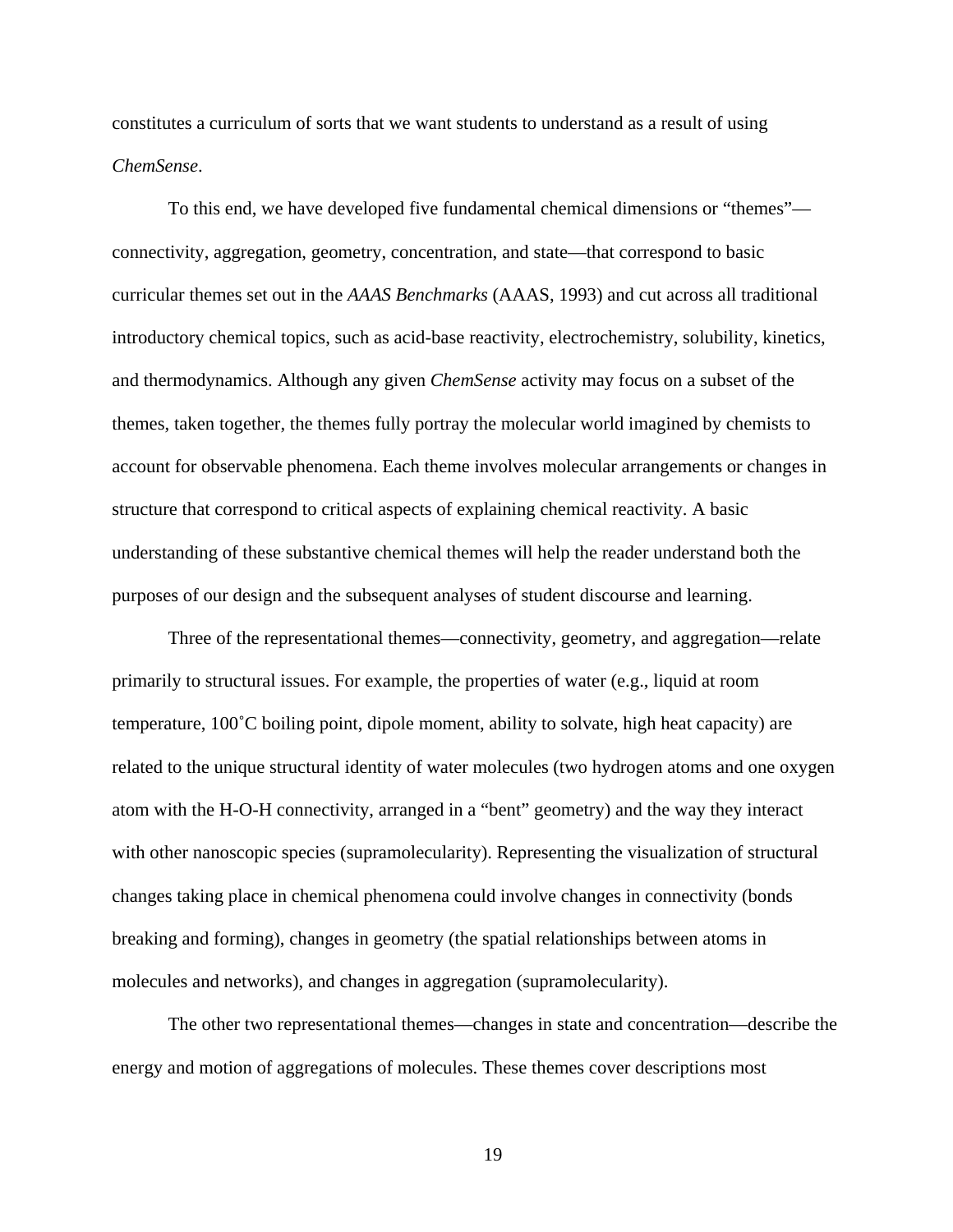constitutes a curriculum of sorts that we want students to understand as a result of using *ChemSense*.

To this end, we have developed five fundamental chemical dimensions or "themes"—connectivity, aggregation, geometry, concentration, and state—that correspond to basic curricular themes set out in the *AAAS Benchmarks* (AAAS, 1993) and cut across all traditional introductory chemical topics, such as acid-base reactivity, electrochemistry, solubility, kinetics, and thermodynamics. Although any given *ChemSense* activity may focus on a subset of the themes, taken together, the themes fully portray the molecular world imagined by chemists to account for observable phenomena. Each theme involves molecular arrangements or changes in structure that correspond to critical aspects of explaining chemical reactivity. A basic understanding of these substantive chemical themes will help the reader understand both the purposes of our design and the subsequent analyses of student discourse and learning.

Three of the representational themes—connectivity, geometry, and aggregation—relate primarily to structural issues. For example, the properties of water (e.g., liquid at room temperature, 100˚C boiling point, dipole moment, ability to solvate, high heat capacity) are related to the unique structural identity of water molecules (two hydrogen atoms and one oxygen atom with the H-O-H connectivity, arranged in a "bent" geometry) and the way they interact with other nanoscopic species (supramolecularity). Representing the visualization of structural changes taking place in chemical phenomena could involve changes in connectivity (bonds breaking and forming), changes in geometry (the spatial relationships between atoms in molecules and networks), and changes in aggregation (supramolecularity).

The other two representational themes—changes in state and concentration—describe the energy and motion of aggregations of molecules. These themes cover descriptions most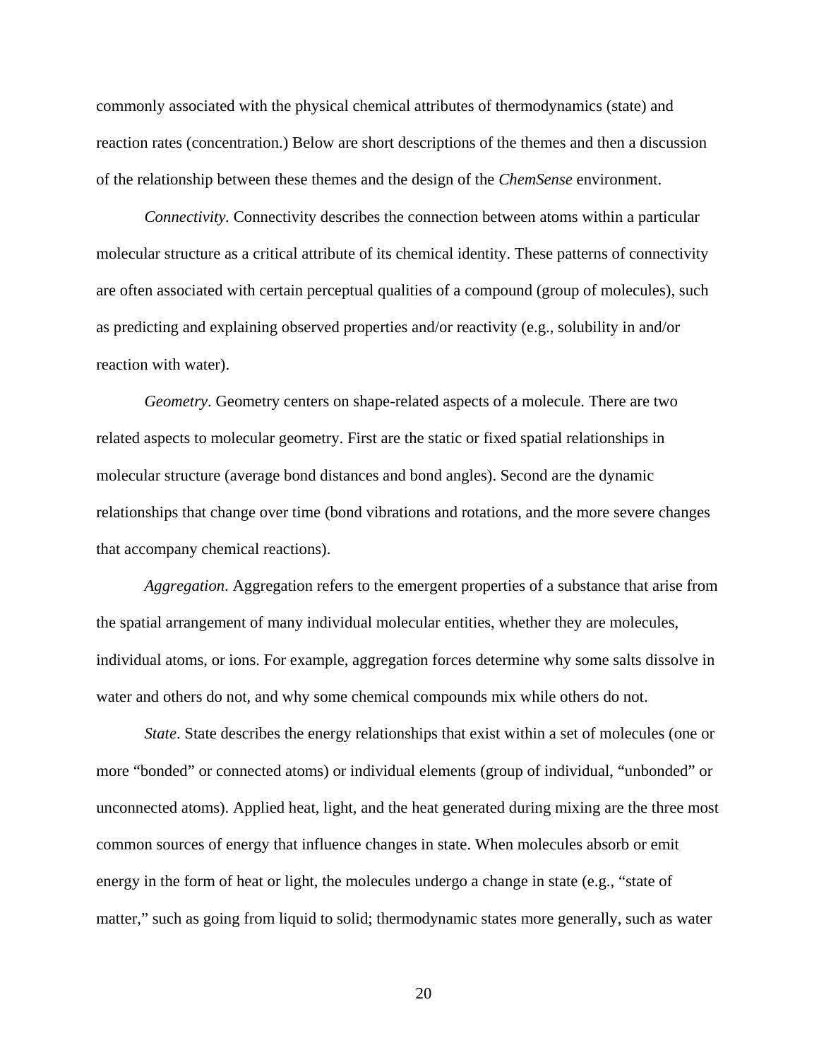commonly associated with the physical chemical attributes of thermodynamics (state) and reaction rates (concentration.) Below are short descriptions of the themes and then a discussion of the relationship between these themes and the design of the *ChemSense* environment.

*Connectivity.* Connectivity describes the connection between atoms within a particular molecular structure as a critical attribute of its chemical identity. These patterns of connectivity are often associated with certain perceptual qualities of a compound (group of molecules), such as predicting and explaining observed properties and/or reactivity (e.g., solubility in and/or reaction with water).

*Geometry*. Geometry centers on shape-related aspects of a molecule. There are two related aspects to molecular geometry. First are the static or fixed spatial relationships in molecular structure (average bond distances and bond angles). Second are the dynamic relationships that change over time (bond vibrations and rotations, and the more severe changes that accompany chemical reactions).

*Aggregation*. Aggregation refers to the emergent properties of a substance that arise from the spatial arrangement of many individual molecular entities, whether they are molecules, individual atoms, or ions. For example, aggregation forces determine why some salts dissolve in water and others do not, and why some chemical compounds mix while others do not.

*State*. State describes the energy relationships that exist within a set of molecules (one or more "bonded" or connected atoms) or individual elements (group of individual, "unbonded" or unconnected atoms). Applied heat, light, and the heat generated during mixing are the three most common sources of energy that influence changes in state. When molecules absorb or emit energy in the form of heat or light, the molecules undergo a change in state (e.g., "state of matter," such as going from liquid to solid; thermodynamic states more generally, such as water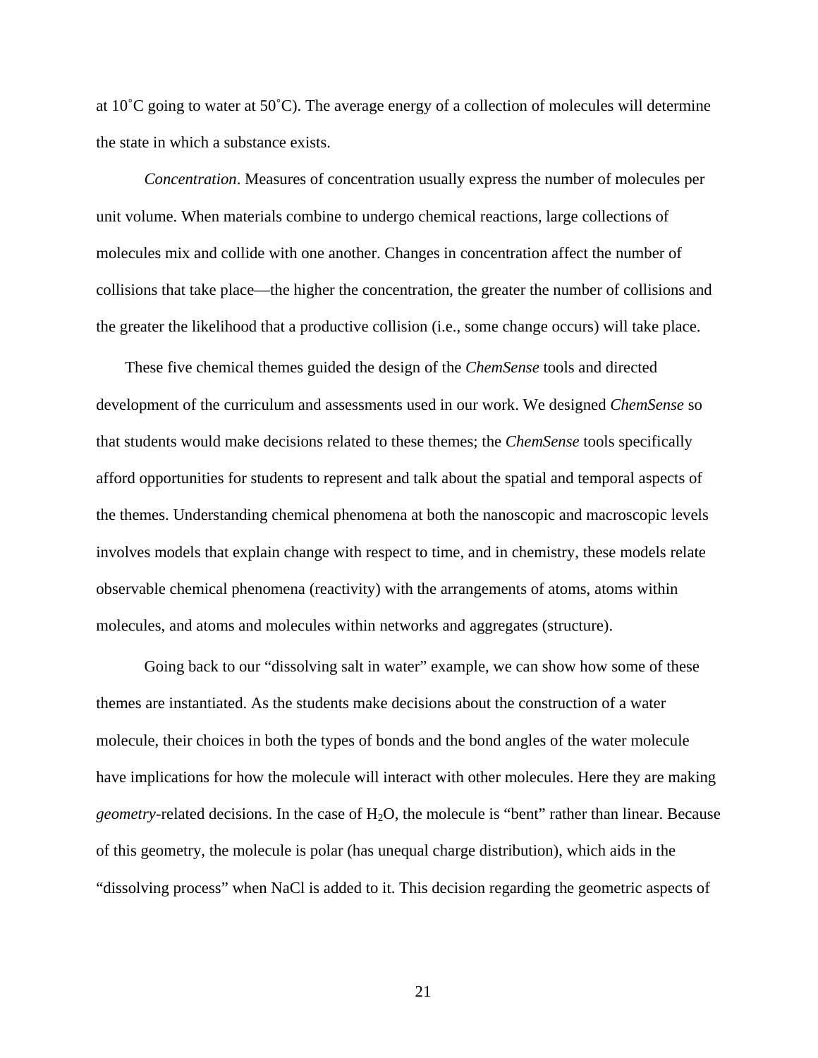at 10˚C going to water at 50˚C). The average energy of a collection of molecules will determine the state in which a substance exists.

*Concentration*. Measures of concentration usually express the number of molecules per unit volume. When materials combine to undergo chemical reactions, large collections of molecules mix and collide with one another. Changes in concentration affect the number of collisions that take place—the higher the concentration, the greater the number of collisions and the greater the likelihood that a productive collision (i.e., some change occurs) will take place.

These five chemical themes guided the design of the *ChemSense* tools and directed development of the curriculum and assessments used in our work. We designed *ChemSense* so that students would make decisions related to these themes; the *ChemSense* tools specifically afford opportunities for students to represent and talk about the spatial and temporal aspects of the themes. Understanding chemical phenomena at both the nanoscopic and macroscopic levels involves models that explain change with respect to time, and in chemistry, these models relate observable chemical phenomena (reactivity) with the arrangements of atoms, atoms within molecules, and atoms and molecules within networks and aggregates (structure).

Going back to our "dissolving salt in water" example, we can show how some of these themes are instantiated. As the students make decisions about the construction of a water molecule, their choices in both the types of bonds and the bond angles of the water molecule have implications for how the molecule will interact with other molecules. Here they are making *geometry*-related decisions. In the case of $H_2O$, the molecule is "bent" rather than linear. Because of this geometry, the molecule is polar (has unequal charge distribution), which aids in the "dissolving process" when NaCl is added to it. This decision regarding the geometric aspects of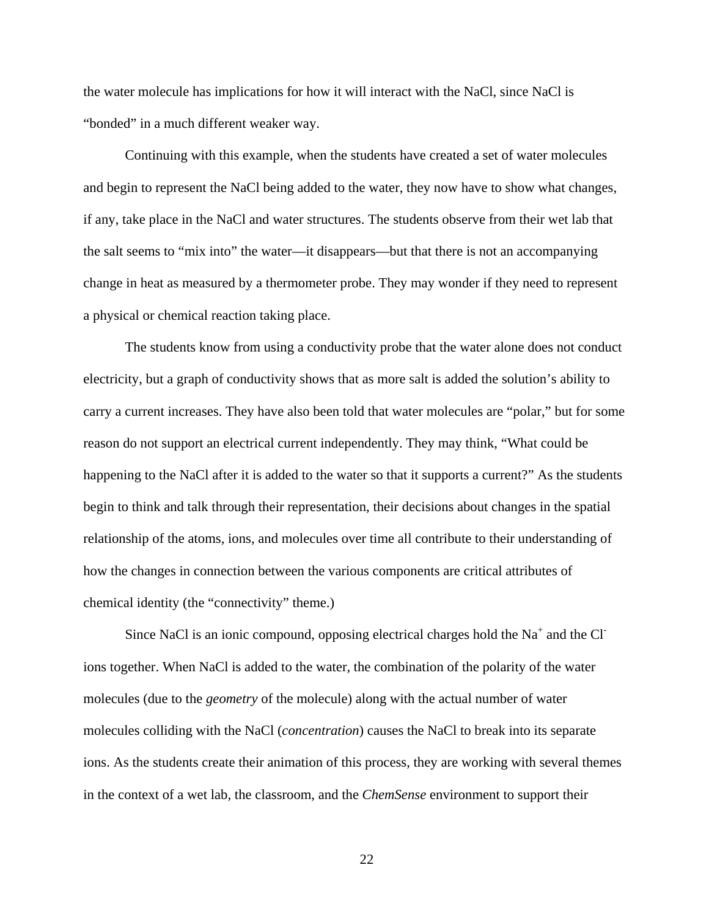the water molecule has implications for how it will interact with the NaCl, since NaCl is “bonded” in a much different weaker way.

Continuing with this example, when the students have created a set of water molecules and begin to represent the NaCl being added to the water, they now have to show what changes, if any, take place in the NaCl and water structures. The students observe from their wet lab that the salt seems to “mix into” the water—it disappears—but that there is not an accompanying change in heat as measured by a thermometer probe. They may wonder if they need to represent a physical or chemical reaction taking place.

The students know from using a conductivity probe that the water alone does not conduct electricity, but a graph of conductivity shows that as more salt is added the solution’s ability to carry a current increases. They have also been told that water molecules are “polar,” but for some reason do not support an electrical current independently. They may think, “What could be happening to the NaCl after it is added to the water so that it supports a current?” As the students begin to think and talk through their representation, their decisions about changes in the spatial relationship of the atoms, ions, and molecules over time all contribute to their understanding of how the changes in connection between the various components are critical attributes of chemical identity (the “connectivity” theme.)

Since NaCl is an ionic compound, opposing electrical charges hold the $Na^+$ and the $Cl^-$ ions together. When NaCl is added to the water, the combination of the polarity of the water molecules (due to the *geometry* of the molecule) along with the actual number of water molecules colliding with the NaCl (*concentration*) causes the NaCl to break into its separate ions. As the students create their animation of this process, they are working with several themes in the context of a wet lab, the classroom, and the *ChemSense* environment to support their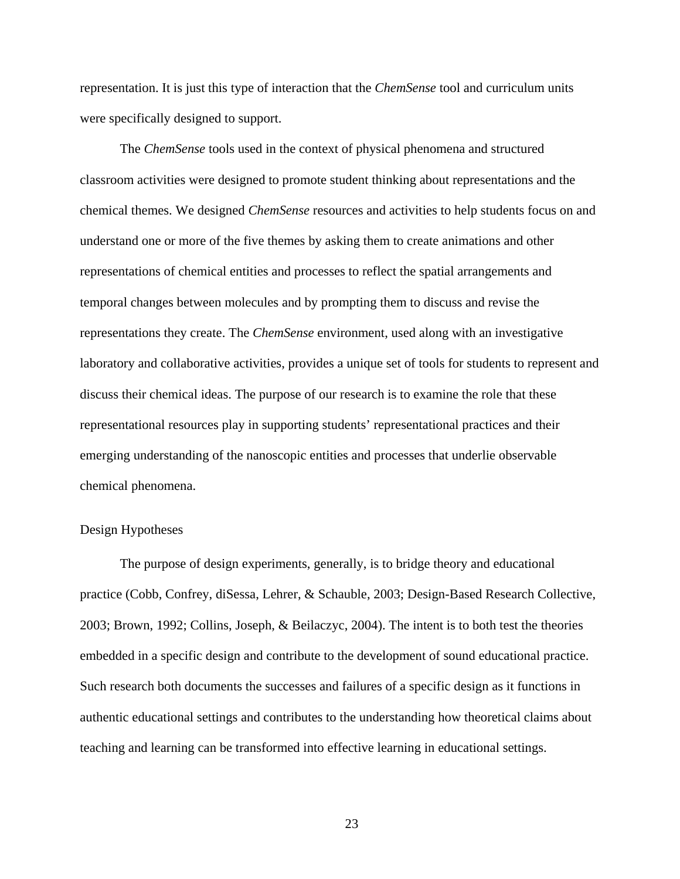representation. It is just this type of interaction that the *ChemSense* tool and curriculum units were specifically designed to support.

The *ChemSense* tools used in the context of physical phenomena and structured classroom activities were designed to promote student thinking about representations and the chemical themes. We designed *ChemSense* resources and activities to help students focus on and understand one or more of the five themes by asking them to create animations and other representations of chemical entities and processes to reflect the spatial arrangements and temporal changes between molecules and by prompting them to discuss and revise the representations they create. The *ChemSense* environment, used along with an investigative laboratory and collaborative activities, provides a unique set of tools for students to represent and discuss their chemical ideas. The purpose of our research is to examine the role that these representational resources play in supporting students' representational practices and their emerging understanding of the nanoscopic entities and processes that underlie observable chemical phenomena.

## Design Hypotheses

The purpose of design experiments, generally, is to bridge theory and educational practice (Cobb, Confrey, diSessa, Lehrer, & Schauble, 2003; Design-Based Research Collective, 2003; Brown, 1992; Collins, Joseph, & Beilaczyc, 2004). The intent is to both test the theories embedded in a specific design and contribute to the development of sound educational practice. Such research both documents the successes and failures of a specific design as it functions in authentic educational settings and contributes to the understanding how theoretical claims about teaching and learning can be transformed into effective learning in educational settings.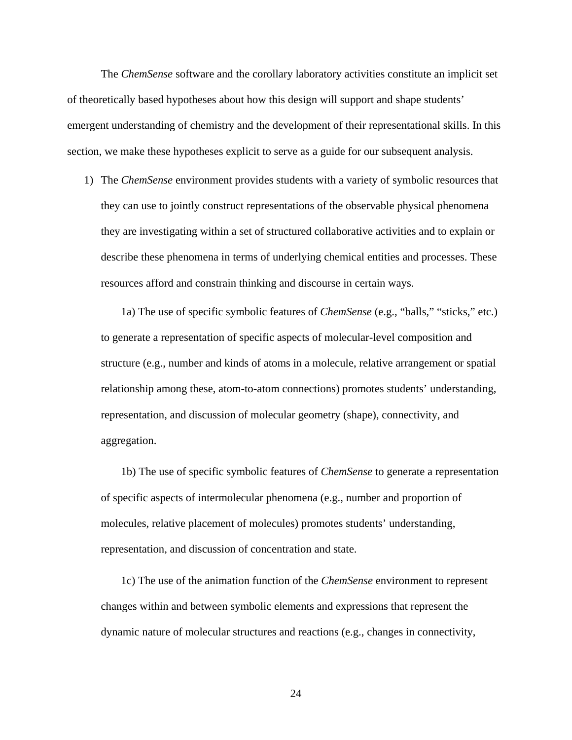The *ChemSense* software and the corollary laboratory activities constitute an implicit set of theoretically based hypotheses about how this design will support and shape students' emergent understanding of chemistry and the development of their representational skills. In this section, we make these hypotheses explicit to serve as a guide for our subsequent analysis.

1) The *ChemSense* environment provides students with a variety of symbolic resources that they can use to jointly construct representations of the observable physical phenomena they are investigating within a set of structured collaborative activities and to explain or describe these phenomena in terms of underlying chemical entities and processes. These resources afford and constrain thinking and discourse in certain ways.

   1a) The use of specific symbolic features of *ChemSense* (e.g., "balls," "sticks," etc.) to generate a representation of specific aspects of molecular-level composition and structure (e.g., number and kinds of atoms in a molecule, relative arrangement or spatial relationship among these, atom-to-atom connections) promotes students' understanding, representation, and discussion of molecular geometry (shape), connectivity, and aggregation.

   1b) The use of specific symbolic features of *ChemSense* to generate a representation of specific aspects of intermolecular phenomena (e.g., number and proportion of molecules, relative placement of molecules) promotes students' understanding, representation, and discussion of concentration and state.

   1c) The use of the animation function of the *ChemSense* environment to represent changes within and between symbolic elements and expressions that represent the dynamic nature of molecular structures and reactions (e.g., changes in connectivity,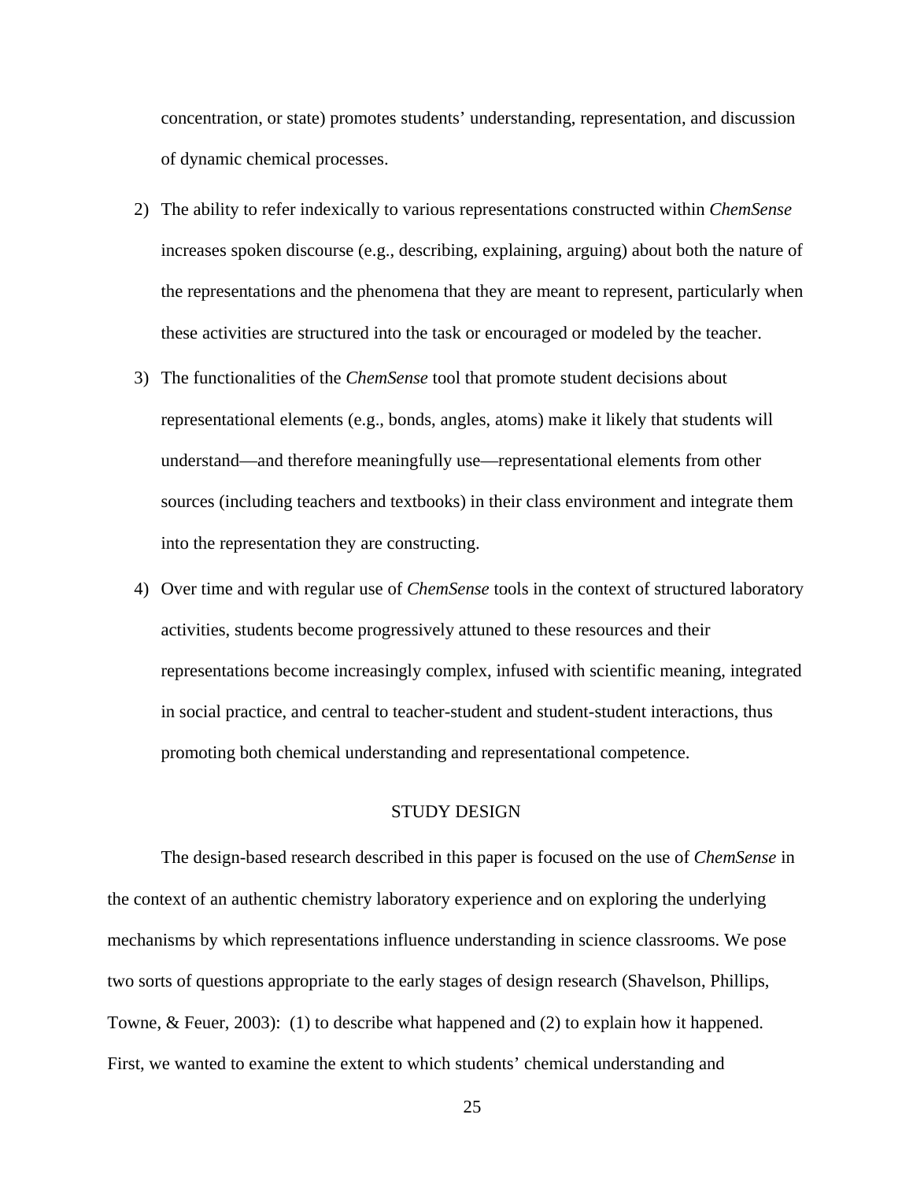concentration, or state) promotes students' understanding, representation, and discussion of dynamic chemical processes.

2) The ability to refer indexically to various representations constructed within *ChemSense* increases spoken discourse (e.g., describing, explaining, arguing) about both the nature of the representations and the phenomena that they are meant to represent, particularly when these activities are structured into the task or encouraged or modeled by the teacher.
3) The functionalities of the *ChemSense* tool that promote student decisions about representational elements (e.g., bonds, angles, atoms) make it likely that students will understand—and therefore meaningfully use—representational elements from other sources (including teachers and textbooks) in their class environment and integrate them into the representation they are constructing.
4) Over time and with regular use of *ChemSense* tools in the context of structured laboratory activities, students become progressively attuned to these resources and their representations become increasingly complex, infused with scientific meaning, integrated in social practice, and central to teacher-student and student-student interactions, thus promoting both chemical understanding and representational competence.

## STUDY DESIGN

The design-based research described in this paper is focused on the use of *ChemSense* in the context of an authentic chemistry laboratory experience and on exploring the underlying mechanisms by which representations influence understanding in science classrooms. We pose two sorts of questions appropriate to the early stages of design research (Shavelson, Phillips, Towne, & Feuer, 2003): (1) to describe what happened and (2) to explain how it happened. First, we wanted to examine the extent to which students' chemical understanding and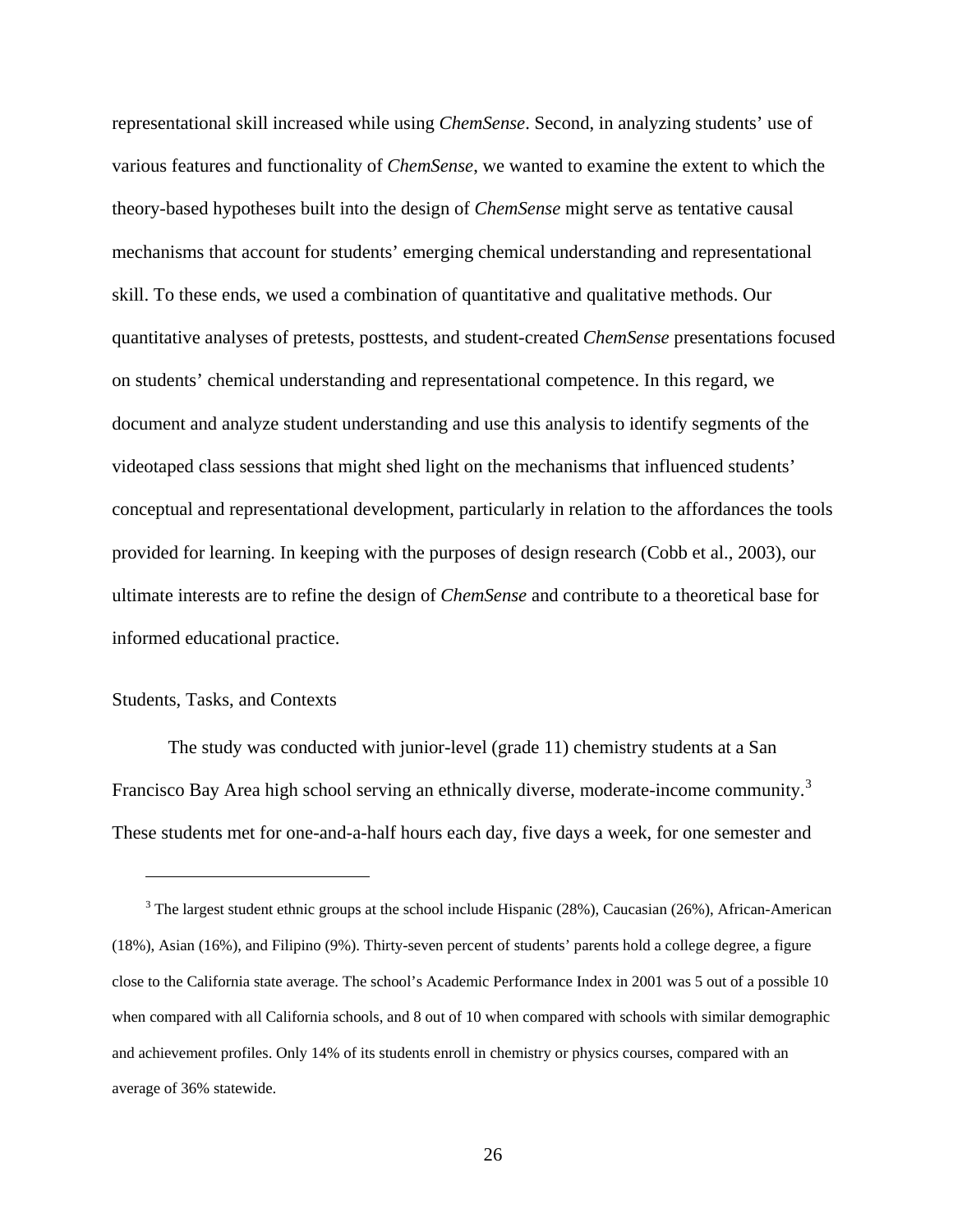representational skill increased while using *ChemSense*. Second, in analyzing students' use of various features and functionality of *ChemSense*, we wanted to examine the extent to which the theory-based hypotheses built into the design of *ChemSense* might serve as tentative causal mechanisms that account for students' emerging chemical understanding and representational skill. To these ends, we used a combination of quantitative and qualitative methods. Our quantitative analyses of pretests, posttests, and student-created *ChemSense* presentations focused on students' chemical understanding and representational competence. In this regard, we document and analyze student understanding and use this analysis to identify segments of the videotaped class sessions that might shed light on the mechanisms that influenced students' conceptual and representational development, particularly in relation to the affordances the tools provided for learning. In keeping with the purposes of design research (Cobb et al., 2003), our ultimate interests are to refine the design of *ChemSense* and contribute to a theoretical base for informed educational practice.

### Students, Tasks, and Contexts

The study was conducted with junior-level (grade 11) chemistry students at a San Francisco Bay Area high school serving an ethnically diverse, moderate-income community.[3] These students met for one-and-a-half hours each day, five days a week, for one semester and

[3] The largest student ethnic groups at the school include Hispanic (28%), Caucasian (26%), African-American (18%), Asian (16%), and Filipino (9%). Thirty-seven percent of students' parents hold a college degree, a figure close to the California state average. The school's Academic Performance Index in 2001 was 5 out of a possible 10 when compared with all California schools, and 8 out of 10 when compared with schools with similar demographic and achievement profiles. Only 14% of its students enroll in chemistry or physics courses, compared with an average of 36% statewide.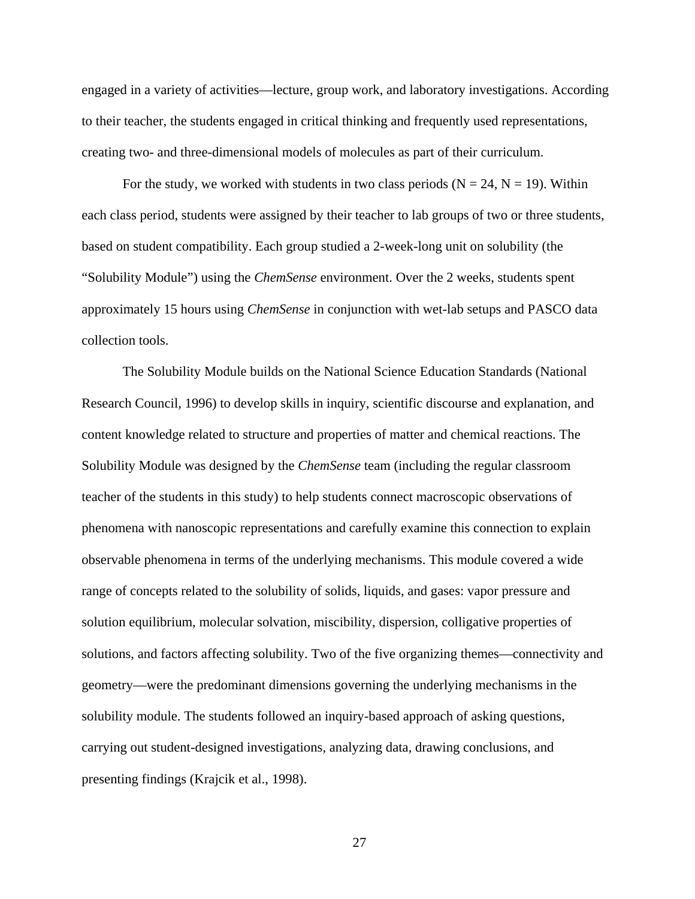engaged in a variety of activities—lecture, group work, and laboratory investigations. According to their teacher, the students engaged in critical thinking and frequently used representations, creating two- and three-dimensional models of molecules as part of their curriculum.

For the study, we worked with students in two class periods (N = 24, N = 19). Within each class period, students were assigned by their teacher to lab groups of two or three students, based on student compatibility. Each group studied a 2-week-long unit on solubility (the "Solubility Module") using the *ChemSense* environment. Over the 2 weeks, students spent approximately 15 hours using *ChemSense* in conjunction with wet-lab setups and PASCO data collection tools.

The Solubility Module builds on the National Science Education Standards (National Research Council, 1996) to develop skills in inquiry, scientific discourse and explanation, and content knowledge related to structure and properties of matter and chemical reactions. The Solubility Module was designed by the *ChemSense* team (including the regular classroom teacher of the students in this study) to help students connect macroscopic observations of phenomena with nanoscopic representations and carefully examine this connection to explain observable phenomena in terms of the underlying mechanisms. This module covered a wide range of concepts related to the solubility of solids, liquids, and gases: vapor pressure and solution equilibrium, molecular solvation, miscibility, dispersion, colligative properties of solutions, and factors affecting solubility. Two of the five organizing themes—connectivity and geometry—were the predominant dimensions governing the underlying mechanisms in the solubility module. The students followed an inquiry-based approach of asking questions, carrying out student-designed investigations, analyzing data, drawing conclusions, and presenting findings (Krajcik et al., 1998).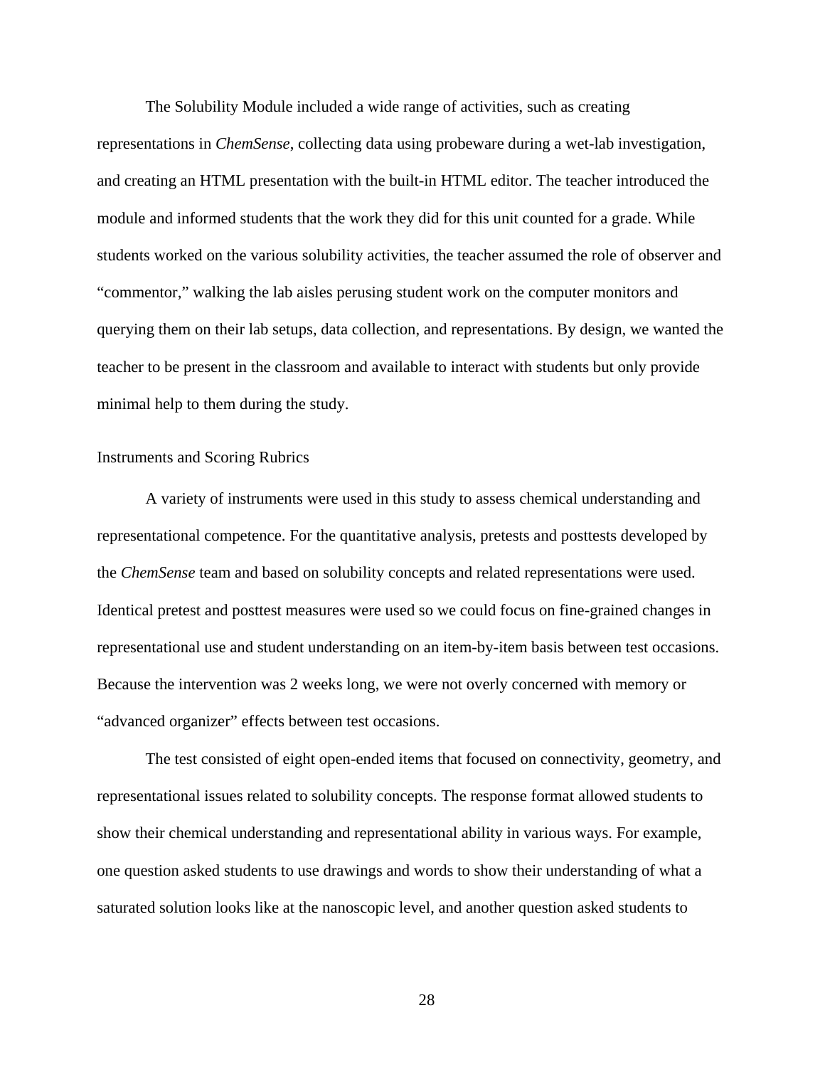The Solubility Module included a wide range of activities, such as creating representations in *ChemSense*, collecting data using probeware during a wet-lab investigation, and creating an HTML presentation with the built-in HTML editor. The teacher introduced the module and informed students that the work they did for this unit counted for a grade. While students worked on the various solubility activities, the teacher assumed the role of observer and "commentor," walking the lab aisles perusing student work on the computer monitors and querying them on their lab setups, data collection, and representations. By design, we wanted the teacher to be present in the classroom and available to interact with students but only provide minimal help to them during the study.

## Instruments and Scoring Rubrics

A variety of instruments were used in this study to assess chemical understanding and representational competence. For the quantitative analysis, pretests and posttests developed by the *ChemSense* team and based on solubility concepts and related representations were used. Identical pretest and posttest measures were used so we could focus on fine-grained changes in representational use and student understanding on an item-by-item basis between test occasions. Because the intervention was 2 weeks long, we were not overly concerned with memory or "advanced organizer" effects between test occasions.

The test consisted of eight open-ended items that focused on connectivity, geometry, and representational issues related to solubility concepts. The response format allowed students to show their chemical understanding and representational ability in various ways. For example, one question asked students to use drawings and words to show their understanding of what a saturated solution looks like at the nanoscopic level, and another question asked students to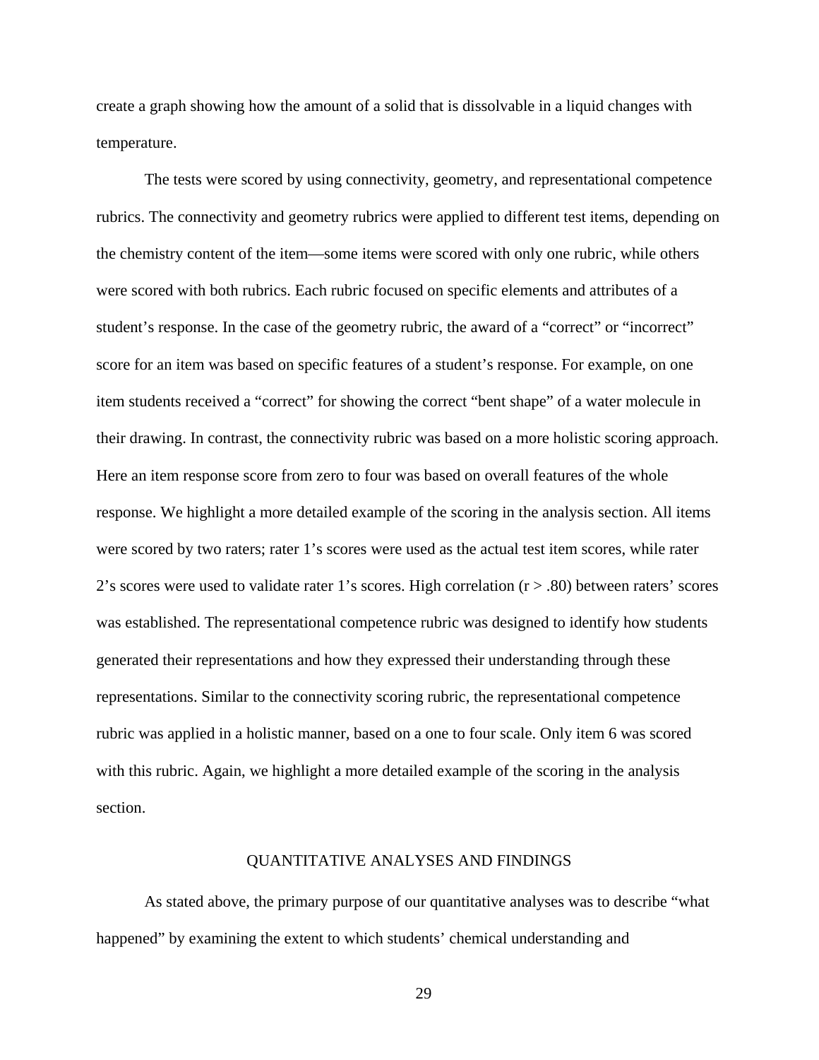create a graph showing how the amount of a solid that is dissolvable in a liquid changes with temperature.

The tests were scored by using connectivity, geometry, and representational competence rubrics. The connectivity and geometry rubrics were applied to different test items, depending on the chemistry content of the item—some items were scored with only one rubric, while others were scored with both rubrics. Each rubric focused on specific elements and attributes of a student's response. In the case of the geometry rubric, the award of a "correct" or "incorrect" score for an item was based on specific features of a student's response. For example, on one item students received a "correct" for showing the correct "bent shape" of a water molecule in their drawing. In contrast, the connectivity rubric was based on a more holistic scoring approach. Here an item response score from zero to four was based on overall features of the whole response. We highlight a more detailed example of the scoring in the analysis section. All items were scored by two raters; rater 1's scores were used as the actual test item scores, while rater 2's scores were used to validate rater 1's scores. High correlation ($r > .80$) between raters' scores was established. The representational competence rubric was designed to identify how students generated their representations and how they expressed their understanding through these representations. Similar to the connectivity scoring rubric, the representational competence rubric was applied in a holistic manner, based on a one to four scale. Only item 6 was scored with this rubric. Again, we highlight a more detailed example of the scoring in the analysis section.

## QUANTITATIVE ANALYSES AND FINDINGS

As stated above, the primary purpose of our quantitative analyses was to describe "what happened" by examining the extent to which students' chemical understanding and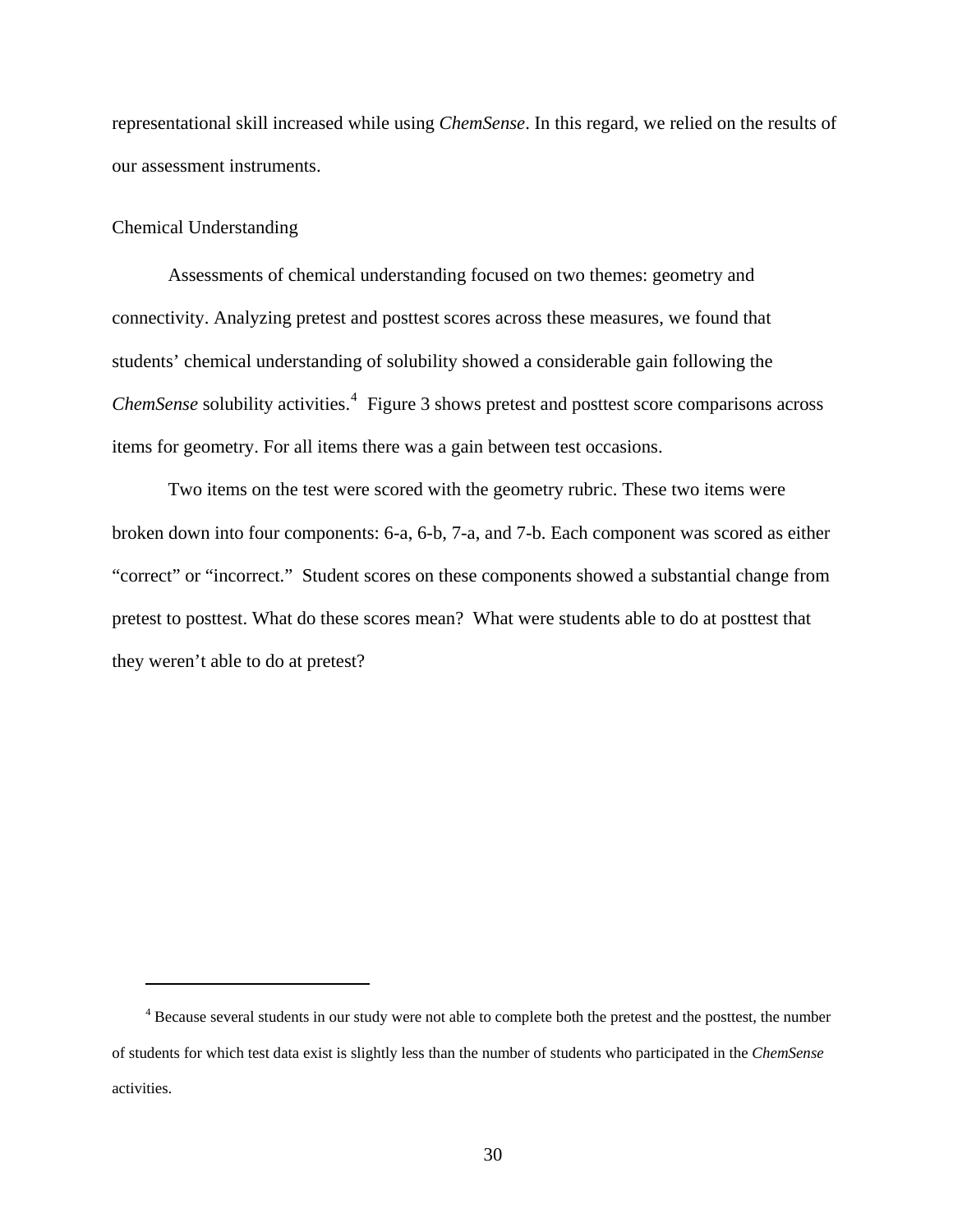representational skill increased while using *ChemSense*. In this regard, we relied on the results of our assessment instruments.

### Chemical Understanding

Assessments of chemical understanding focused on two themes: geometry and connectivity. Analyzing pretest and posttest scores across these measures, we found that students' chemical understanding of solubility showed a considerable gain following the *ChemSense* solubility activities.[4] Figure 3 shows pretest and posttest score comparisons across items for geometry. For all items there was a gain between test occasions.

Two items on the test were scored with the geometry rubric. These two items were broken down into four components: 6-a, 6-b, 7-a, and 7-b. Each component was scored as either "correct" or "incorrect." Student scores on these components showed a substantial change from pretest to posttest. What do these scores mean? What were students able to do at posttest that they weren't able to do at pretest?

---

[4] Because several students in our study were not able to complete both the pretest and the posttest, the number of students for which test data exist is slightly less than the number of students who participated in the *ChemSense* activities.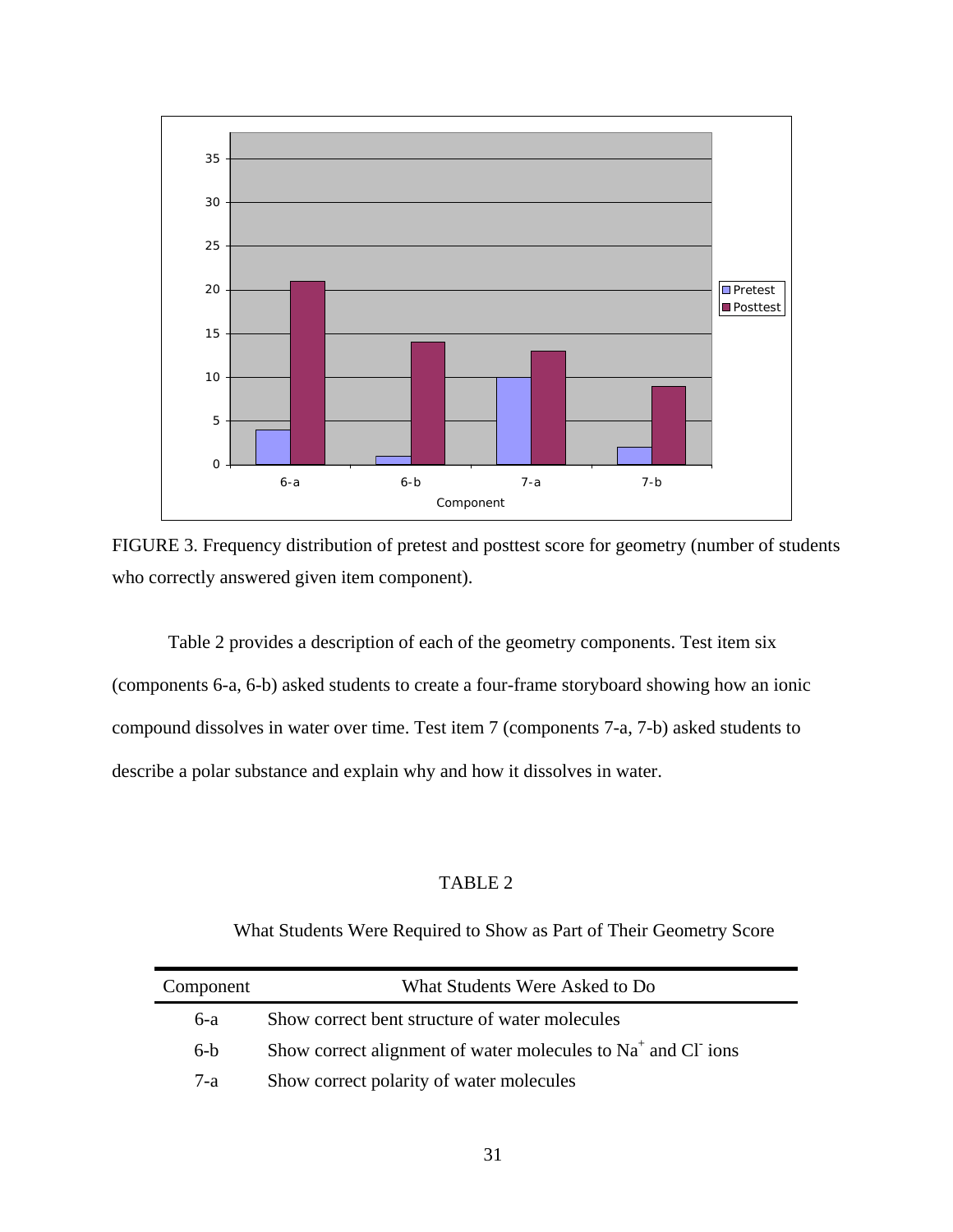FIGURE 3. Frequency distribution of pretest and posttest score for geometry (number of students who correctly answered given item component).

Table 2 provides a description of each of the geometry components. Test item six (components 6-a, 6-b) asked students to create a four-frame storyboard showing how an ionic compound dissolves in water over time. Test item 7 (components 7-a, 7-b) asked students to describe a polar substance and explain why and how it dissolves in water.

TABLE 2

What Students Were Required to Show as Part of Their Geometry Score

| Component | What Students Were Asked to Do |
|---|---|
| 6-a | Show correct bent structure of water molecules |
| 6-b | Show correct alignment of water molecules to $Na^+$ and $Cl^-$ ions |
| 7-a | Show correct polarity of water molecules |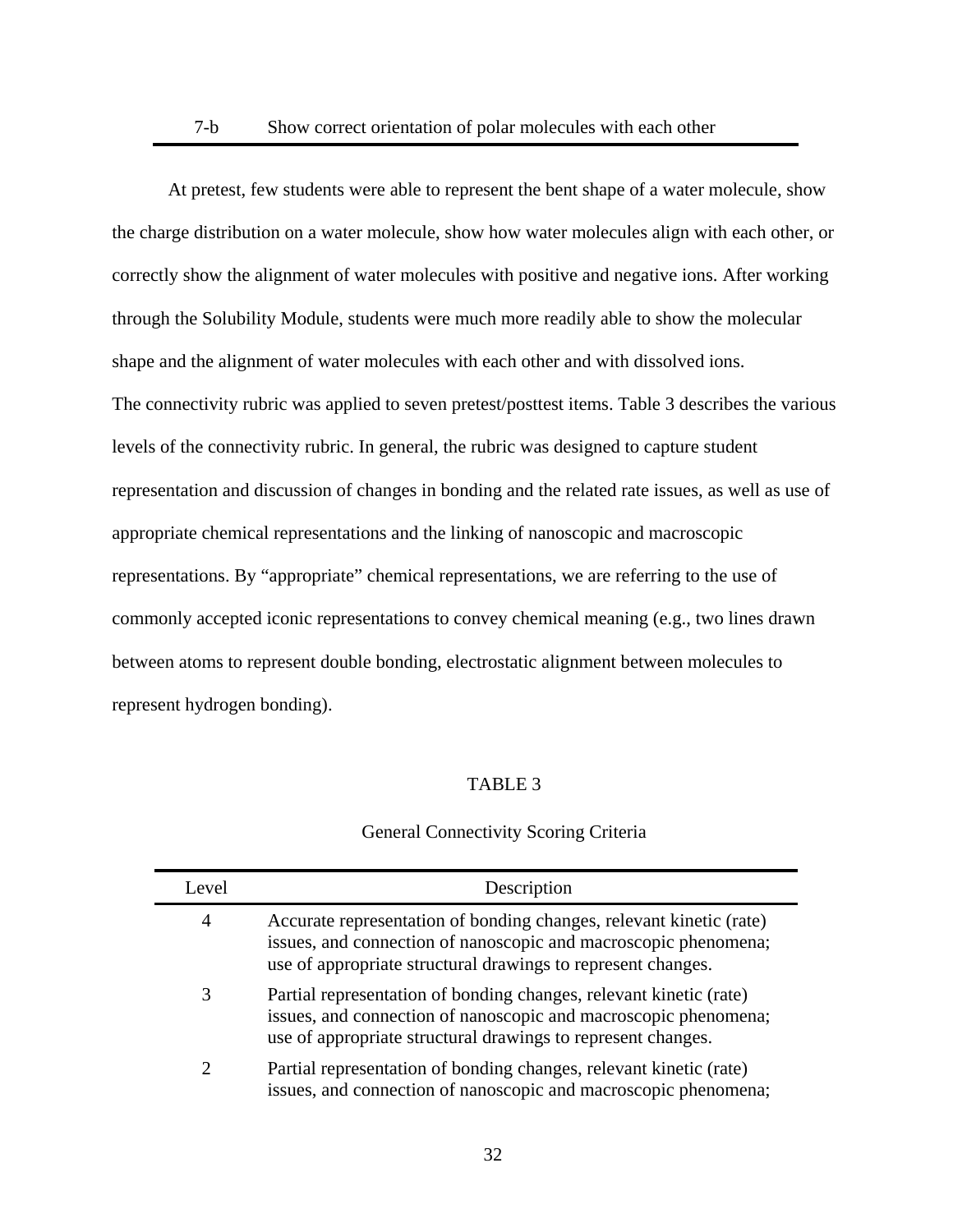| 7-b | Show correct orientation of polar molecules with each other |
|---|---|

At pretest, few students were able to represent the bent shape of a water molecule, show the charge distribution on a water molecule, show how water molecules align with each other, or correctly show the alignment of water molecules with positive and negative ions. After working through the Solubility Module, students were much more readily able to show the molecular shape and the alignment of water molecules with each other and with dissolved ions.

The connectivity rubric was applied to seven pretest/posttest items. Table 3 describes the various levels of the connectivity rubric. In general, the rubric was designed to capture student representation and discussion of changes in bonding and the related rate issues, as well as use of appropriate chemical representations and the linking of nanoscopic and macroscopic representations. By "appropriate" chemical representations, we are referring to the use of commonly accepted iconic representations to convey chemical meaning (e.g., two lines drawn between atoms to represent double bonding, electrostatic alignment between molecules to represent hydrogen bonding).

TABLE 3

General Connectivity Scoring Criteria

| Level | Description |
|---|---|
| 4 | Accurate representation of bonding changes, relevant kinetic (rate) issues, and connection of nanoscopic and macroscopic phenomena; use of appropriate structural drawings to represent changes. |
| 3 | Partial representation of bonding changes, relevant kinetic (rate) issues, and connection of nanoscopic and macroscopic phenomena; use of appropriate structural drawings to represent changes. |
| 2 | Partial representation of bonding changes, relevant kinetic (rate) issues, and connection of nanoscopic and macroscopic phenomena; |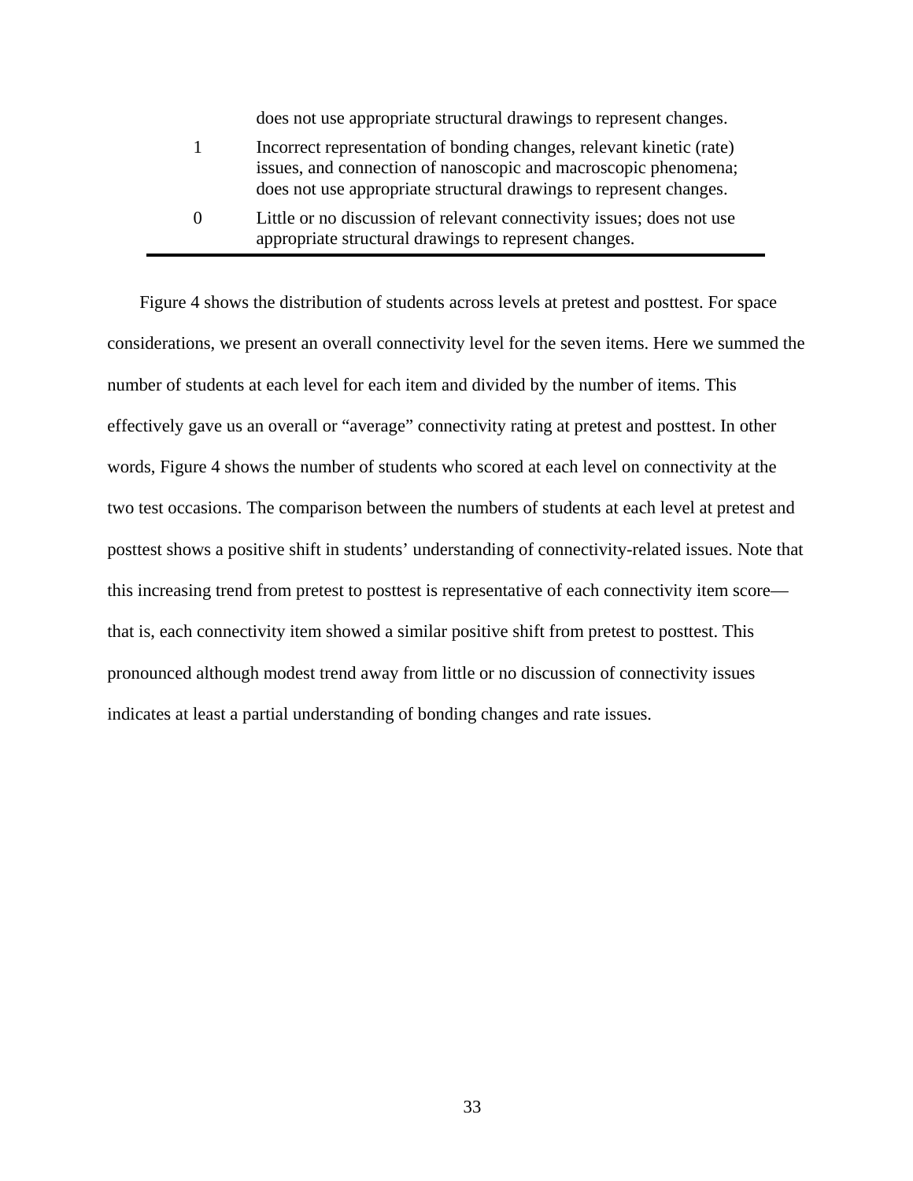| | |
|---|---|
| | does not use appropriate structural drawings to represent changes. |
| 1 | Incorrect representation of bonding changes, relevant kinetic (rate) issues, and connection of nanoscopic and macroscopic phenomena; does not use appropriate structural drawings to represent changes. |
| 0 | Little or no discussion of relevant connectivity issues; does not use appropriate structural drawings to represent changes. |

Figure 4 shows the distribution of students across levels at pretest and posttest. For space considerations, we present an overall connectivity level for the seven items. Here we summed the number of students at each level for each item and divided by the number of items. This effectively gave us an overall or "average" connectivity rating at pretest and posttest. In other words, Figure 4 shows the number of students who scored at each level on connectivity at the two test occasions. The comparison between the numbers of students at each level at pretest and posttest shows a positive shift in students' understanding of connectivity-related issues. Note that this increasing trend from pretest to posttest is representative of each connectivity item score—that is, each connectivity item showed a similar positive shift from pretest to posttest. This pronounced although modest trend away from little or no discussion of connectivity issues indicates at least a partial understanding of bonding changes and rate issues.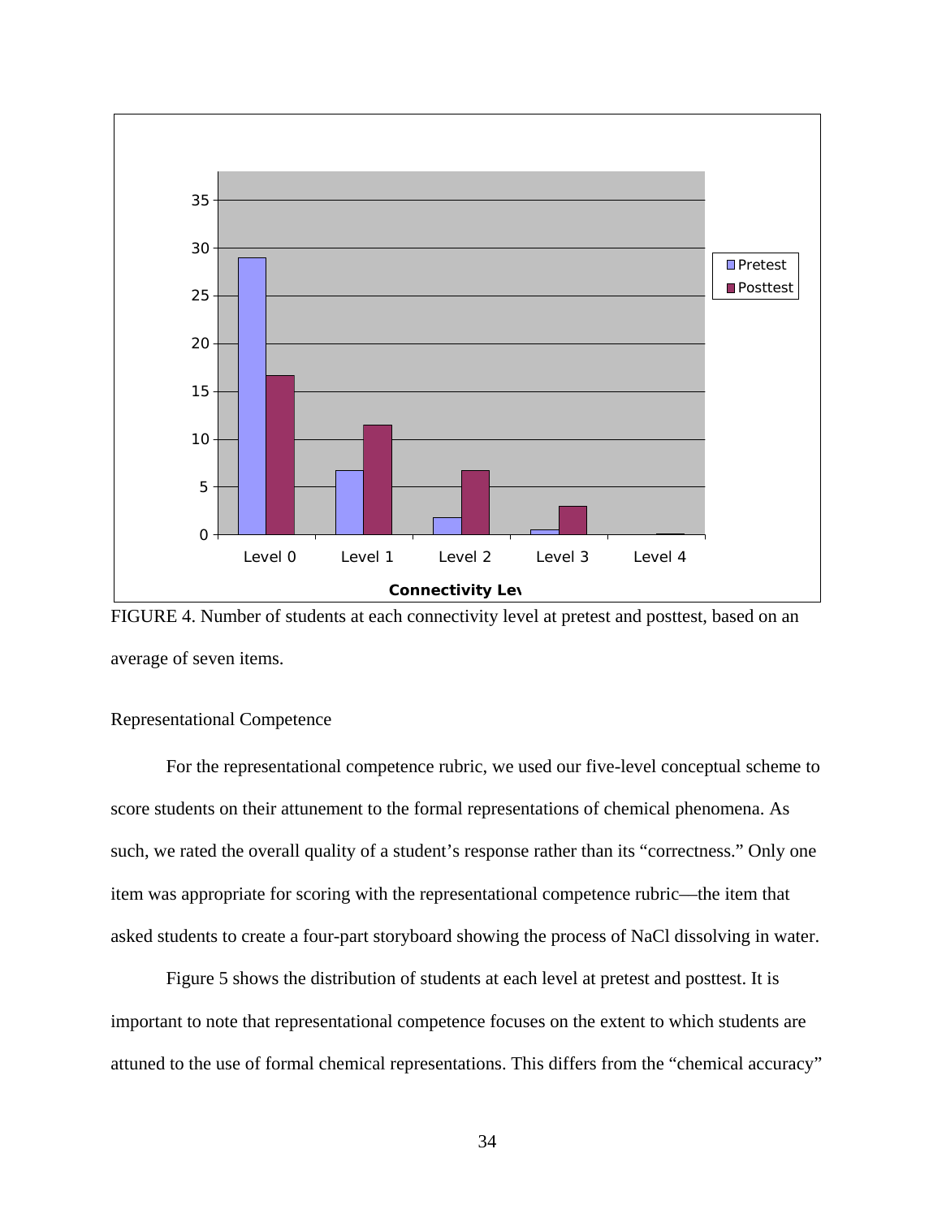FIGURE 4. Number of students at each connectivity level at pretest and posttest, based on an average of seven items.

Representational Competence

For the representational competence rubric, we used our five-level conceptual scheme to score students on their attunement to the formal representations of chemical phenomena. As such, we rated the overall quality of a student's response rather than its "correctness." Only one item was appropriate for scoring with the representational competence rubric—the item that asked students to create a four-part storyboard showing the process of NaCl dissolving in water.

Figure 5 shows the distribution of students at each level at pretest and posttest. It is important to note that representational competence focuses on the extent to which students are attuned to the use of formal chemical representations. This differs from the "chemical accuracy"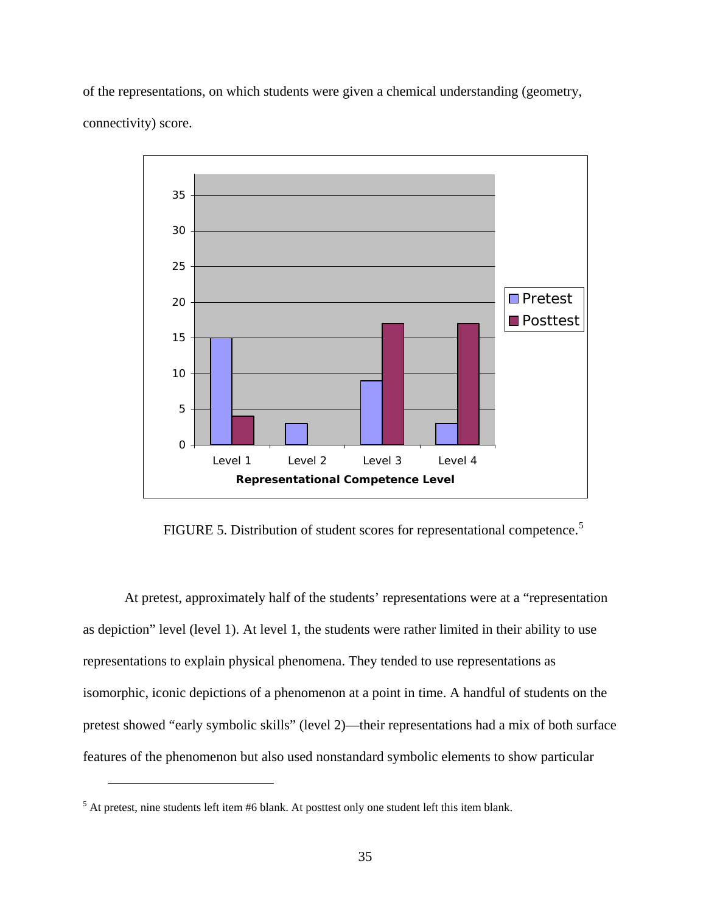of the representations, on which students were given a chemical understanding (geometry, connectivity) score.

FIGURE 5. Distribution of student scores for representational competence.[5]

At pretest, approximately half of the students' representations were at a "representation as depiction" level (level 1). At level 1, the students were rather limited in their ability to use representations to explain physical phenomena. They tended to use representations as isomorphic, iconic depictions of a phenomenon at a point in time. A handful of students on the pretest showed "early symbolic skills" (level 2)—their representations had a mix of both surface features of the phenomenon but also used nonstandard symbolic elements to show particular

[5] At pretest, nine students left item #6 blank. At posttest only one student left this item blank.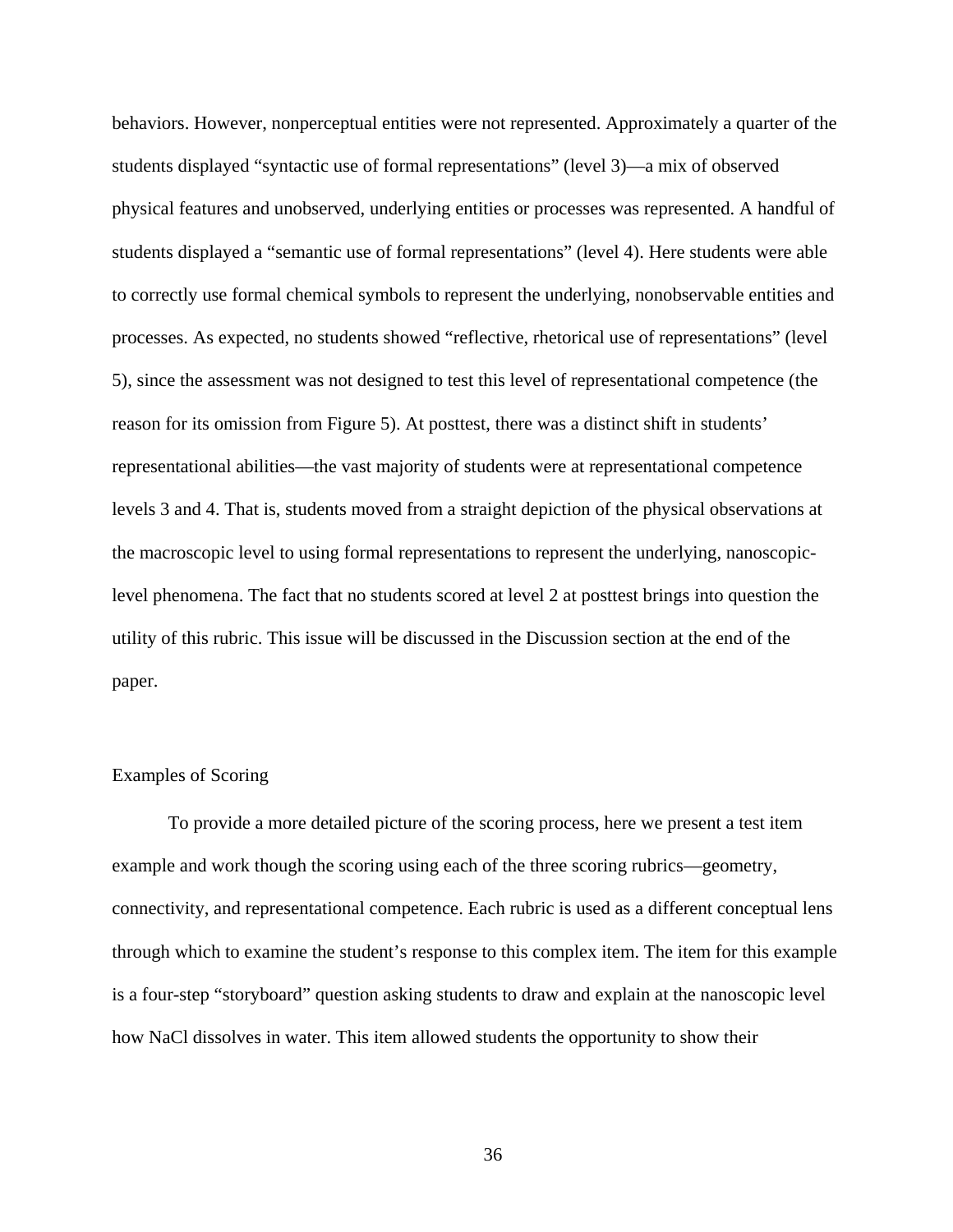behaviors. However, nonperceptual entities were not represented. Approximately a quarter of the students displayed "syntactic use of formal representations" (level 3)—a mix of observed physical features and unobserved, underlying entities or processes was represented. A handful of students displayed a "semantic use of formal representations" (level 4). Here students were able to correctly use formal chemical symbols to represent the underlying, nonobservable entities and processes. As expected, no students showed "reflective, rhetorical use of representations" (level 5), since the assessment was not designed to test this level of representational competence (the reason for its omission from Figure 5). At posttest, there was a distinct shift in students' representational abilities—the vast majority of students were at representational competence levels 3 and 4. That is, students moved from a straight depiction of the physical observations at the macroscopic level to using formal representations to represent the underlying, nanoscopic-level phenomena. The fact that no students scored at level 2 at posttest brings into question the utility of this rubric. This issue will be discussed in the Discussion section at the end of the paper.

## Examples of Scoring

To provide a more detailed picture of the scoring process, here we present a test item example and work though the scoring using each of the three scoring rubrics—geometry, connectivity, and representational competence. Each rubric is used as a different conceptual lens through which to examine the student's response to this complex item. The item for this example is a four-step "storyboard" question asking students to draw and explain at the nanoscopic level how NaCl dissolves in water. This item allowed students the opportunity to show their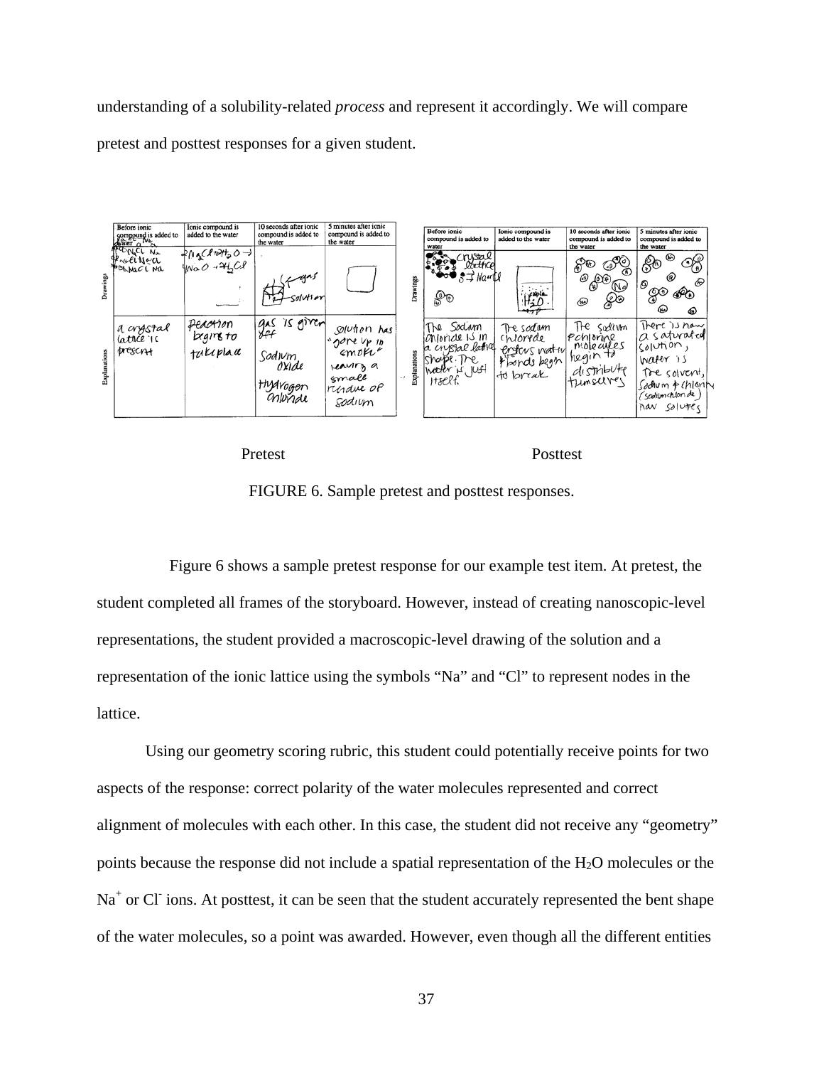understanding of a solubility-related *process* and represent it accordingly. We will compare pretest and posttest responses for a given student.

Pretest Posttest

FIGURE 6. Sample pretest and posttest responses.

Figure 6 shows a sample pretest response for our example test item. At pretest, the student completed all frames of the storyboard. However, instead of creating nanoscopic-level representations, the student provided a macroscopic-level drawing of the solution and a representation of the ionic lattice using the symbols "Na" and "Cl" to represent nodes in the lattice.

Using our geometry scoring rubric, this student could potentially receive points for two aspects of the response: correct polarity of the water molecules represented and correct alignment of molecules with each other. In this case, the student did not receive any "geometry" points because the response did not include a spatial representation of the $H_2O$ molecules or the $Na^+$ or $Cl^-$ ions. At posttest, it can be seen that the student accurately represented the bent shape of the water molecules, so a point was awarded. However, even though all the different entities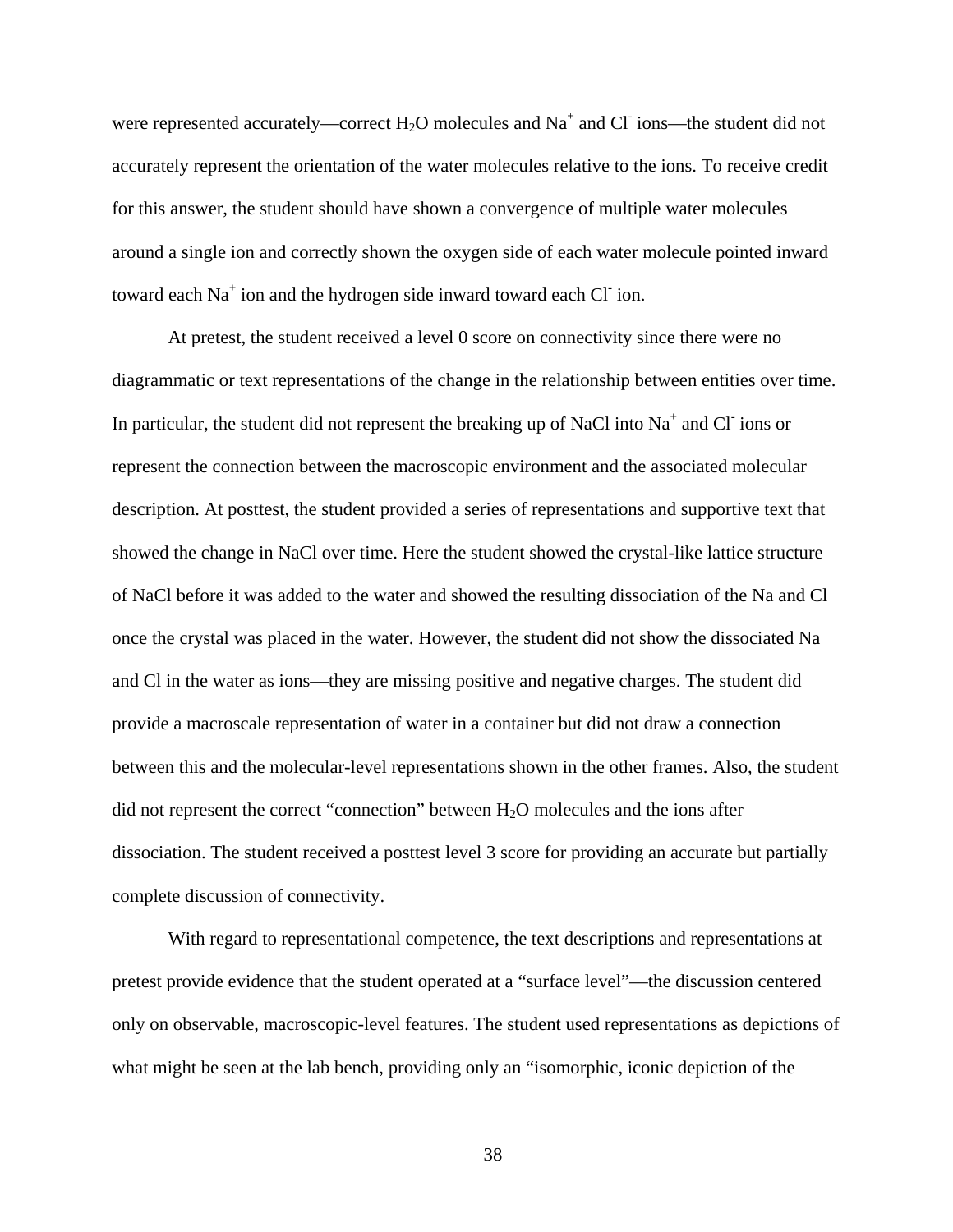were represented accurately—correct $H_2O$ molecules and $Na^+$ and $Cl^-$ ions—the student did not accurately represent the orientation of the water molecules relative to the ions. To receive credit for this answer, the student should have shown a convergence of multiple water molecules around a single ion and correctly shown the oxygen side of each water molecule pointed inward toward each $Na^+$ ion and the hydrogen side inward toward each $Cl^-$ ion.

At pretest, the student received a level 0 score on connectivity since there were no diagrammatic or text representations of the change in the relationship between entities over time. In particular, the student did not represent the breaking up of NaCl into $Na^+$ and $Cl^-$ ions or represent the connection between the macroscopic environment and the associated molecular description. At posttest, the student provided a series of representations and supportive text that showed the change in NaCl over time. Here the student showed the crystal-like lattice structure of NaCl before it was added to the water and showed the resulting dissociation of the Na and Cl once the crystal was placed in the water. However, the student did not show the dissociated Na and Cl in the water as ions—they are missing positive and negative charges. The student did provide a macroscale representation of water in a container but did not draw a connection between this and the molecular-level representations shown in the other frames. Also, the student did not represent the correct "connection" between $H_2O$ molecules and the ions after dissociation. The student received a posttest level 3 score for providing an accurate but partially complete discussion of connectivity.

With regard to representational competence, the text descriptions and representations at pretest provide evidence that the student operated at a "surface level"—the discussion centered only on observable, macroscopic-level features. The student used representations as depictions of what might be seen at the lab bench, providing only an "isomorphic, iconic depiction of the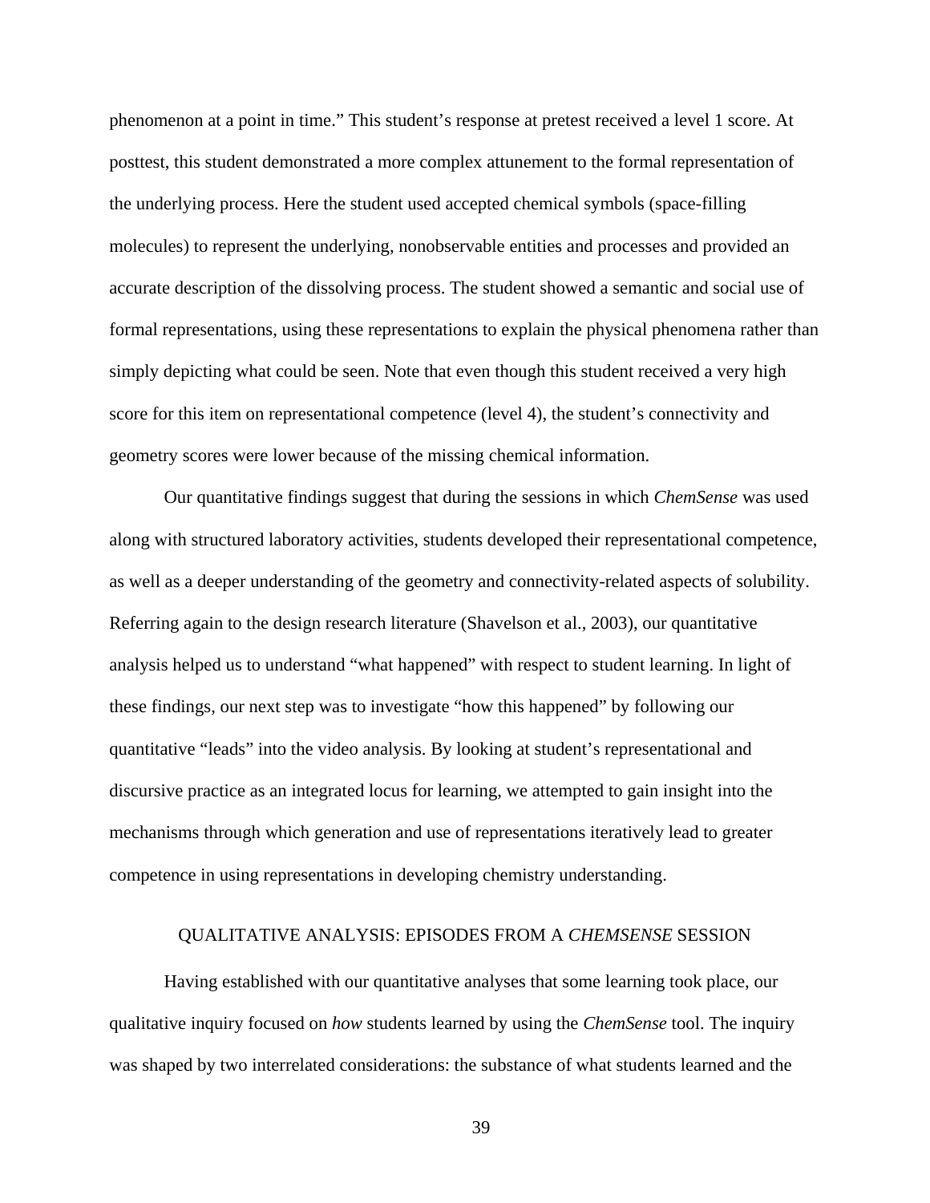phenomenon at a point in time." This student's response at pretest received a level 1 score. At posttest, this student demonstrated a more complex attunement to the formal representation of the underlying process. Here the student used accepted chemical symbols (space-filling molecules) to represent the underlying, nonobservable entities and processes and provided an accurate description of the dissolving process. The student showed a semantic and social use of formal representations, using these representations to explain the physical phenomena rather than simply depicting what could be seen. Note that even though this student received a very high score for this item on representational competence (level 4), the student's connectivity and geometry scores were lower because of the missing chemical information.

Our quantitative findings suggest that during the sessions in which *ChemSense* was used along with structured laboratory activities, students developed their representational competence, as well as a deeper understanding of the geometry and connectivity-related aspects of solubility. Referring again to the design research literature (Shavelson et al., 2003), our quantitative analysis helped us to understand "what happened" with respect to student learning. In light of these findings, our next step was to investigate "how this happened" by following our quantitative "leads" into the video analysis. By looking at student's representational and discursive practice as an integrated locus for learning, we attempted to gain insight into the mechanisms through which generation and use of representations iteratively lead to greater competence in using representations in developing chemistry understanding.

## QUALITATIVE ANALYSIS: EPISODES FROM A *CHEMSENSE* SESSION

Having established with our quantitative analyses that some learning took place, our qualitative inquiry focused on *how* students learned by using the *ChemSense* tool. The inquiry was shaped by two interrelated considerations: the substance of what students learned and the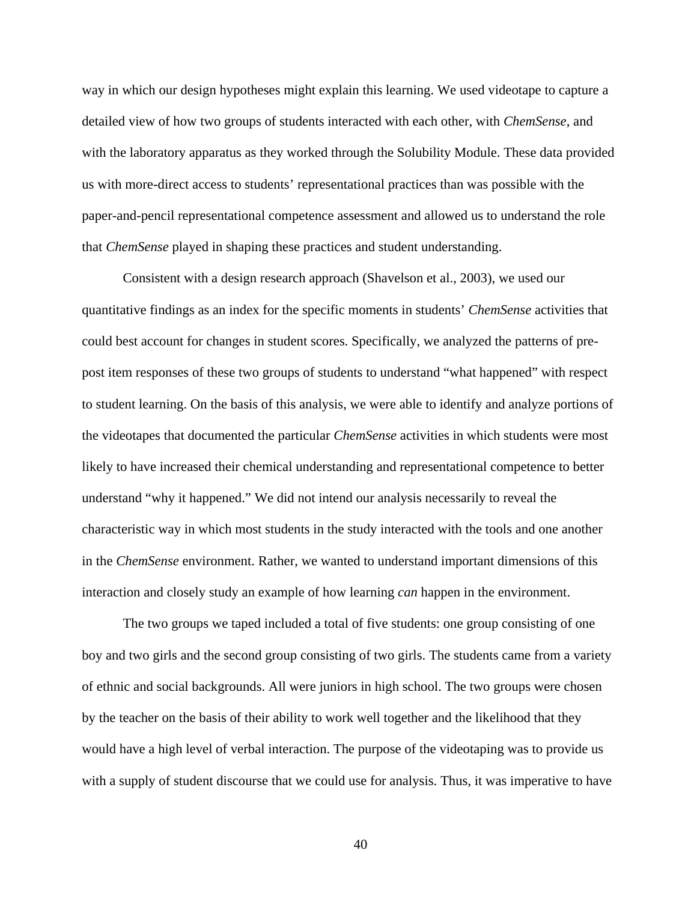way in which our design hypotheses might explain this learning. We used videotape to capture a detailed view of how two groups of students interacted with each other, with *ChemSense*, and with the laboratory apparatus as they worked through the Solubility Module. These data provided us with more-direct access to students' representational practices than was possible with the paper-and-pencil representational competence assessment and allowed us to understand the role that *ChemSense* played in shaping these practices and student understanding.

Consistent with a design research approach (Shavelson et al., 2003), we used our quantitative findings as an index for the specific moments in students' *ChemSense* activities that could best account for changes in student scores. Specifically, we analyzed the patterns of pre-post item responses of these two groups of students to understand "what happened" with respect to student learning. On the basis of this analysis, we were able to identify and analyze portions of the videotapes that documented the particular *ChemSense* activities in which students were most likely to have increased their chemical understanding and representational competence to better understand "why it happened." We did not intend our analysis necessarily to reveal the characteristic way in which most students in the study interacted with the tools and one another in the *ChemSense* environment. Rather, we wanted to understand important dimensions of this interaction and closely study an example of how learning *can* happen in the environment.

The two groups we taped included a total of five students: one group consisting of one boy and two girls and the second group consisting of two girls. The students came from a variety of ethnic and social backgrounds. All were juniors in high school. The two groups were chosen by the teacher on the basis of their ability to work well together and the likelihood that they would have a high level of verbal interaction. The purpose of the videotaping was to provide us with a supply of student discourse that we could use for analysis. Thus, it was imperative to have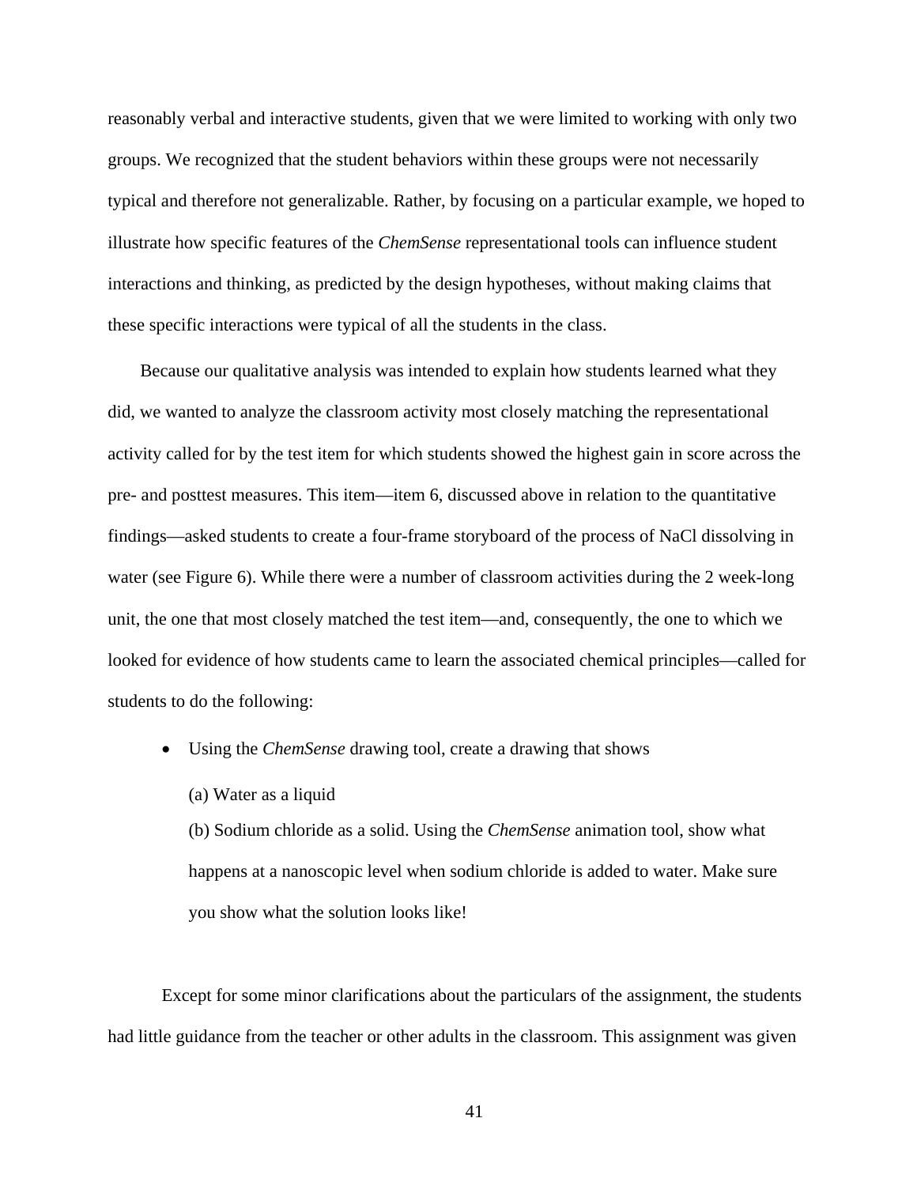reasonably verbal and interactive students, given that we were limited to working with only two groups. We recognized that the student behaviors within these groups were not necessarily typical and therefore not generalizable. Rather, by focusing on a particular example, we hoped to illustrate how specific features of the *ChemSense* representational tools can influence student interactions and thinking, as predicted by the design hypotheses, without making claims that these specific interactions were typical of all the students in the class.

Because our qualitative analysis was intended to explain how students learned what they did, we wanted to analyze the classroom activity most closely matching the representational activity called for by the test item for which students showed the highest gain in score across the pre- and posttest measures. This item—item 6, discussed above in relation to the quantitative findings—asked students to create a four-frame storyboard of the process of NaCl dissolving in water (see Figure 6). While there were a number of classroom activities during the 2 week-long unit, the one that most closely matched the test item—and, consequently, the one to which we looked for evidence of how students came to learn the associated chemical principles—called for students to do the following:

- Using the *ChemSense* drawing tool, create a drawing that shows

  (a) Water as a liquid

  (b) Sodium chloride as a solid. Using the *ChemSense* animation tool, show what happens at a nanoscopic level when sodium chloride is added to water. Make sure you show what the solution looks like!

Except for some minor clarifications about the particulars of the assignment, the students had little guidance from the teacher or other adults in the classroom. This assignment was given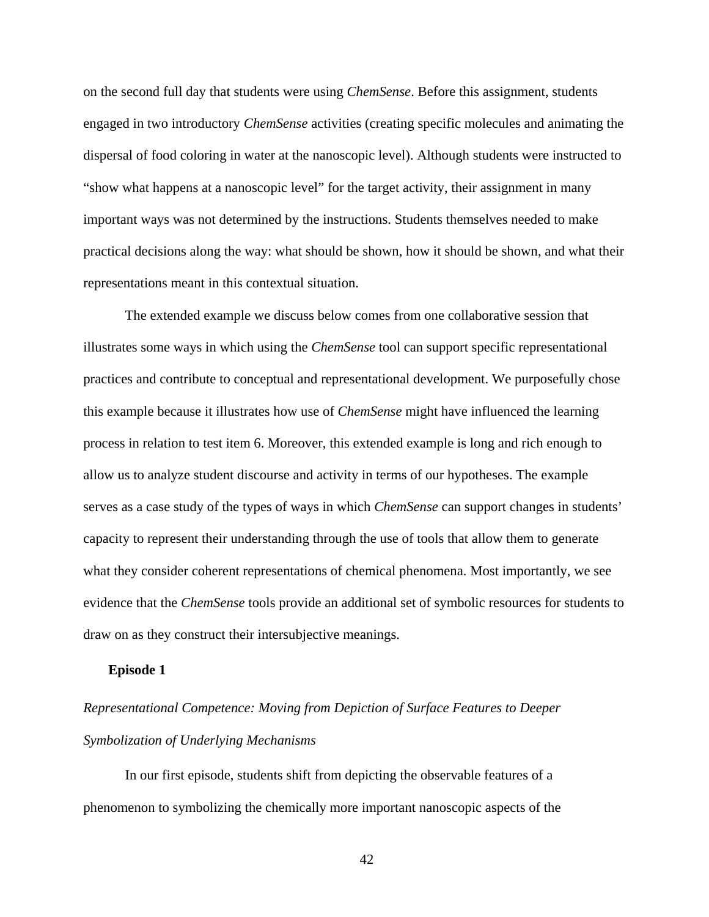on the second full day that students were using *ChemSense*. Before this assignment, students engaged in two introductory *ChemSense* activities (creating specific molecules and animating the dispersal of food coloring in water at the nanoscopic level). Although students were instructed to "show what happens at a nanoscopic level" for the target activity, their assignment in many important ways was not determined by the instructions. Students themselves needed to make practical decisions along the way: what should be shown, how it should be shown, and what their representations meant in this contextual situation.

The extended example we discuss below comes from one collaborative session that illustrates some ways in which using the *ChemSense* tool can support specific representational practices and contribute to conceptual and representational development. We purposefully chose this example because it illustrates how use of *ChemSense* might have influenced the learning process in relation to test item 6. Moreover, this extended example is long and rich enough to allow us to analyze student discourse and activity in terms of our hypotheses. The example serves as a case study of the types of ways in which *ChemSense* can support changes in students' capacity to represent their understanding through the use of tools that allow them to generate what they consider coherent representations of chemical phenomena. Most importantly, we see evidence that the *ChemSense* tools provide an additional set of symbolic resources for students to draw on as they construct their intersubjective meanings.

**Episode 1**

*Representational Competence: Moving from Depiction of Surface Features to Deeper Symbolization of Underlying Mechanisms*

In our first episode, students shift from depicting the observable features of a phenomenon to symbolizing the chemically more important nanoscopic aspects of the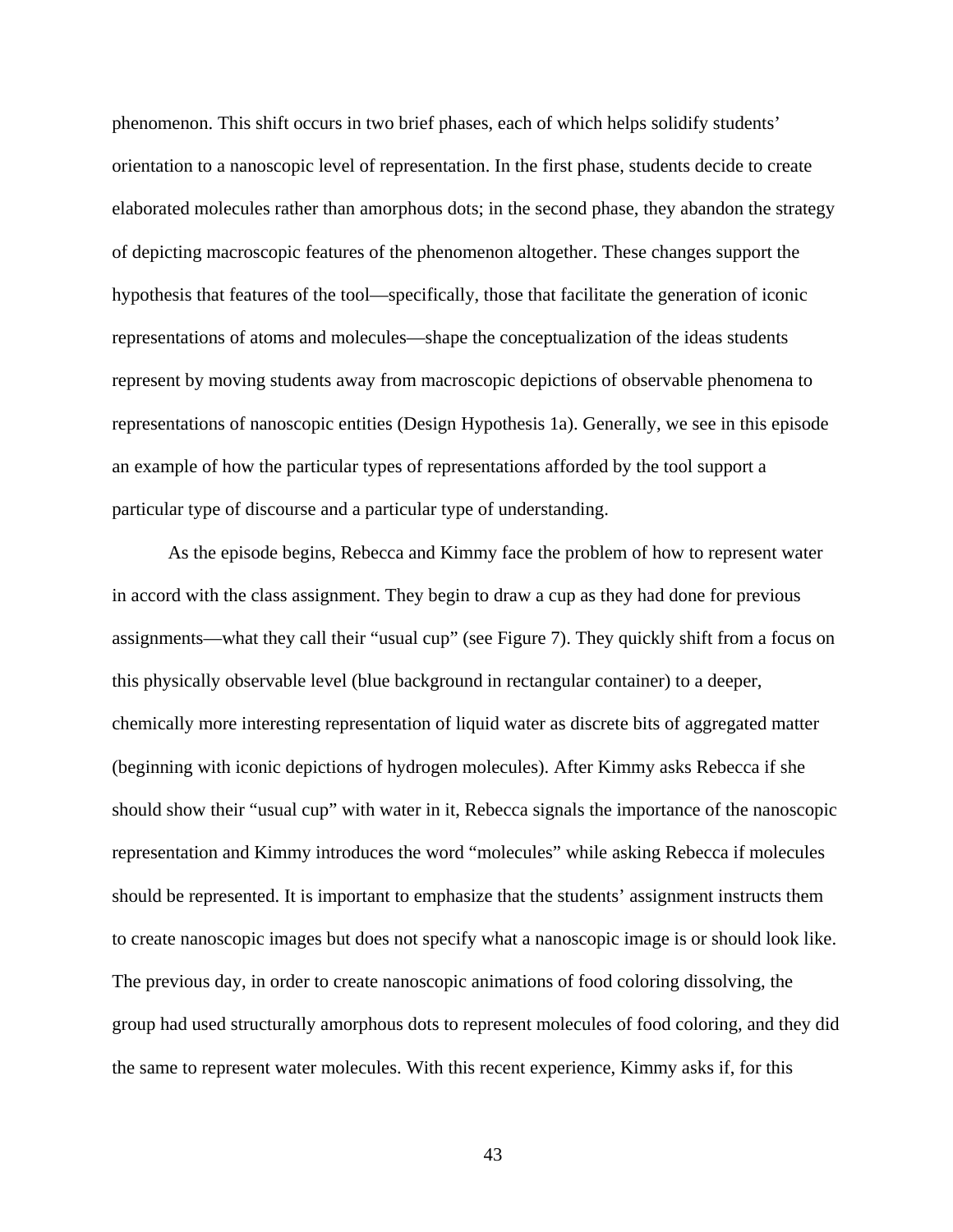phenomenon. This shift occurs in two brief phases, each of which helps solidify students' orientation to a nanoscopic level of representation. In the first phase, students decide to create elaborated molecules rather than amorphous dots; in the second phase, they abandon the strategy of depicting macroscopic features of the phenomenon altogether. These changes support the hypothesis that features of the tool—specifically, those that facilitate the generation of iconic representations of atoms and molecules—shape the conceptualization of the ideas students represent by moving students away from macroscopic depictions of observable phenomena to representations of nanoscopic entities (Design Hypothesis 1a). Generally, we see in this episode an example of how the particular types of representations afforded by the tool support a particular type of discourse and a particular type of understanding.

As the episode begins, Rebecca and Kimmy face the problem of how to represent water in accord with the class assignment. They begin to draw a cup as they had done for previous assignments—what they call their "usual cup" (see Figure 7). They quickly shift from a focus on this physically observable level (blue background in rectangular container) to a deeper, chemically more interesting representation of liquid water as discrete bits of aggregated matter (beginning with iconic depictions of hydrogen molecules). After Kimmy asks Rebecca if she should show their "usual cup" with water in it, Rebecca signals the importance of the nanoscopic representation and Kimmy introduces the word "molecules" while asking Rebecca if molecules should be represented. It is important to emphasize that the students' assignment instructs them to create nanoscopic images but does not specify what a nanoscopic image is or should look like. The previous day, in order to create nanoscopic animations of food coloring dissolving, the group had used structurally amorphous dots to represent molecules of food coloring, and they did the same to represent water molecules. With this recent experience, Kimmy asks if, for this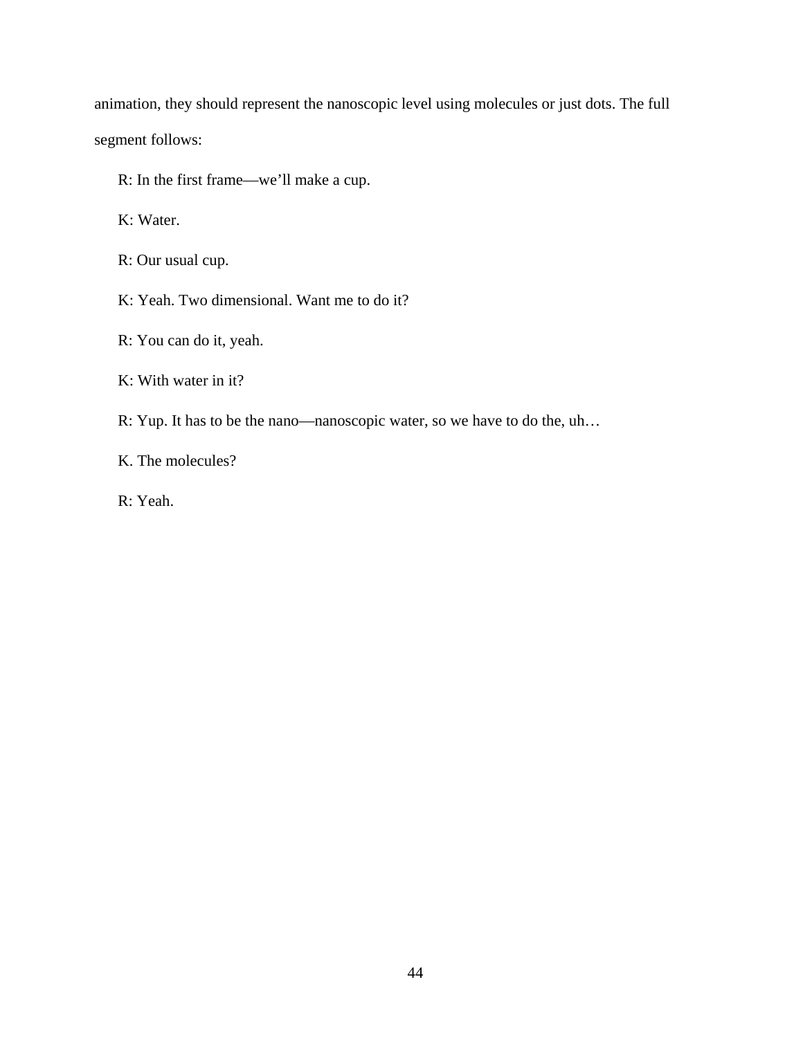animation, they should represent the nanoscopic level using molecules or just dots. The full segment follows:

R: In the first frame—we'll make a cup.

K: Water.

R: Our usual cup.

K: Yeah. Two dimensional. Want me to do it?

R: You can do it, yeah.

K: With water in it?

R: Yup. It has to be the nano—nanoscopic water, so we have to do the, uh…

K. The molecules?

R: Yeah.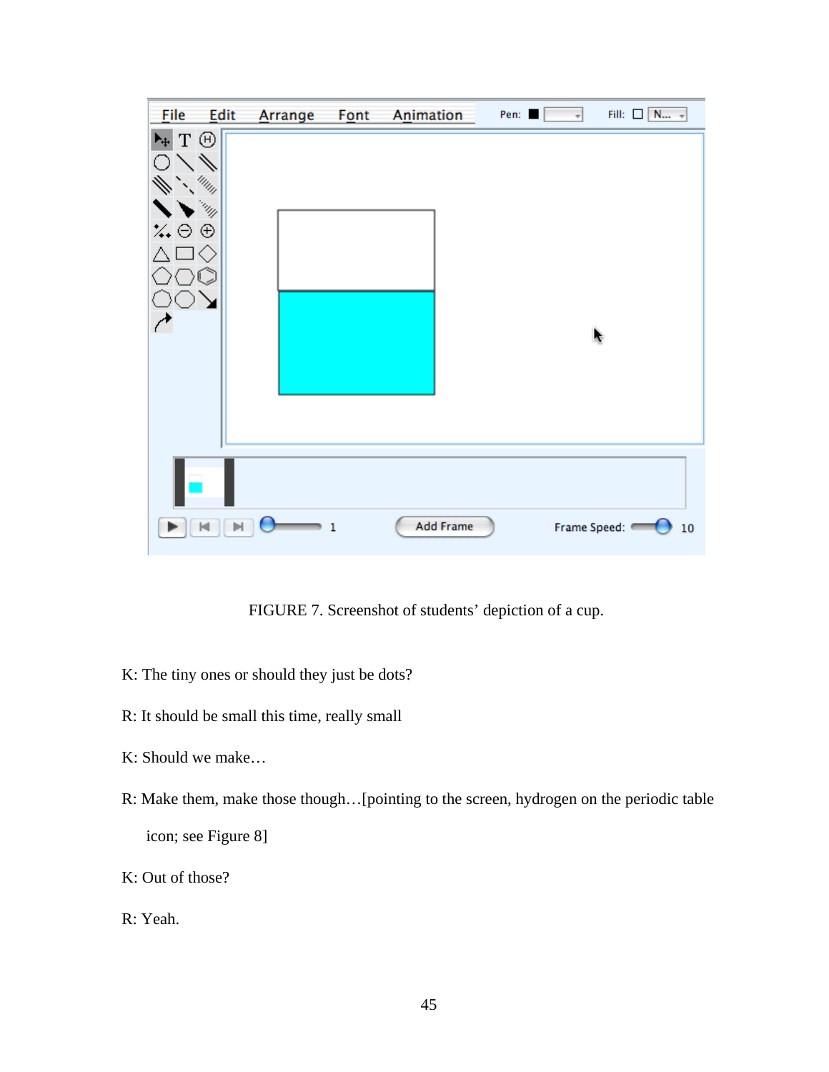FIGURE 7. Screenshot of students' depiction of a cup.

K: The tiny ones or should they just be dots?

R: It should be small this time, really small

K: Should we make…

R: Make them, make those though…[pointing to the screen, hydrogen on the periodic table icon; see Figure 8]

K: Out of those?

R: Yeah.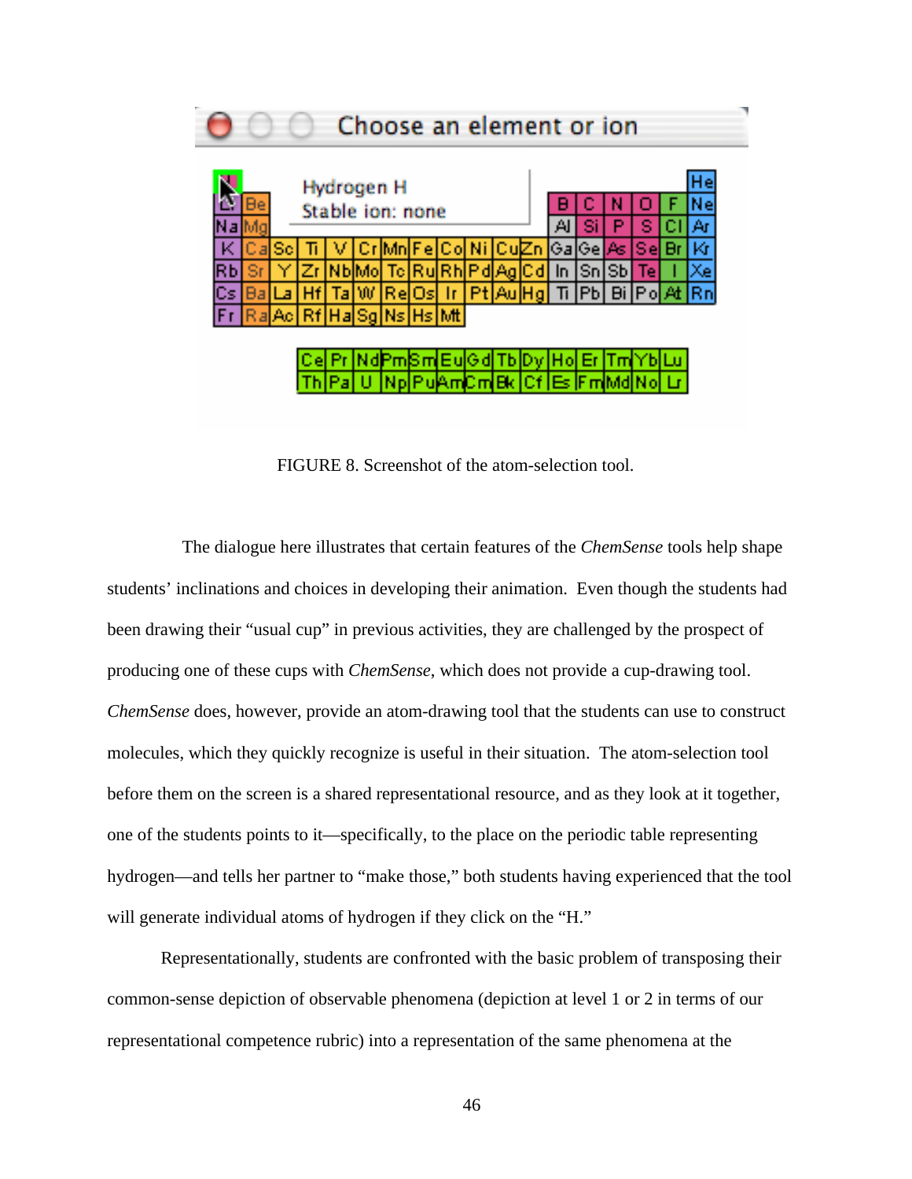FIGURE 8. Screenshot of the atom-selection tool.

The dialogue here illustrates that certain features of the *ChemSense* tools help shape students' inclinations and choices in developing their animation. Even though the students had been drawing their "usual cup" in previous activities, they are challenged by the prospect of producing one of these cups with *ChemSense*, which does not provide a cup-drawing tool. *ChemSense* does, however, provide an atom-drawing tool that the students can use to construct molecules, which they quickly recognize is useful in their situation. The atom-selection tool before them on the screen is a shared representational resource, and as they look at it together, one of the students points to it—specifically, to the place on the periodic table representing hydrogen—and tells her partner to "make those," both students having experienced that the tool will generate individual atoms of hydrogen if they click on the "H."

Representationally, students are confronted with the basic problem of transposing their common-sense depiction of observable phenomena (depiction at level 1 or 2 in terms of our representational competence rubric) into a representation of the same phenomena at the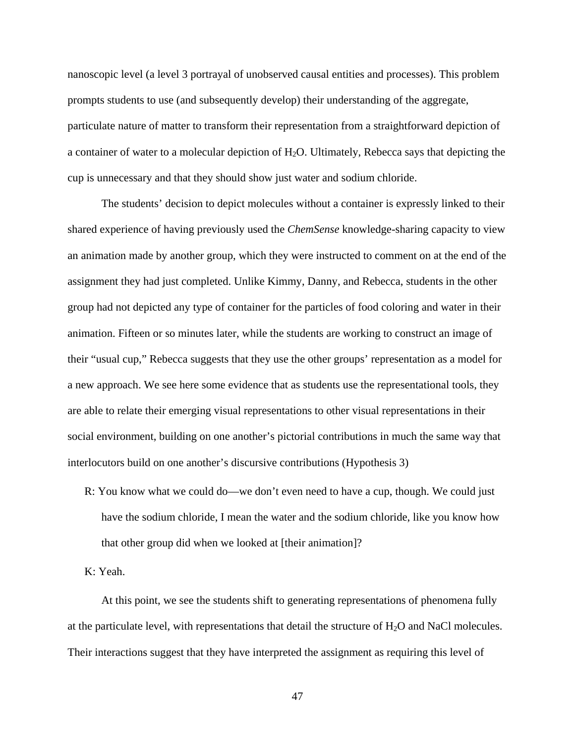nanoscopic level (a level 3 portrayal of unobserved causal entities and processes). This problem prompts students to use (and subsequently develop) their understanding of the aggregate, particulate nature of matter to transform their representation from a straightforward depiction of a container of water to a molecular depiction of $H_2O$. Ultimately, Rebecca says that depicting the cup is unnecessary and that they should show just water and sodium chloride.

The students' decision to depict molecules without a container is expressly linked to their shared experience of having previously used the *ChemSense* knowledge-sharing capacity to view an animation made by another group, which they were instructed to comment on at the end of the assignment they had just completed. Unlike Kimmy, Danny, and Rebecca, students in the other group had not depicted any type of container for the particles of food coloring and water in their animation. Fifteen or so minutes later, while the students are working to construct an image of their "usual cup," Rebecca suggests that they use the other groups' representation as a model for a new approach. We see here some evidence that as students use the representational tools, they are able to relate their emerging visual representations to other visual representations in their social environment, building on one another's pictorial contributions in much the same way that interlocutors build on one another's discursive contributions (Hypothesis 3)

R: You know what we could do—we don't even need to have a cup, though. We could just have the sodium chloride, I mean the water and the sodium chloride, like you know how that other group did when we looked at [their animation]?

K: Yeah.

At this point, we see the students shift to generating representations of phenomena fully at the particulate level, with representations that detail the structure of $H_2O$ and NaCl molecules. Their interactions suggest that they have interpreted the assignment as requiring this level of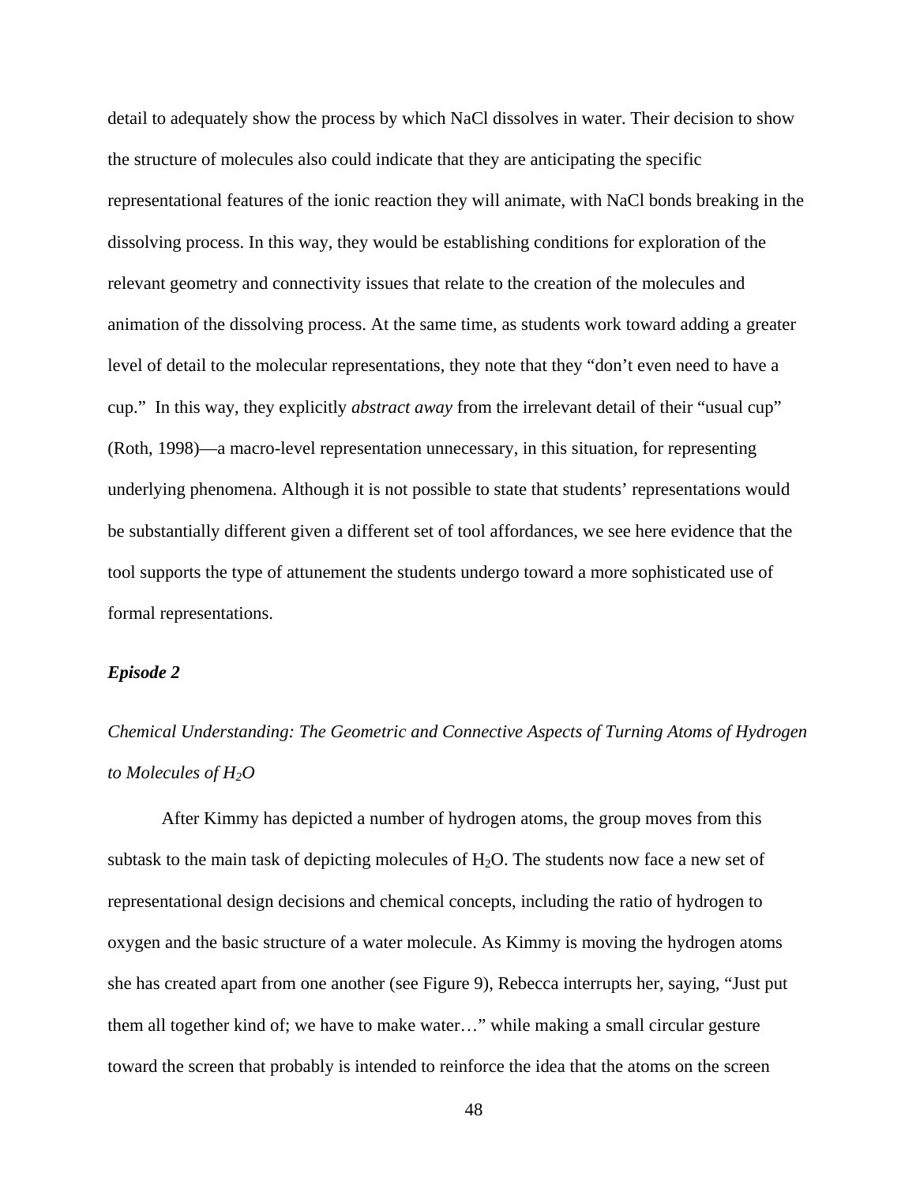detail to adequately show the process by which NaCl dissolves in water. Their decision to show the structure of molecules also could indicate that they are anticipating the specific representational features of the ionic reaction they will animate, with NaCl bonds breaking in the dissolving process. In this way, they would be establishing conditions for exploration of the relevant geometry and connectivity issues that relate to the creation of the molecules and animation of the dissolving process. At the same time, as students work toward adding a greater level of detail to the molecular representations, they note that they "don't even need to have a cup." In this way, they explicitly *abstract away* from the irrelevant detail of their "usual cup" (Roth, 1998)—a macro-level representation unnecessary, in this situation, for representing underlying phenomena. Although it is not possible to state that students' representations would be substantially different given a different set of tool affordances, we see here evidence that the tool supports the type of attunement the students undergo toward a more sophisticated use of formal representations.

### *Episode 2*

*Chemical Understanding: The Geometric and Connective Aspects of Turning Atoms of Hydrogen to Molecules of $H_2O$*

After Kimmy has depicted a number of hydrogen atoms, the group moves from this subtask to the main task of depicting molecules of $H_2O$. The students now face a new set of representational design decisions and chemical concepts, including the ratio of hydrogen to oxygen and the basic structure of a water molecule. As Kimmy is moving the hydrogen atoms she has created apart from one another (see Figure 9), Rebecca interrupts her, saying, "Just put them all together kind of; we have to make water…" while making a small circular gesture toward the screen that probably is intended to reinforce the idea that the atoms on the screen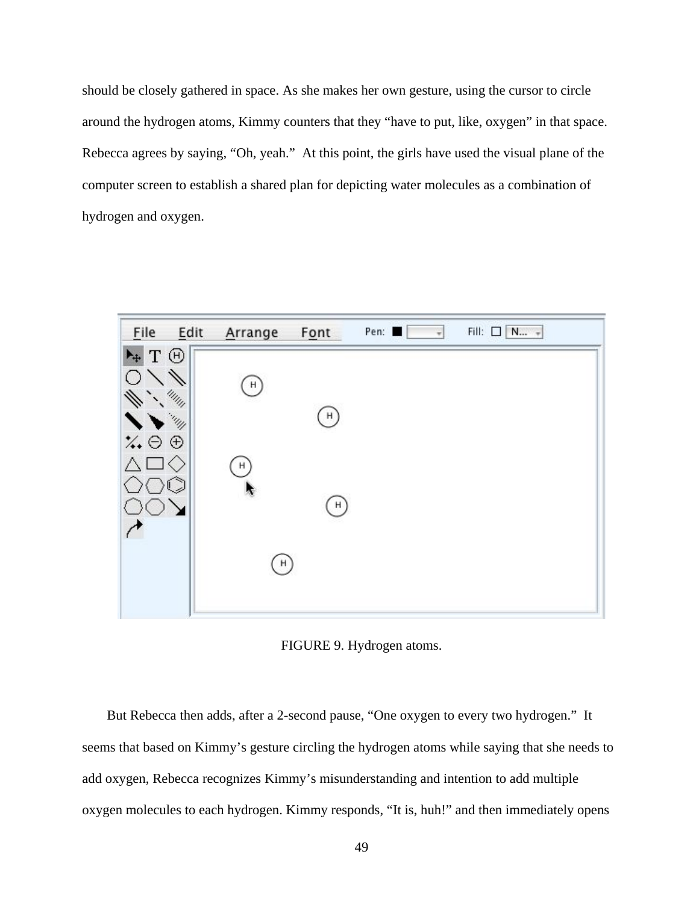should be closely gathered in space. As she makes her own gesture, using the cursor to circle around the hydrogen atoms, Kimmy counters that they "have to put, like, oxygen" in that space. Rebecca agrees by saying, "Oh, yeah." At this point, the girls have used the visual plane of the computer screen to establish a shared plan for depicting water molecules as a combination of hydrogen and oxygen.

FIGURE 9. Hydrogen atoms.

But Rebecca then adds, after a 2-second pause, "One oxygen to every two hydrogen." It seems that based on Kimmy's gesture circling the hydrogen atoms while saying that she needs to add oxygen, Rebecca recognizes Kimmy's misunderstanding and intention to add multiple oxygen molecules to each hydrogen. Kimmy responds, "It is, huh!" and then immediately opens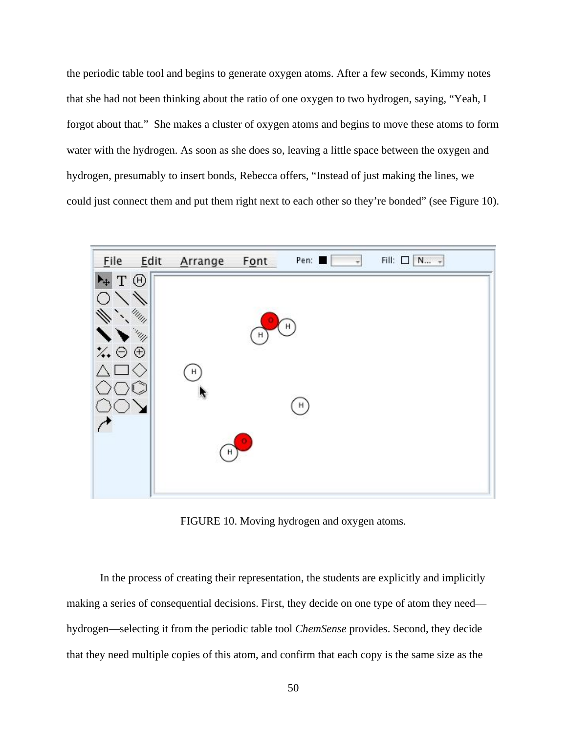the periodic table tool and begins to generate oxygen atoms. After a few seconds, Kimmy notes that she had not been thinking about the ratio of one oxygen to two hydrogen, saying, "Yeah, I forgot about that." She makes a cluster of oxygen atoms and begins to move these atoms to form water with the hydrogen. As soon as she does so, leaving a little space between the oxygen and hydrogen, presumably to insert bonds, Rebecca offers, "Instead of just making the lines, we could just connect them and put them right next to each other so they're bonded" (see Figure 10).

FIGURE 10. Moving hydrogen and oxygen atoms.

In the process of creating their representation, the students are explicitly and implicitly making a series of consequential decisions. First, they decide on one type of atom they need—hydrogen—selecting it from the periodic table tool *ChemSense* provides. Second, they decide that they need multiple copies of this atom, and confirm that each copy is the same size as the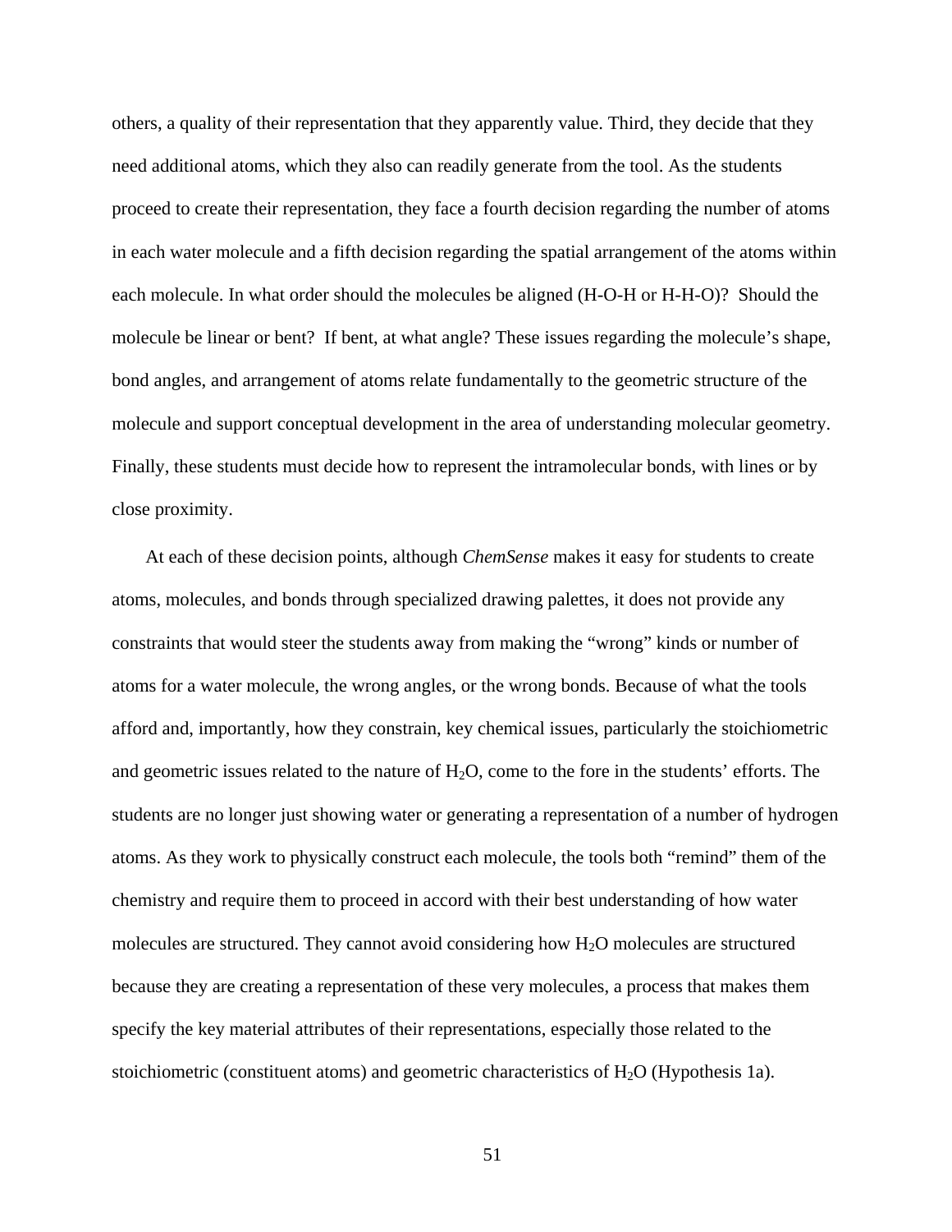others, a quality of their representation that they apparently value. Third, they decide that they need additional atoms, which they also can readily generate from the tool. As the students proceed to create their representation, they face a fourth decision regarding the number of atoms in each water molecule and a fifth decision regarding the spatial arrangement of the atoms within each molecule. In what order should the molecules be aligned (H-O-H or H-H-O)? Should the molecule be linear or bent? If bent, at what angle? These issues regarding the molecule's shape, bond angles, and arrangement of atoms relate fundamentally to the geometric structure of the molecule and support conceptual development in the area of understanding molecular geometry. Finally, these students must decide how to represent the intramolecular bonds, with lines or by close proximity.

At each of these decision points, although *ChemSense* makes it easy for students to create atoms, molecules, and bonds through specialized drawing palettes, it does not provide any constraints that would steer the students away from making the "wrong" kinds or number of atoms for a water molecule, the wrong angles, or the wrong bonds. Because of what the tools afford and, importantly, how they constrain, key chemical issues, particularly the stoichiometric and geometric issues related to the nature of $H_2O$, come to the fore in the students' efforts. The students are no longer just showing water or generating a representation of a number of hydrogen atoms. As they work to physically construct each molecule, the tools both "remind" them of the chemistry and require them to proceed in accord with their best understanding of how water molecules are structured. They cannot avoid considering how $H_2O$ molecules are structured because they are creating a representation of these very molecules, a process that makes them specify the key material attributes of their representations, especially those related to the stoichiometric (constituent atoms) and geometric characteristics of $H_2O$ (Hypothesis 1a).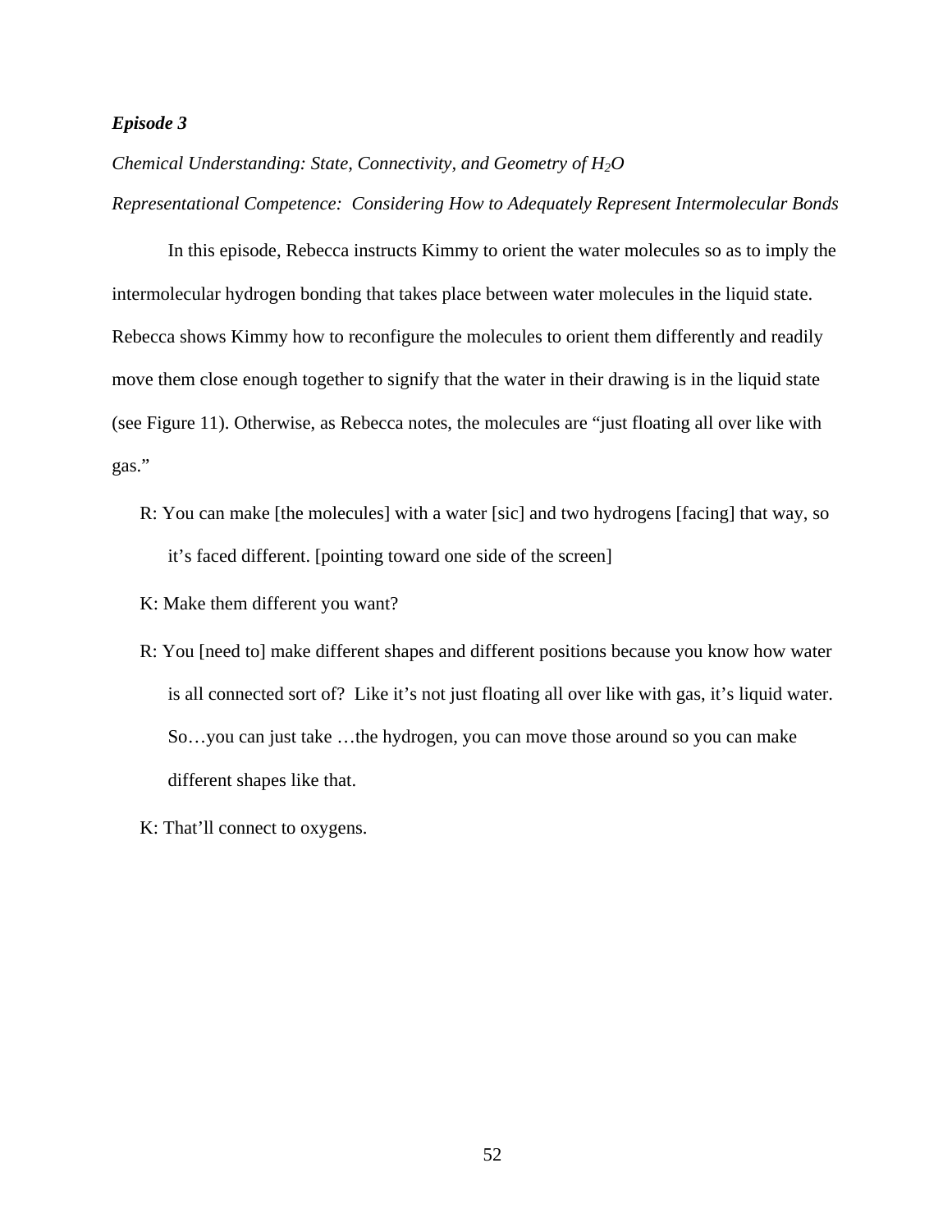***Episode 3***

*Chemical Understanding: State, Connectivity, and Geometry of $H_2O$*

*Representational Competence: Considering How to Adequately Represent Intermolecular Bonds*

In this episode, Rebecca instructs Kimmy to orient the water molecules so as to imply the intermolecular hydrogen bonding that takes place between water molecules in the liquid state. Rebecca shows Kimmy how to reconfigure the molecules to orient them differently and readily move them close enough together to signify that the water in their drawing is in the liquid state (see Figure 11). Otherwise, as Rebecca notes, the molecules are "just floating all over like with gas."

R: You can make [the molecules] with a water [sic] and two hydrogens [facing] that way, so it's faced different. [pointing toward one side of the screen]

K: Make them different you want?

R: You [need to] make different shapes and different positions because you know how water is all connected sort of? Like it's not just floating all over like with gas, it's liquid water. So…you can just take …the hydrogen, you can move those around so you can make different shapes like that.

K: That'll connect to oxygens.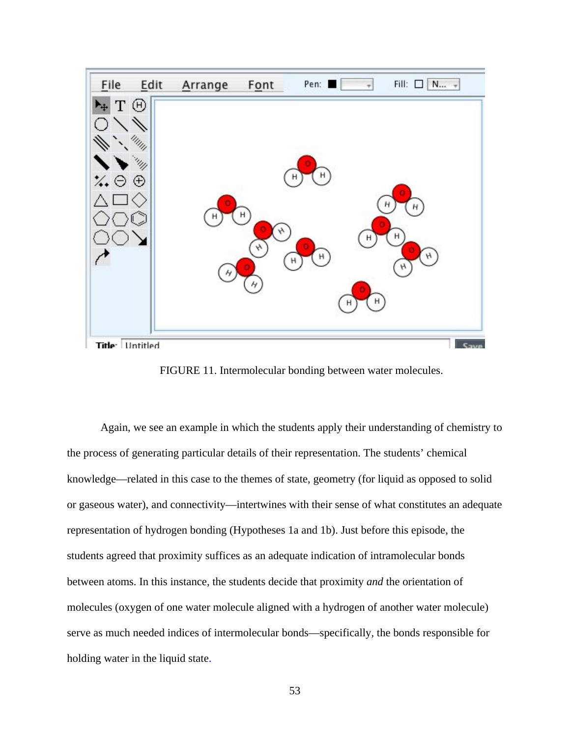FIGURE 11. Intermolecular bonding between water molecules.

Again, we see an example in which the students apply their understanding of chemistry to the process of generating particular details of their representation. The students' chemical knowledge—related in this case to the themes of state, geometry (for liquid as opposed to solid or gaseous water), and connectivity—intertwines with their sense of what constitutes an adequate representation of hydrogen bonding (Hypotheses 1a and 1b). Just before this episode, the students agreed that proximity suffices as an adequate indication of intramolecular bonds between atoms. In this instance, the students decide that proximity *and* the orientation of molecules (oxygen of one water molecule aligned with a hydrogen of another water molecule) serve as much needed indices of intermolecular bonds—specifically, the bonds responsible for holding water in the liquid state.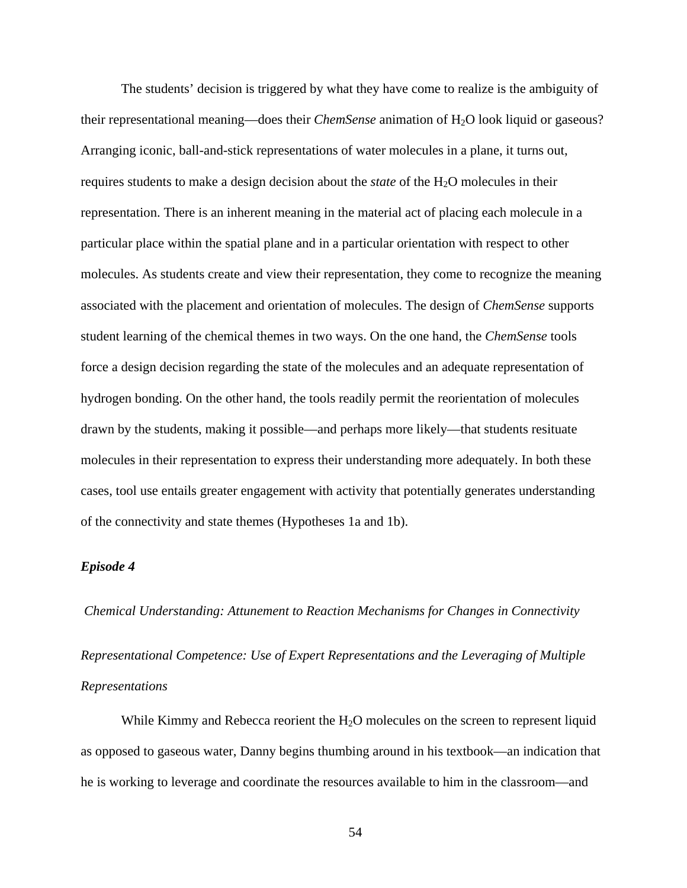The students' decision is triggered by what they have come to realize is the ambiguity of their representational meaning—does their *ChemSense* animation of $H_2O$ look liquid or gaseous? Arranging iconic, ball-and-stick representations of water molecules in a plane, it turns out, requires students to make a design decision about the *state* of the $H_2O$ molecules in their representation. There is an inherent meaning in the material act of placing each molecule in a particular place within the spatial plane and in a particular orientation with respect to other molecules. As students create and view their representation, they come to recognize the meaning associated with the placement and orientation of molecules. The design of *ChemSense* supports student learning of the chemical themes in two ways. On the one hand, the *ChemSense* tools force a design decision regarding the state of the molecules and an adequate representation of hydrogen bonding. On the other hand, the tools readily permit the reorientation of molecules drawn by the students, making it possible—and perhaps more likely—that students resituate molecules in their representation to express their understanding more adequately. In both these cases, tool use entails greater engagement with activity that potentially generates understanding of the connectivity and state themes (Hypotheses 1a and 1b).

### *Episode 4*

*Chemical Understanding: Attunement to Reaction Mechanisms for Changes in Connectivity*

*Representational Competence: Use of Expert Representations and the Leveraging of Multiple Representations*

While Kimmy and Rebecca reorient the $H_2O$ molecules on the screen to represent liquid as opposed to gaseous water, Danny begins thumbing around in his textbook—an indication that he is working to leverage and coordinate the resources available to him in the classroom—and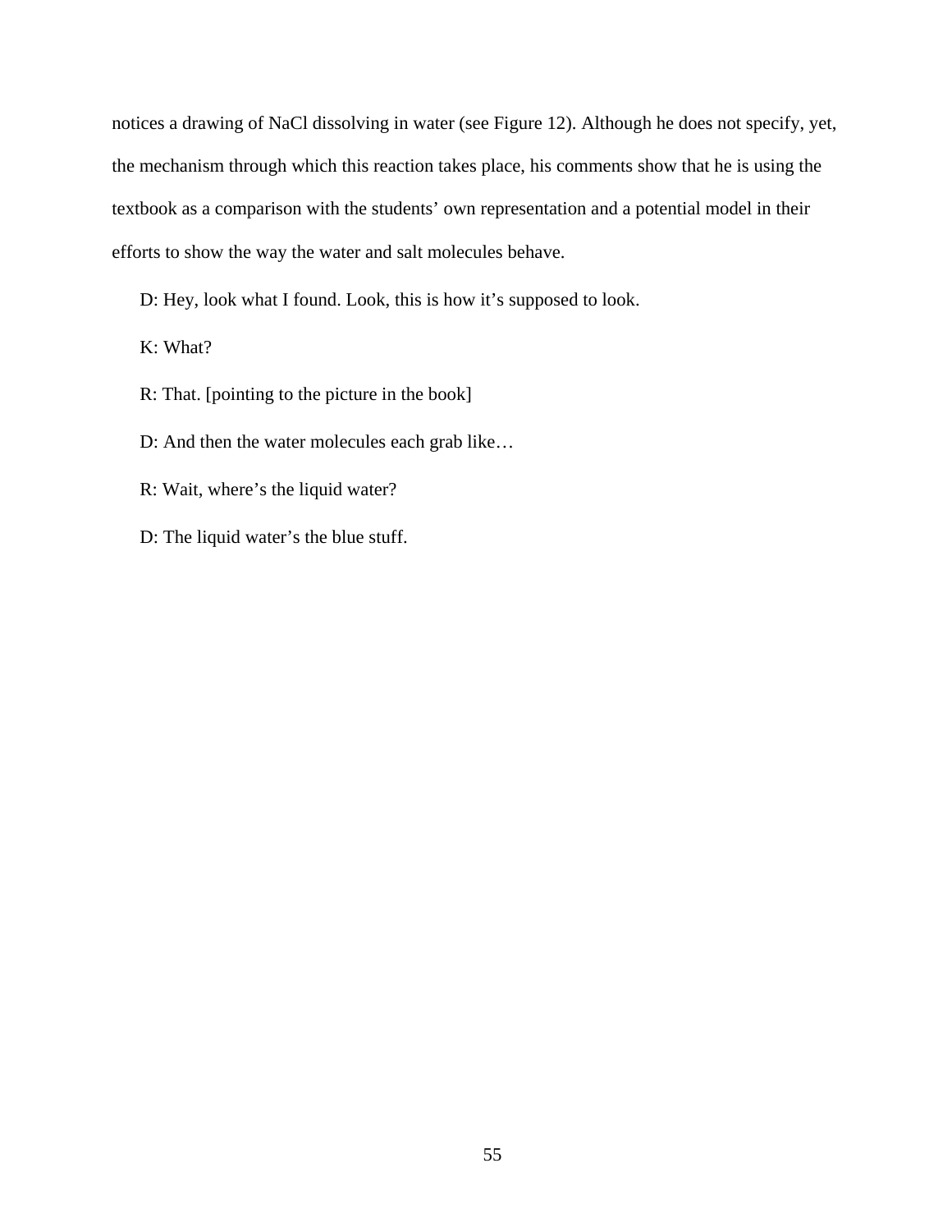notices a drawing of NaCl dissolving in water (see Figure 12). Although he does not specify, yet, the mechanism through which this reaction takes place, his comments show that he is using the textbook as a comparison with the students' own representation and a potential model in their efforts to show the way the water and salt molecules behave.

D: Hey, look what I found. Look, this is how it's supposed to look.

K: What?

R: That. [pointing to the picture in the book]

D: And then the water molecules each grab like…

R: Wait, where's the liquid water?

D: The liquid water's the blue stuff.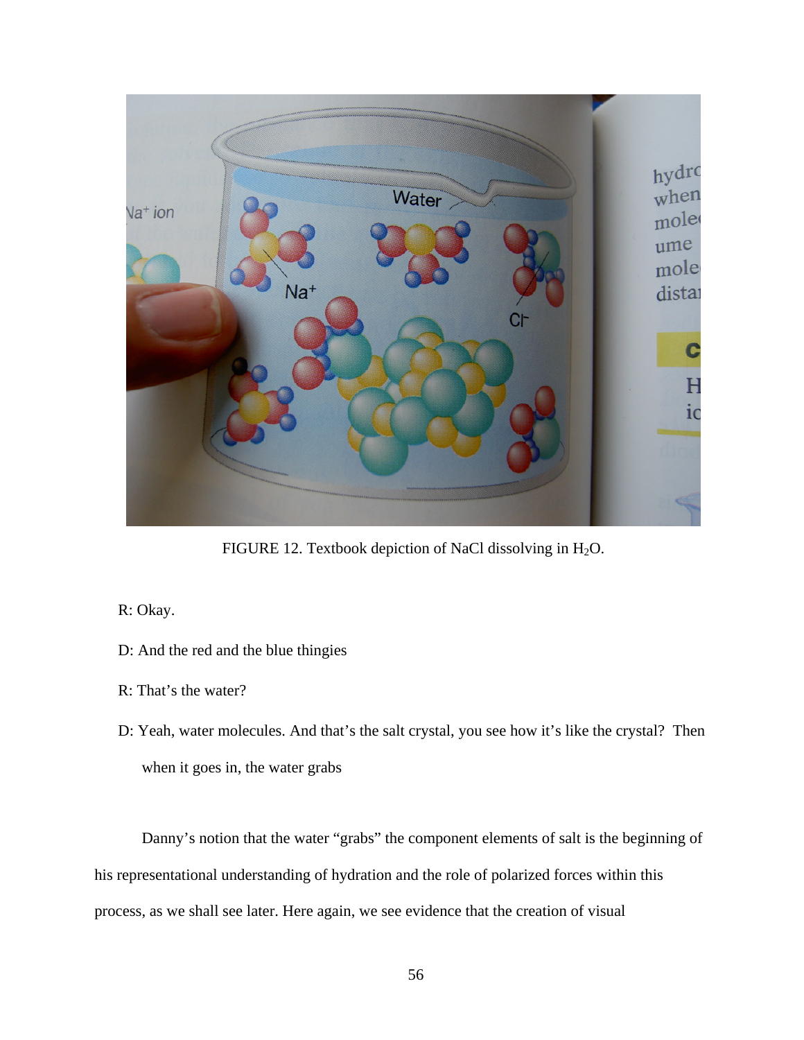FIGURE 12. Textbook depiction of NaCl dissolving in $H_2O$.

R: Okay.

D: And the red and the blue thingies

R: That's the water?

D: Yeah, water molecules. And that's the salt crystal, you see how it's like the crystal? Then when it goes in, the water grabs

Danny's notion that the water "grabs" the component elements of salt is the beginning of his representational understanding of hydration and the role of polarized forces within this process, as we shall see later. Here again, we see evidence that the creation of visual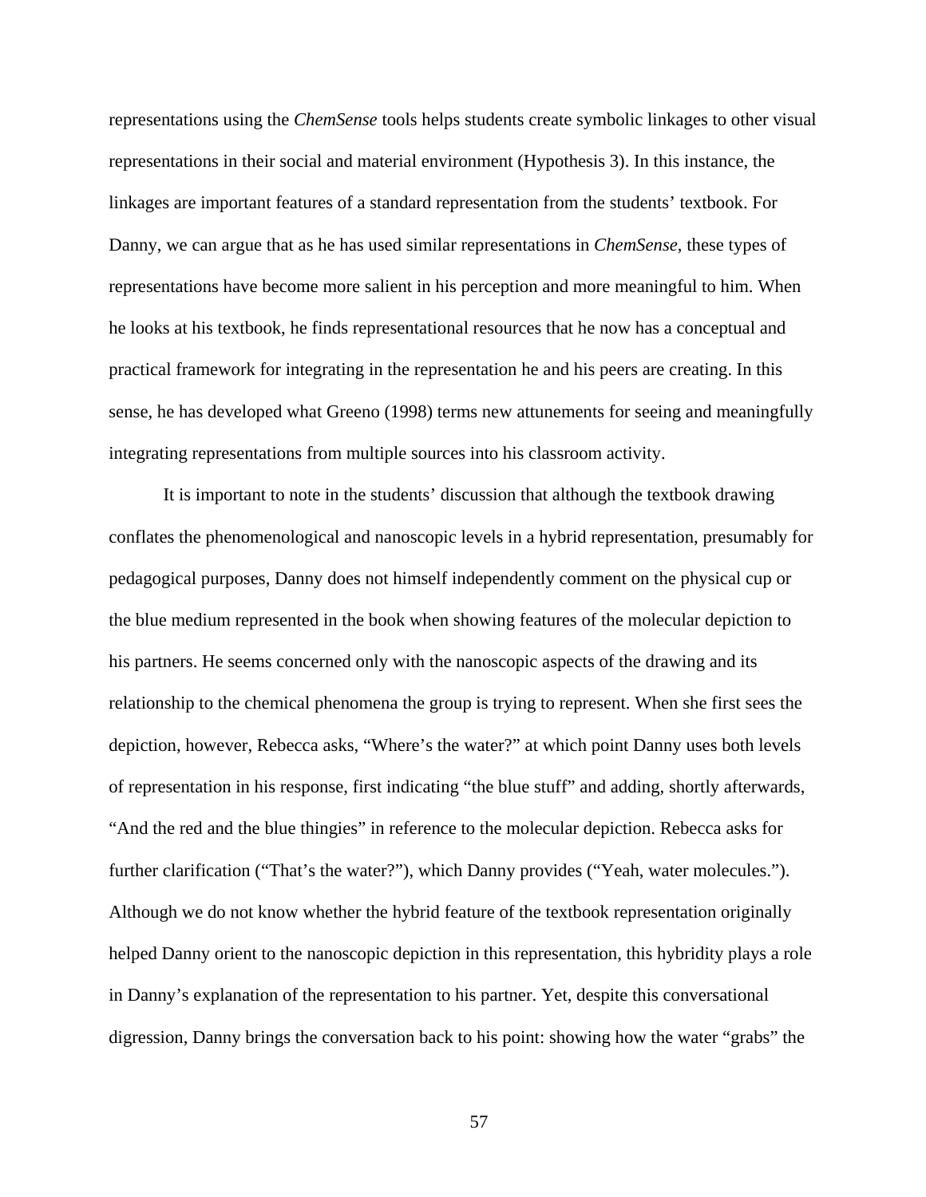representations using the *ChemSense* tools helps students create symbolic linkages to other visual representations in their social and material environment (Hypothesis 3). In this instance, the linkages are important features of a standard representation from the students' textbook. For Danny, we can argue that as he has used similar representations in *ChemSense*, these types of representations have become more salient in his perception and more meaningful to him. When he looks at his textbook, he finds representational resources that he now has a conceptual and practical framework for integrating in the representation he and his peers are creating. In this sense, he has developed what Greeno (1998) terms new attunements for seeing and meaningfully integrating representations from multiple sources into his classroom activity.

It is important to note in the students' discussion that although the textbook drawing conflates the phenomenological and nanoscopic levels in a hybrid representation, presumably for pedagogical purposes, Danny does not himself independently comment on the physical cup or the blue medium represented in the book when showing features of the molecular depiction to his partners. He seems concerned only with the nanoscopic aspects of the drawing and its relationship to the chemical phenomena the group is trying to represent. When she first sees the depiction, however, Rebecca asks, "Where's the water?" at which point Danny uses both levels of representation in his response, first indicating "the blue stuff" and adding, shortly afterwards, "And the red and the blue thingies" in reference to the molecular depiction. Rebecca asks for further clarification ("That's the water?"), which Danny provides ("Yeah, water molecules."). Although we do not know whether the hybrid feature of the textbook representation originally helped Danny orient to the nanoscopic depiction in this representation, this hybridity plays a role in Danny's explanation of the representation to his partner. Yet, despite this conversational digression, Danny brings the conversation back to his point: showing how the water "grabs" the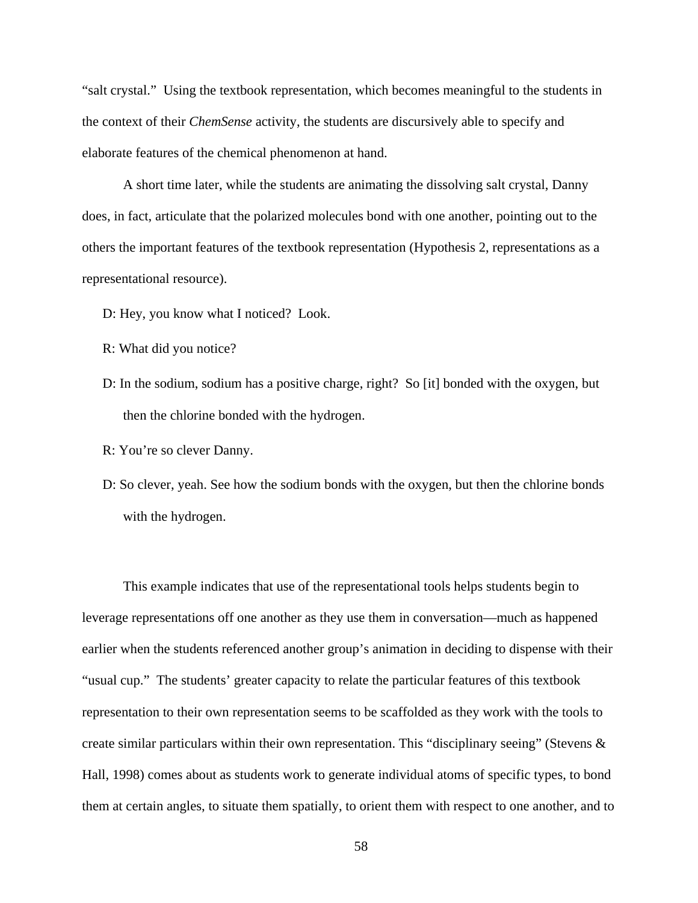"salt crystal." Using the textbook representation, which becomes meaningful to the students in the context of their *ChemSense* activity, the students are discursively able to specify and elaborate features of the chemical phenomenon at hand.

A short time later, while the students are animating the dissolving salt crystal, Danny does, in fact, articulate that the polarized molecules bond with one another, pointing out to the others the important features of the textbook representation (Hypothesis 2, representations as a representational resource).

> D: Hey, you know what I noticed? Look.
>
> R: What did you notice?
>
> D: In the sodium, sodium has a positive charge, right? So [it] bonded with the oxygen, but then the chlorine bonded with the hydrogen.
>
> R: You're so clever Danny.
>
> D: So clever, yeah. See how the sodium bonds with the oxygen, but then the chlorine bonds with the hydrogen.

This example indicates that use of the representational tools helps students begin to leverage representations off one another as they use them in conversation—much as happened earlier when the students referenced another group's animation in deciding to dispense with their "usual cup." The students' greater capacity to relate the particular features of this textbook representation to their own representation seems to be scaffolded as they work with the tools to create similar particulars within their own representation. This "disciplinary seeing" (Stevens & Hall, 1998) comes about as students work to generate individual atoms of specific types, to bond them at certain angles, to situate them spatially, to orient them with respect to one another, and to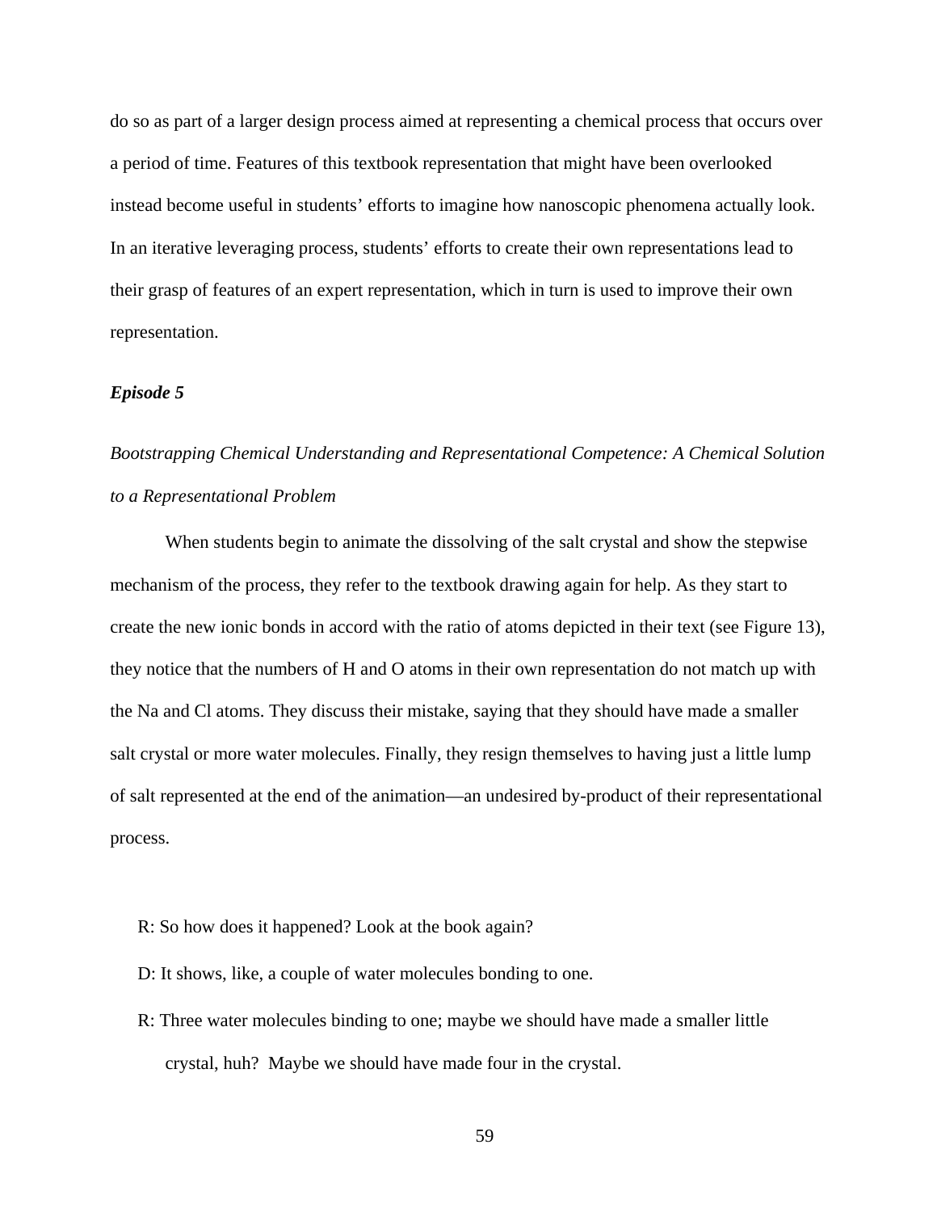do so as part of a larger design process aimed at representing a chemical process that occurs over a period of time. Features of this textbook representation that might have been overlooked instead become useful in students' efforts to imagine how nanoscopic phenomena actually look. In an iterative leveraging process, students' efforts to create their own representations lead to their grasp of features of an expert representation, which in turn is used to improve their own representation.

***Episode 5***

*Bootstrapping Chemical Understanding and Representational Competence: A Chemical Solution to a Representational Problem*

When students begin to animate the dissolving of the salt crystal and show the stepwise mechanism of the process, they refer to the textbook drawing again for help. As they start to create the new ionic bonds in accord with the ratio of atoms depicted in their text (see Figure 13), they notice that the numbers of H and O atoms in their own representation do not match up with the Na and Cl atoms. They discuss their mistake, saying that they should have made a smaller salt crystal or more water molecules. Finally, they resign themselves to having just a little lump of salt represented at the end of the animation—an undesired by-product of their representational process.

R: So how does it happened? Look at the book again?

D: It shows, like, a couple of water molecules bonding to one.

R: Three water molecules binding to one; maybe we should have made a smaller little crystal, huh? Maybe we should have made four in the crystal.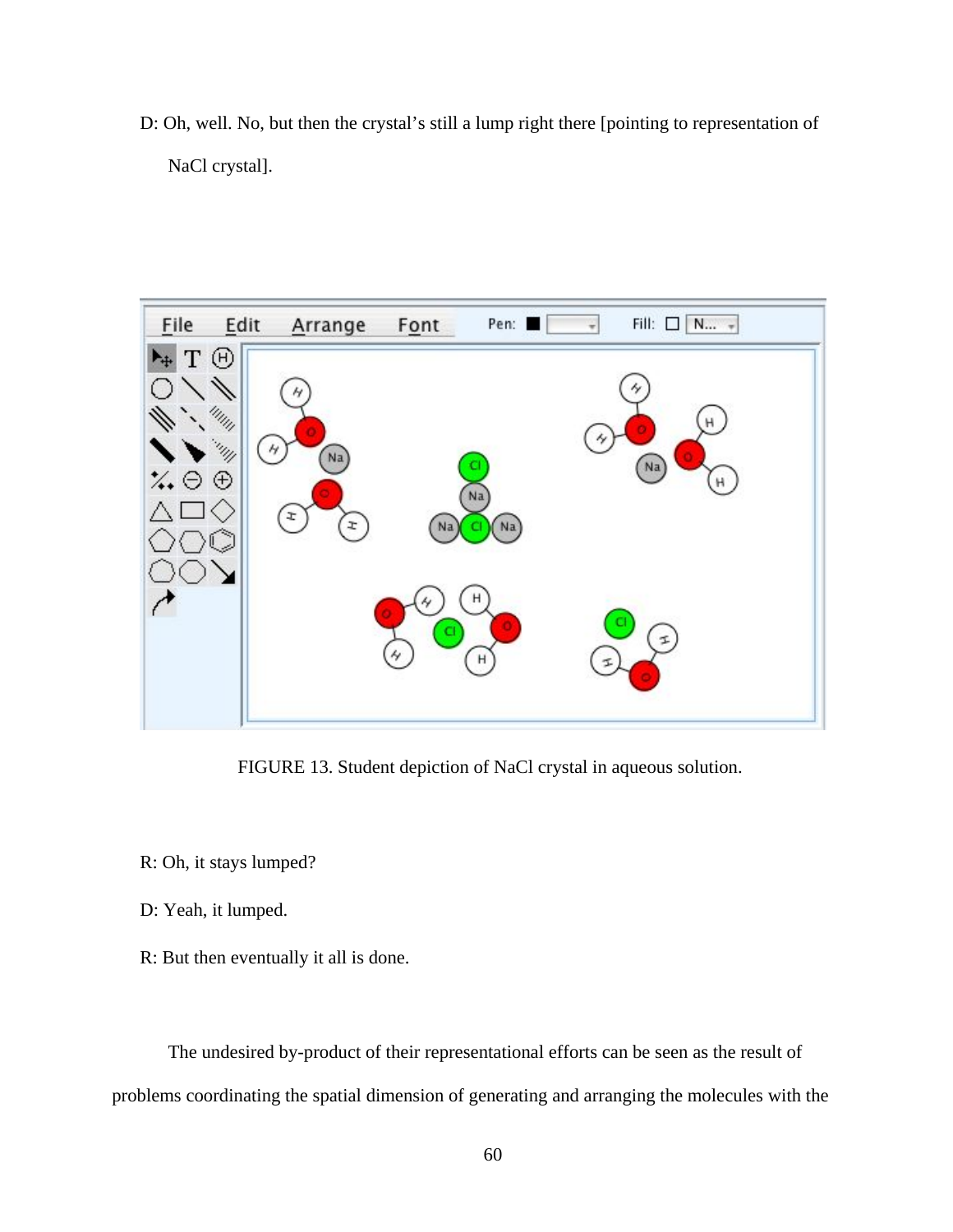D: Oh, well. No, but then the crystal's still a lump right there [pointing to representation of NaCl crystal].

FIGURE 13. Student depiction of NaCl crystal in aqueous solution.

R: Oh, it stays lumped?

D: Yeah, it lumped.

R: But then eventually it all is done.

The undesired by-product of their representational efforts can be seen as the result of problems coordinating the spatial dimension of generating and arranging the molecules with the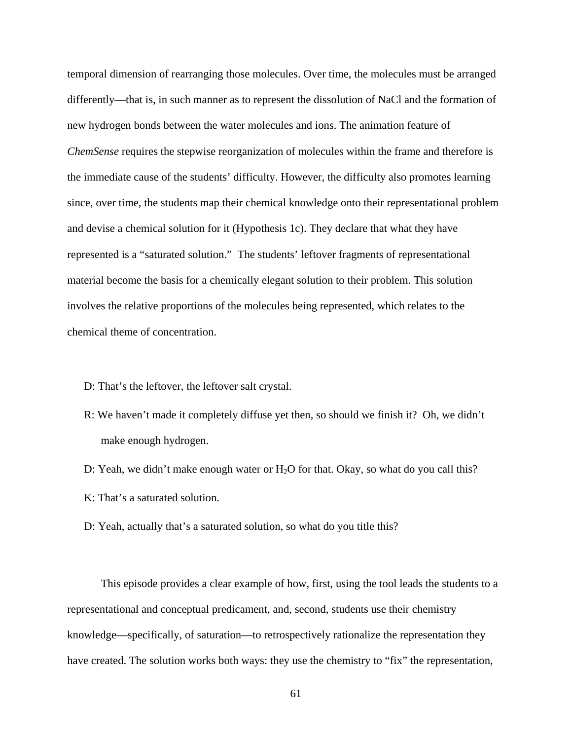temporal dimension of rearranging those molecules. Over time, the molecules must be arranged differently—that is, in such manner as to represent the dissolution of NaCl and the formation of new hydrogen bonds between the water molecules and ions. The animation feature of *ChemSense* requires the stepwise reorganization of molecules within the frame and therefore is the immediate cause of the students' difficulty. However, the difficulty also promotes learning since, over time, the students map their chemical knowledge onto their representational problem and devise a chemical solution for it (Hypothesis 1c). They declare that what they have represented is a "saturated solution." The students' leftover fragments of representational material become the basis for a chemically elegant solution to their problem. This solution involves the relative proportions of the molecules being represented, which relates to the chemical theme of concentration.

D: That's the leftover, the leftover salt crystal.

R: We haven't made it completely diffuse yet then, so should we finish it? Oh, we didn't make enough hydrogen.

D: Yeah, we didn't make enough water or $H_2O$ for that. Okay, so what do you call this?

K: That's a saturated solution.

D: Yeah, actually that's a saturated solution, so what do you title this?

This episode provides a clear example of how, first, using the tool leads the students to a representational and conceptual predicament, and, second, students use their chemistry knowledge—specifically, of saturation—to retrospectively rationalize the representation they have created. The solution works both ways: they use the chemistry to "fix" the representation,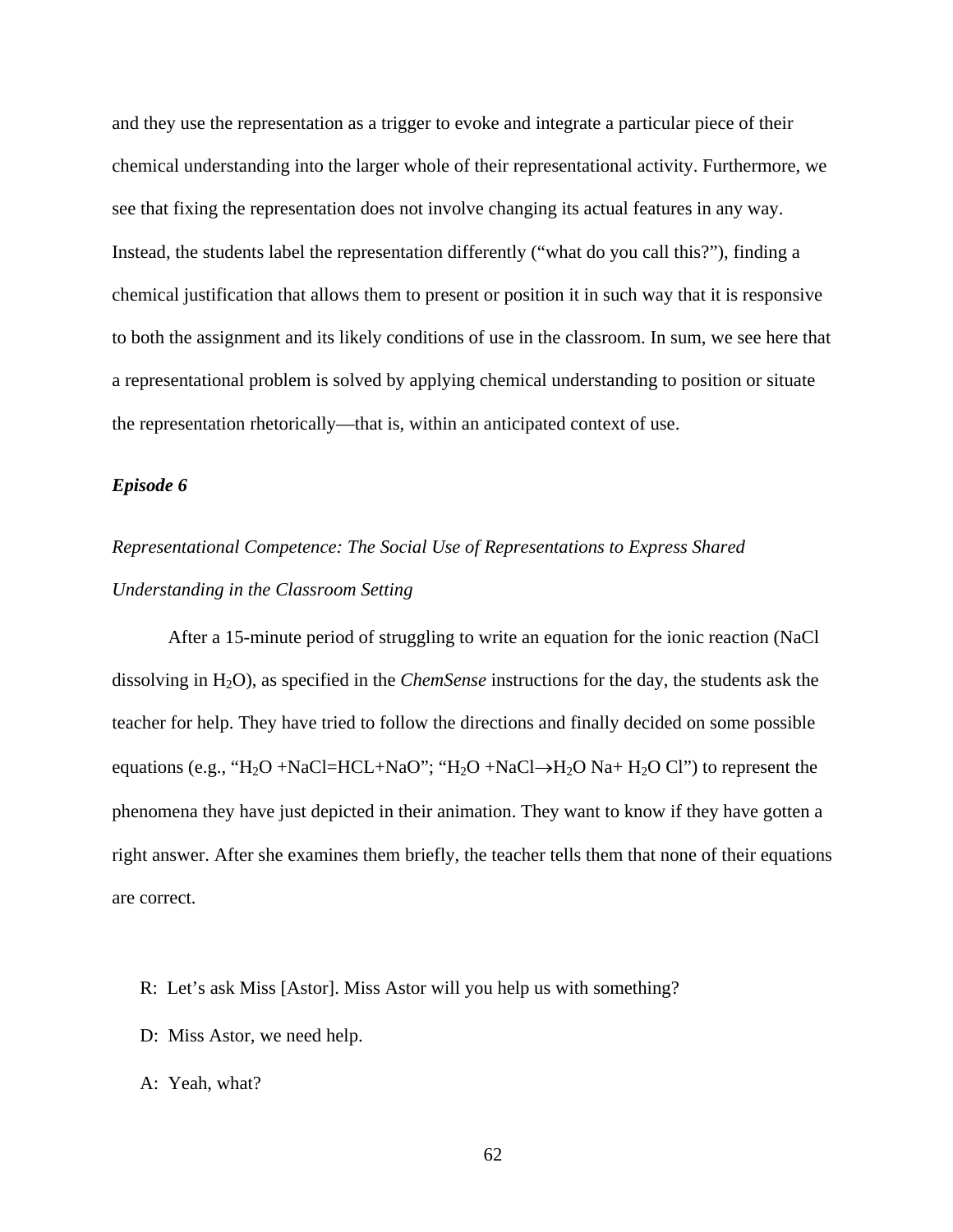and they use the representation as a trigger to evoke and integrate a particular piece of their chemical understanding into the larger whole of their representational activity. Furthermore, we see that fixing the representation does not involve changing its actual features in any way. Instead, the students label the representation differently ("what do you call this?"), finding a chemical justification that allows them to present or position it in such way that it is responsive to both the assignment and its likely conditions of use in the classroom. In sum, we see here that a representational problem is solved by applying chemical understanding to position or situate the representation rhetorically—that is, within an anticipated context of use.

***Episode 6***

*Representational Competence: The Social Use of Representations to Express Shared Understanding in the Classroom Setting*

After a 15-minute period of struggling to write an equation for the ionic reaction (NaCl dissolving in $H_2O$), as specified in the *ChemSense* instructions for the day, the students ask the teacher for help. They have tried to follow the directions and finally decided on some possible equations (e.g., "$H_2O$ +NaCl=HCL+NaO"; "$H_2O$ +NaCl$\rightarrow$$H_2O$ Na+ $H_2O$ Cl") to represent the phenomena they have just depicted in their animation. They want to know if they have gotten a right answer. After she examines them briefly, the teacher tells them that none of their equations are correct.

R: Let's ask Miss [Astor]. Miss Astor will you help us with something?

D: Miss Astor, we need help.

A: Yeah, what?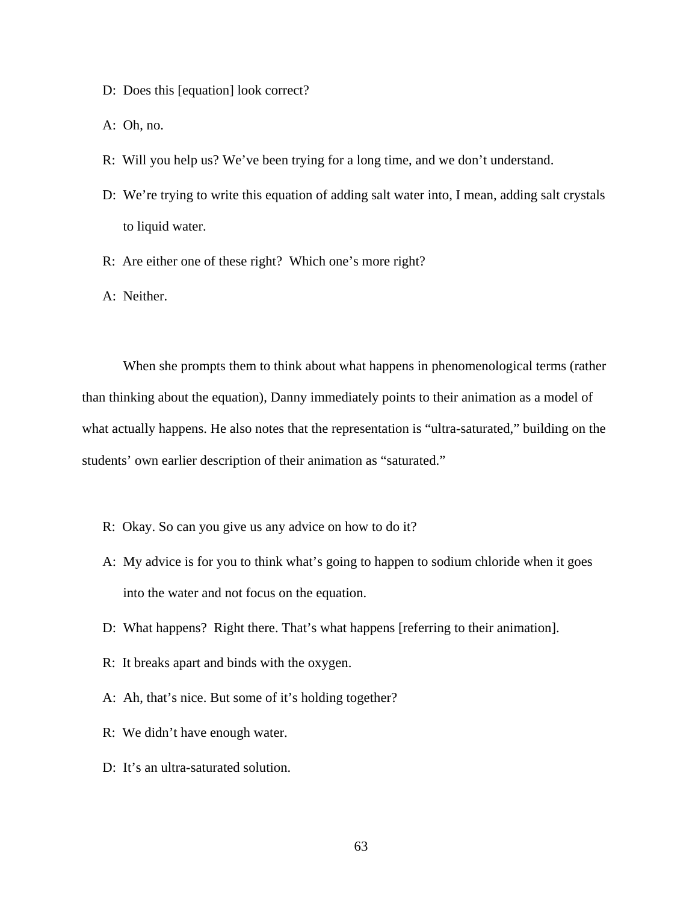D: Does this [equation] look correct?

A: Oh, no.

R: Will you help us? We've been trying for a long time, and we don't understand.

D: We're trying to write this equation of adding salt water into, I mean, adding salt crystals to liquid water.

R: Are either one of these right? Which one's more right?

A: Neither.

When she prompts them to think about what happens in phenomenological terms (rather than thinking about the equation), Danny immediately points to their animation as a model of what actually happens. He also notes that the representation is "ultra-saturated," building on the students' own earlier description of their animation as "saturated."

R: Okay. So can you give us any advice on how to do it?

A: My advice is for you to think what's going to happen to sodium chloride when it goes into the water and not focus on the equation.

D: What happens? Right there. That's what happens [referring to their animation].

R: It breaks apart and binds with the oxygen.

A: Ah, that's nice. But some of it's holding together?

R: We didn't have enough water.

D: It's an ultra-saturated solution.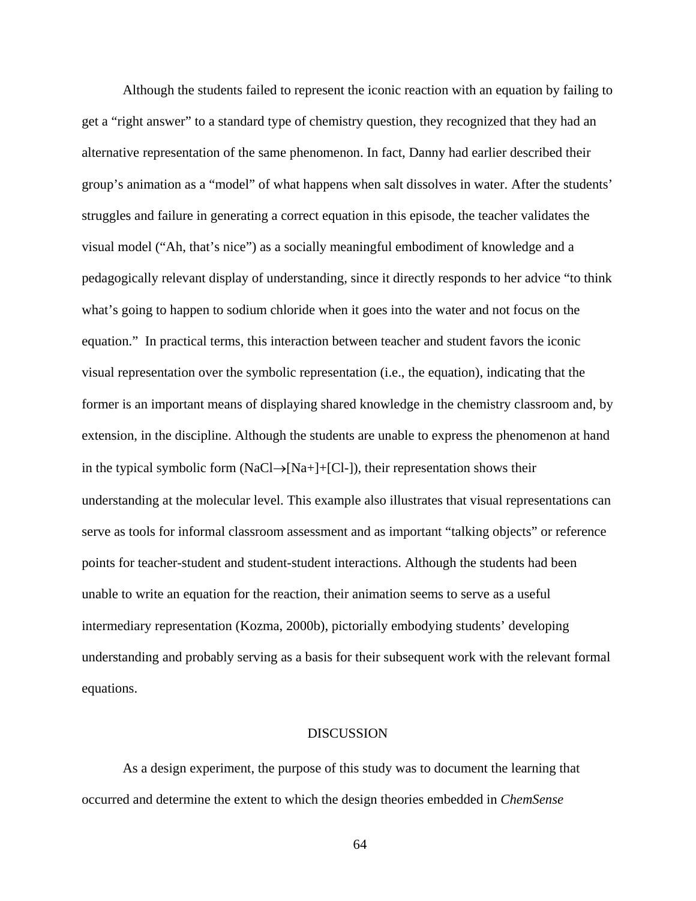Although the students failed to represent the iconic reaction with an equation by failing to get a "right answer" to a standard type of chemistry question, they recognized that they had an alternative representation of the same phenomenon. In fact, Danny had earlier described their group's animation as a "model" of what happens when salt dissolves in water. After the students' struggles and failure in generating a correct equation in this episode, the teacher validates the visual model ("Ah, that's nice") as a socially meaningful embodiment of knowledge and a pedagogically relevant display of understanding, since it directly responds to her advice "to think what's going to happen to sodium chloride when it goes into the water and not focus on the equation." In practical terms, this interaction between teacher and student favors the iconic visual representation over the symbolic representation (i.e., the equation), indicating that the former is an important means of displaying shared knowledge in the chemistry classroom and, by extension, in the discipline. Although the students are unable to express the phenomenon at hand in the typical symbolic form ($NaCl \rightarrow [Na+]+[Cl-]$), their representation shows their understanding at the molecular level. This example also illustrates that visual representations can serve as tools for informal classroom assessment and as important "talking objects" or reference points for teacher-student and student-student interactions. Although the students had been unable to write an equation for the reaction, their animation seems to serve as a useful intermediary representation (Kozma, 2000b), pictorially embodying students' developing understanding and probably serving as a basis for their subsequent work with the relevant formal equations.

## DISCUSSION

As a design experiment, the purpose of this study was to document the learning that occurred and determine the extent to which the design theories embedded in *ChemSense*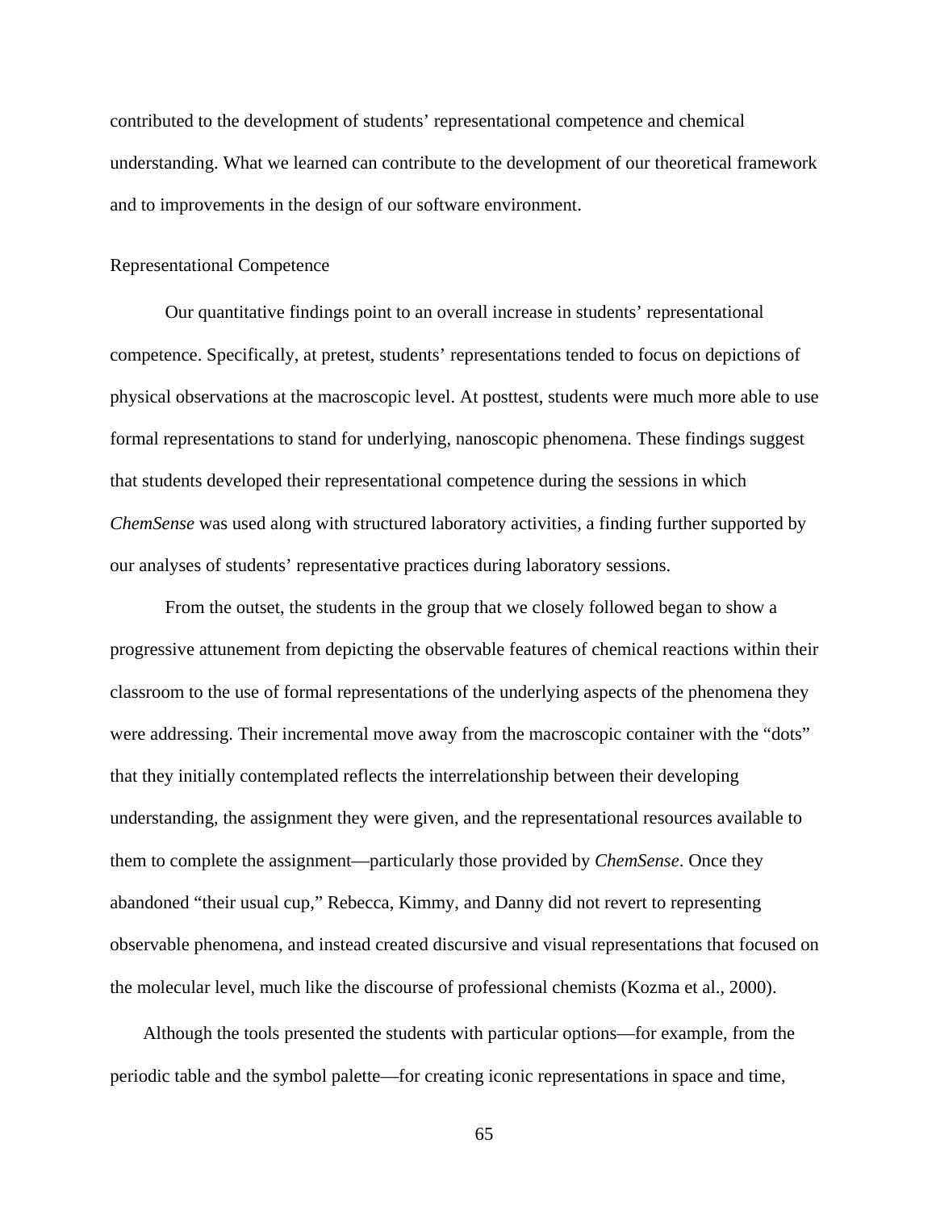contributed to the development of students' representational competence and chemical understanding. What we learned can contribute to the development of our theoretical framework and to improvements in the design of our software environment.

## Representational Competence

Our quantitative findings point to an overall increase in students' representational competence. Specifically, at pretest, students' representations tended to focus on depictions of physical observations at the macroscopic level. At posttest, students were much more able to use formal representations to stand for underlying, nanoscopic phenomena. These findings suggest that students developed their representational competence during the sessions in which *ChemSense* was used along with structured laboratory activities, a finding further supported by our analyses of students' representative practices during laboratory sessions.

From the outset, the students in the group that we closely followed began to show a progressive attunement from depicting the observable features of chemical reactions within their classroom to the use of formal representations of the underlying aspects of the phenomena they were addressing. Their incremental move away from the macroscopic container with the "dots" that they initially contemplated reflects the interrelationship between their developing understanding, the assignment they were given, and the representational resources available to them to complete the assignment—particularly those provided by *ChemSense*. Once they abandoned "their usual cup," Rebecca, Kimmy, and Danny did not revert to representing observable phenomena, and instead created discursive and visual representations that focused on the molecular level, much like the discourse of professional chemists (Kozma et al., 2000).

Although the tools presented the students with particular options—for example, from the periodic table and the symbol palette—for creating iconic representations in space and time,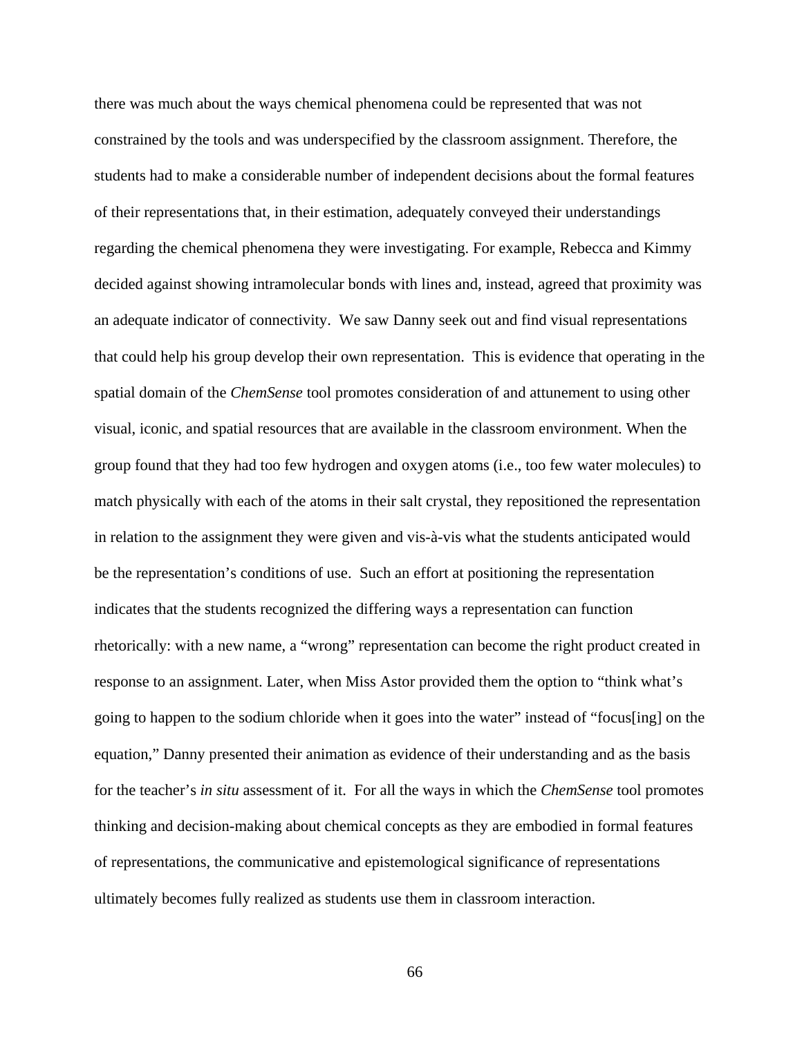there was much about the ways chemical phenomena could be represented that was not constrained by the tools and was underspecified by the classroom assignment. Therefore, the students had to make a considerable number of independent decisions about the formal features of their representations that, in their estimation, adequately conveyed their understandings regarding the chemical phenomena they were investigating. For example, Rebecca and Kimmy decided against showing intramolecular bonds with lines and, instead, agreed that proximity was an adequate indicator of connectivity. We saw Danny seek out and find visual representations that could help his group develop their own representation. This is evidence that operating in the spatial domain of the *ChemSense* tool promotes consideration of and attunement to using other visual, iconic, and spatial resources that are available in the classroom environment. When the group found that they had too few hydrogen and oxygen atoms (i.e., too few water molecules) to match physically with each of the atoms in their salt crystal, they repositioned the representation in relation to the assignment they were given and vis-à-vis what the students anticipated would be the representation's conditions of use. Such an effort at positioning the representation indicates that the students recognized the differing ways a representation can function rhetorically: with a new name, a "wrong" representation can become the right product created in response to an assignment. Later, when Miss Astor provided them the option to "think what's going to happen to the sodium chloride when it goes into the water" instead of "focus[ing] on the equation," Danny presented their animation as evidence of their understanding and as the basis for the teacher's *in situ* assessment of it. For all the ways in which the *ChemSense* tool promotes thinking and decision-making about chemical concepts as they are embodied in formal features of representations, the communicative and epistemological significance of representations ultimately becomes fully realized as students use them in classroom interaction.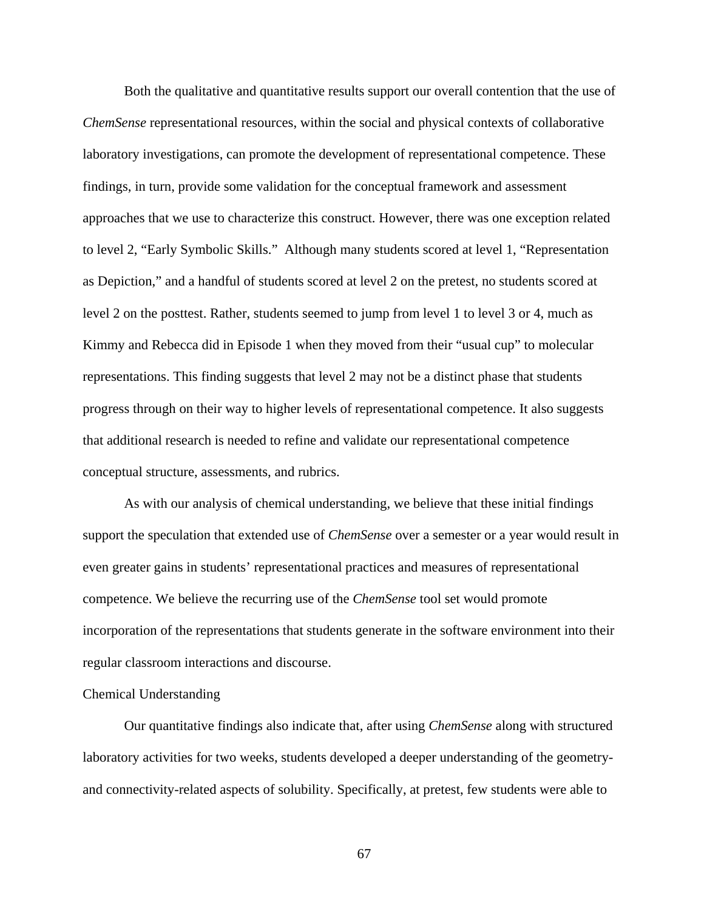Both the qualitative and quantitative results support our overall contention that the use of *ChemSense* representational resources, within the social and physical contexts of collaborative laboratory investigations, can promote the development of representational competence. These findings, in turn, provide some validation for the conceptual framework and assessment approaches that we use to characterize this construct. However, there was one exception related to level 2, "Early Symbolic Skills." Although many students scored at level 1, "Representation as Depiction," and a handful of students scored at level 2 on the pretest, no students scored at level 2 on the posttest. Rather, students seemed to jump from level 1 to level 3 or 4, much as Kimmy and Rebecca did in Episode 1 when they moved from their "usual cup" to molecular representations. This finding suggests that level 2 may not be a distinct phase that students progress through on their way to higher levels of representational competence. It also suggests that additional research is needed to refine and validate our representational competence conceptual structure, assessments, and rubrics.

As with our analysis of chemical understanding, we believe that these initial findings support the speculation that extended use of *ChemSense* over a semester or a year would result in even greater gains in students' representational practices and measures of representational competence. We believe the recurring use of the *ChemSense* tool set would promote incorporation of the representations that students generate in the software environment into their regular classroom interactions and discourse.

Chemical Understanding

Our quantitative findings also indicate that, after using *ChemSense* along with structured laboratory activities for two weeks, students developed a deeper understanding of the geometry- and connectivity-related aspects of solubility. Specifically, at pretest, few students were able to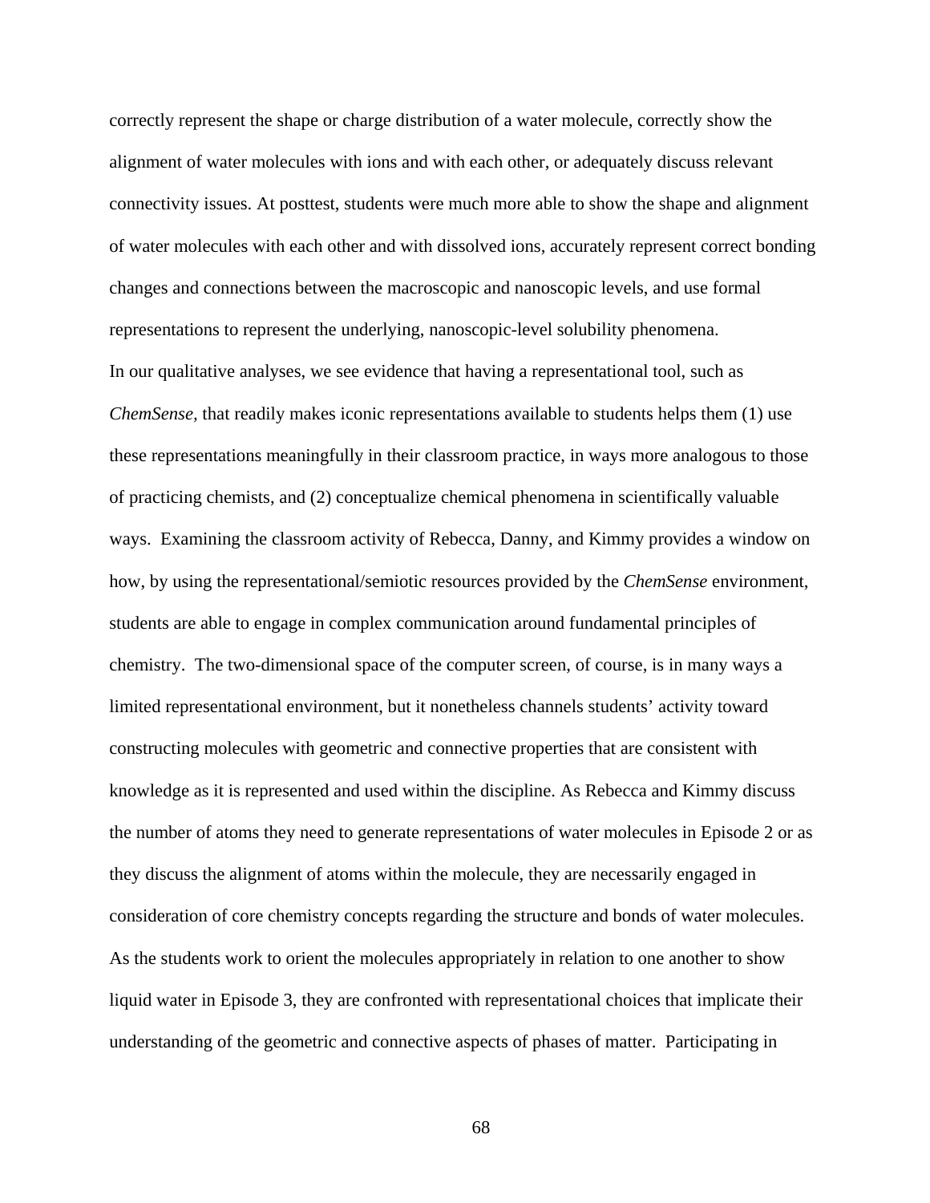correctly represent the shape or charge distribution of a water molecule, correctly show the alignment of water molecules with ions and with each other, or adequately discuss relevant connectivity issues. At posttest, students were much more able to show the shape and alignment of water molecules with each other and with dissolved ions, accurately represent correct bonding changes and connections between the macroscopic and nanoscopic levels, and use formal representations to represent the underlying, nanoscopic-level solubility phenomena.

In our qualitative analyses, we see evidence that having a representational tool, such as *ChemSense,* that readily makes iconic representations available to students helps them (1) use these representations meaningfully in their classroom practice, in ways more analogous to those of practicing chemists, and (2) conceptualize chemical phenomena in scientifically valuable ways. Examining the classroom activity of Rebecca, Danny, and Kimmy provides a window on how, by using the representational/semiotic resources provided by the *ChemSense* environment, students are able to engage in complex communication around fundamental principles of chemistry. The two-dimensional space of the computer screen, of course, is in many ways a limited representational environment, but it nonetheless channels students' activity toward constructing molecules with geometric and connective properties that are consistent with knowledge as it is represented and used within the discipline. As Rebecca and Kimmy discuss the number of atoms they need to generate representations of water molecules in Episode 2 or as they discuss the alignment of atoms within the molecule, they are necessarily engaged in consideration of core chemistry concepts regarding the structure and bonds of water molecules. As the students work to orient the molecules appropriately in relation to one another to show liquid water in Episode 3, they are confronted with representational choices that implicate their understanding of the geometric and connective aspects of phases of matter. Participating in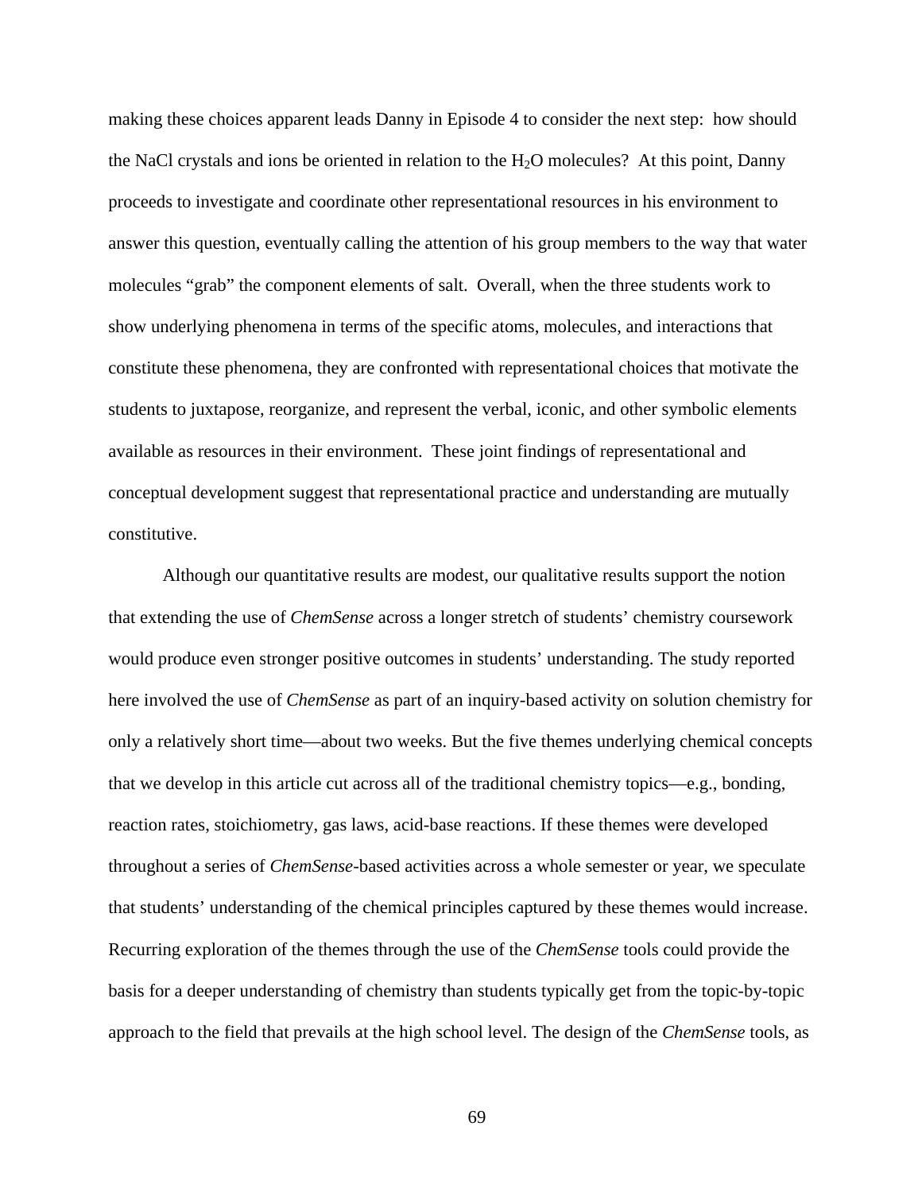making these choices apparent leads Danny in Episode 4 to consider the next step: how should the NaCl crystals and ions be oriented in relation to the $H_2O$ molecules? At this point, Danny proceeds to investigate and coordinate other representational resources in his environment to answer this question, eventually calling the attention of his group members to the way that water molecules "grab" the component elements of salt. Overall, when the three students work to show underlying phenomena in terms of the specific atoms, molecules, and interactions that constitute these phenomena, they are confronted with representational choices that motivate the students to juxtapose, reorganize, and represent the verbal, iconic, and other symbolic elements available as resources in their environment. These joint findings of representational and conceptual development suggest that representational practice and understanding are mutually constitutive.

Although our quantitative results are modest, our qualitative results support the notion that extending the use of *ChemSense* across a longer stretch of students' chemistry coursework would produce even stronger positive outcomes in students' understanding. The study reported here involved the use of *ChemSense* as part of an inquiry-based activity on solution chemistry for only a relatively short time—about two weeks. But the five themes underlying chemical concepts that we develop in this article cut across all of the traditional chemistry topics—e.g., bonding, reaction rates, stoichiometry, gas laws, acid-base reactions. If these themes were developed throughout a series of *ChemSense*-based activities across a whole semester or year, we speculate that students' understanding of the chemical principles captured by these themes would increase. Recurring exploration of the themes through the use of the *ChemSense* tools could provide the basis for a deeper understanding of chemistry than students typically get from the topic-by-topic approach to the field that prevails at the high school level. The design of the *ChemSense* tools, as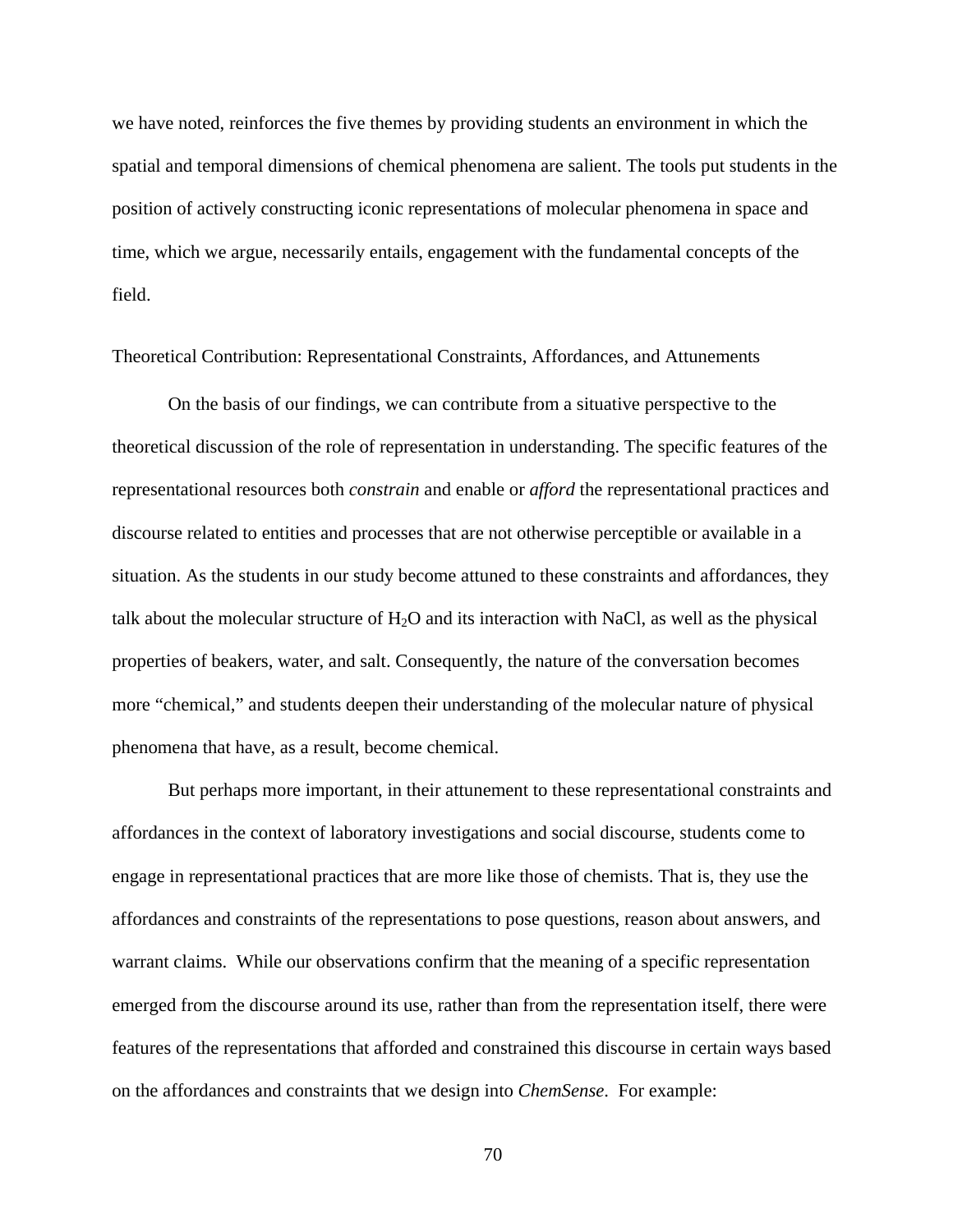we have noted, reinforces the five themes by providing students an environment in which the spatial and temporal dimensions of chemical phenomena are salient. The tools put students in the position of actively constructing iconic representations of molecular phenomena in space and time, which we argue, necessarily entails, engagement with the fundamental concepts of the field.

## Theoretical Contribution: Representational Constraints, Affordances, and Attunements

On the basis of our findings, we can contribute from a situative perspective to the theoretical discussion of the role of representation in understanding. The specific features of the representational resources both *constrain* and enable or *afford* the representational practices and discourse related to entities and processes that are not otherwise perceptible or available in a situation. As the students in our study become attuned to these constraints and affordances, they talk about the molecular structure of $H_2O$ and its interaction with NaCl, as well as the physical properties of beakers, water, and salt. Consequently, the nature of the conversation becomes more "chemical," and students deepen their understanding of the molecular nature of physical phenomena that have, as a result, become chemical.

But perhaps more important, in their attunement to these representational constraints and affordances in the context of laboratory investigations and social discourse, students come to engage in representational practices that are more like those of chemists. That is, they use the affordances and constraints of the representations to pose questions, reason about answers, and warrant claims. While our observations confirm that the meaning of a specific representation emerged from the discourse around its use, rather than from the representation itself, there were features of the representations that afforded and constrained this discourse in certain ways based on the affordances and constraints that we design into *ChemSense*. For example: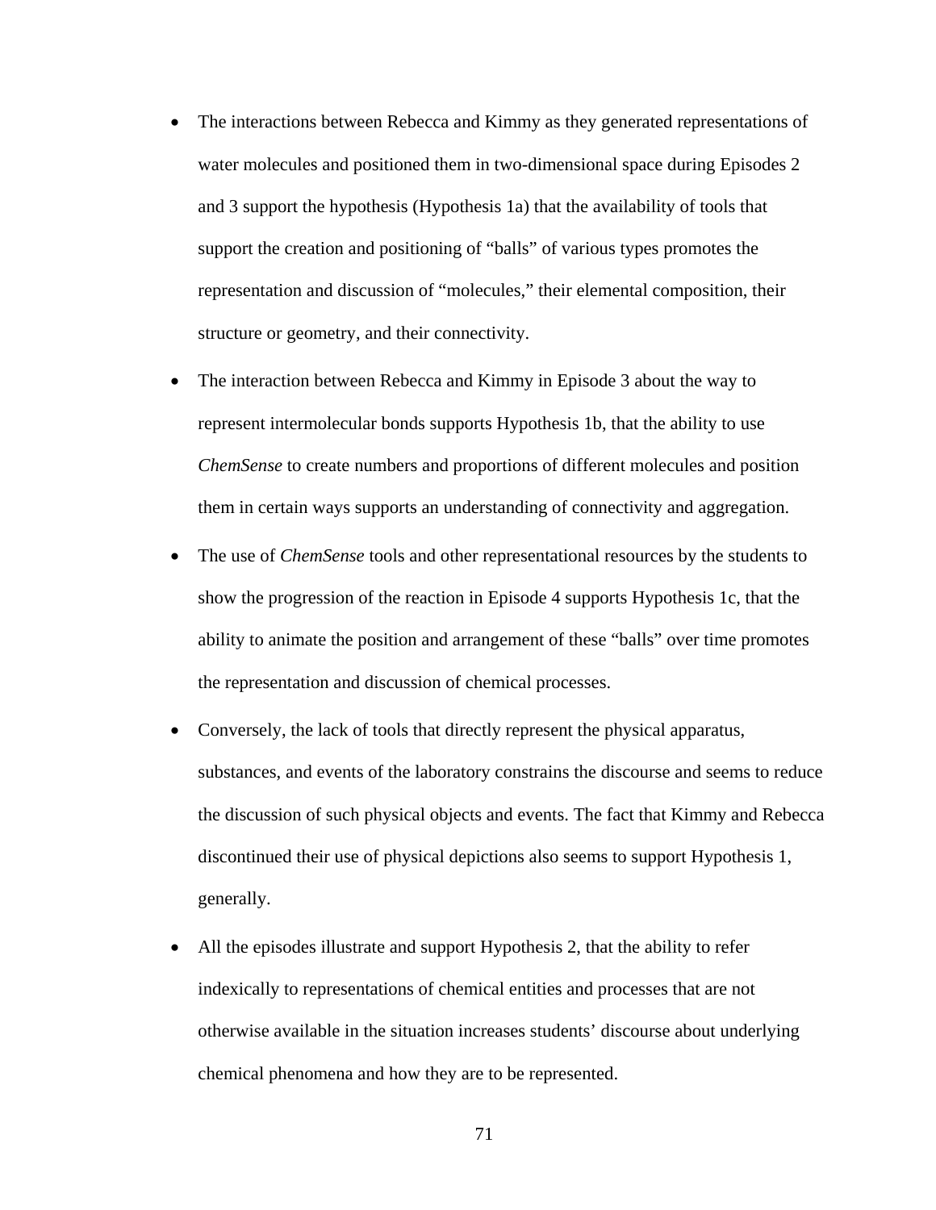- The interactions between Rebecca and Kimmy as they generated representations of water molecules and positioned them in two-dimensional space during Episodes 2 and 3 support the hypothesis (Hypothesis 1a) that the availability of tools that support the creation and positioning of "balls" of various types promotes the representation and discussion of "molecules," their elemental composition, their structure or geometry, and their connectivity.
- The interaction between Rebecca and Kimmy in Episode 3 about the way to represent intermolecular bonds supports Hypothesis 1b, that the ability to use *ChemSense* to create numbers and proportions of different molecules and position them in certain ways supports an understanding of connectivity and aggregation.
- The use of *ChemSense* tools and other representational resources by the students to show the progression of the reaction in Episode 4 supports Hypothesis 1c, that the ability to animate the position and arrangement of these "balls" over time promotes the representation and discussion of chemical processes.
- Conversely, the lack of tools that directly represent the physical apparatus, substances, and events of the laboratory constrains the discourse and seems to reduce the discussion of such physical objects and events. The fact that Kimmy and Rebecca discontinued their use of physical depictions also seems to support Hypothesis 1, generally.
- All the episodes illustrate and support Hypothesis 2, that the ability to refer indexically to representations of chemical entities and processes that are not otherwise available in the situation increases students' discourse about underlying chemical phenomena and how they are to be represented.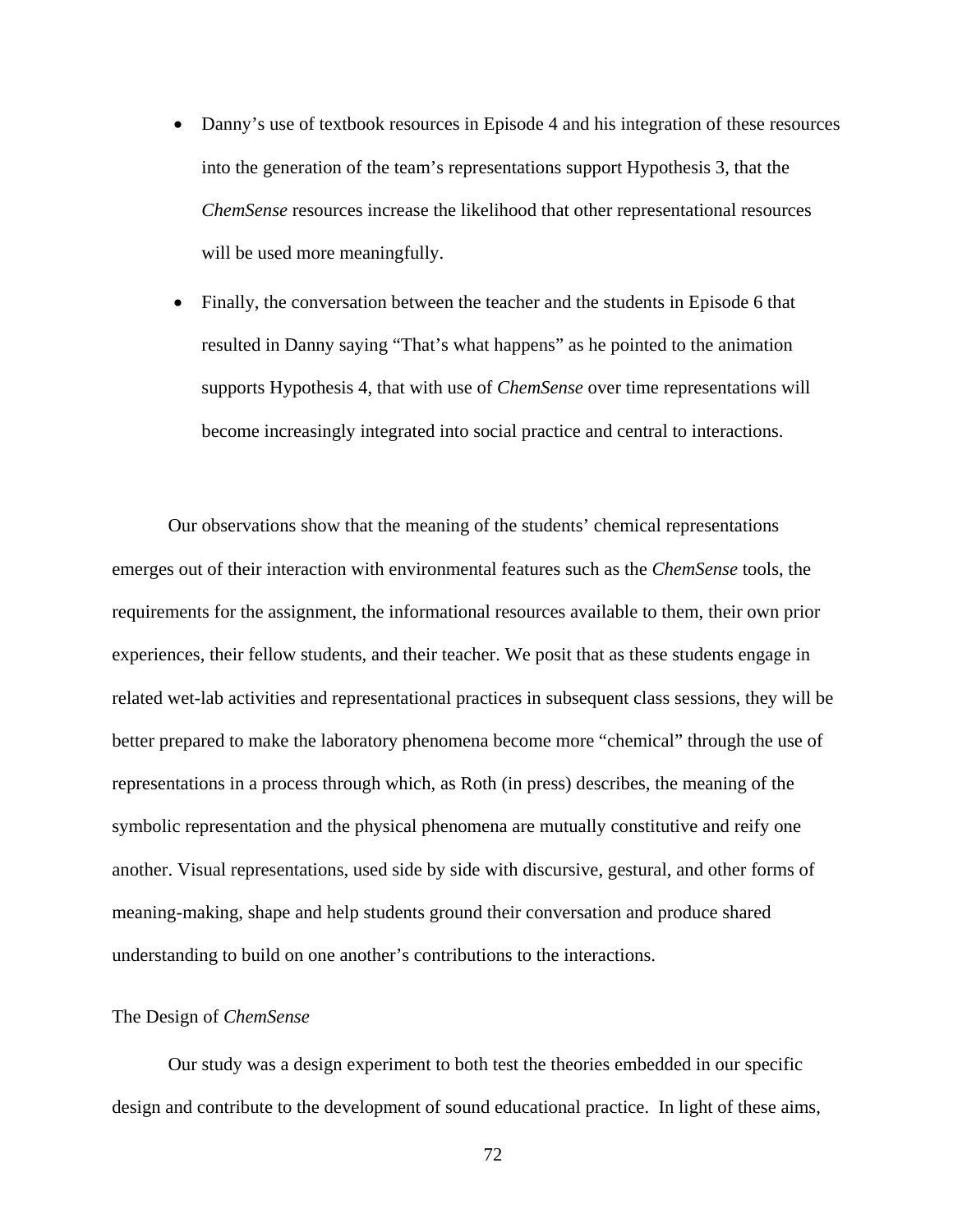- Danny's use of textbook resources in Episode 4 and his integration of these resources into the generation of the team's representations support Hypothesis 3, that the *ChemSense* resources increase the likelihood that other representational resources will be used more meaningfully.
- Finally, the conversation between the teacher and the students in Episode 6 that resulted in Danny saying "That's what happens" as he pointed to the animation supports Hypothesis 4, that with use of *ChemSense* over time representations will become increasingly integrated into social practice and central to interactions.

Our observations show that the meaning of the students' chemical representations emerges out of their interaction with environmental features such as the *ChemSense* tools, the requirements for the assignment, the informational resources available to them, their own prior experiences, their fellow students, and their teacher. We posit that as these students engage in related wet-lab activities and representational practices in subsequent class sessions, they will be better prepared to make the laboratory phenomena become more "chemical" through the use of representations in a process through which, as Roth (in press) describes, the meaning of the symbolic representation and the physical phenomena are mutually constitutive and reify one another. Visual representations, used side by side with discursive, gestural, and other forms of meaning-making, shape and help students ground their conversation and produce shared understanding to build on one another's contributions to the interactions.

### The Design of *ChemSense*

Our study was a design experiment to both test the theories embedded in our specific design and contribute to the development of sound educational practice. In light of these aims,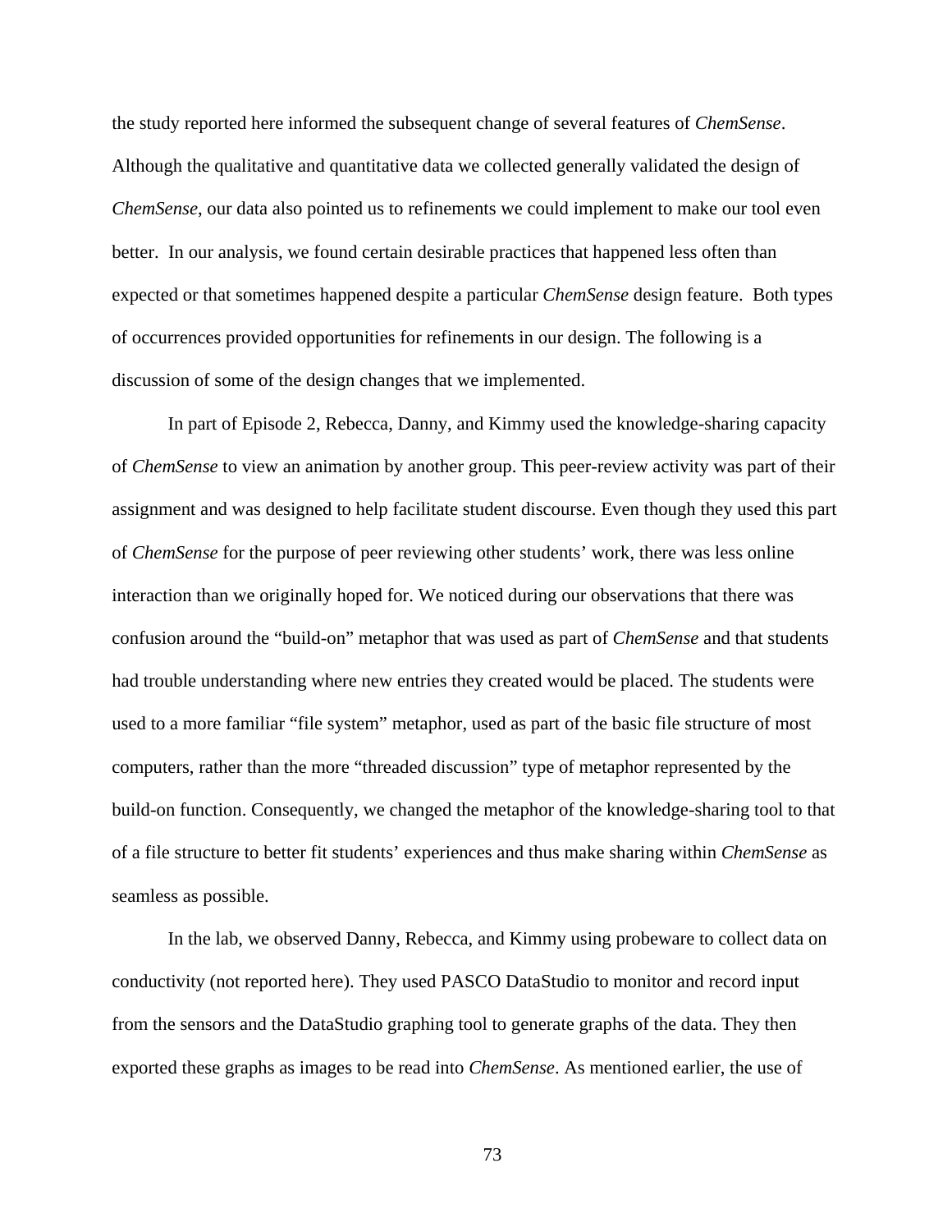the study reported here informed the subsequent change of several features of *ChemSense*. Although the qualitative and quantitative data we collected generally validated the design of *ChemSense*, our data also pointed us to refinements we could implement to make our tool even better. In our analysis, we found certain desirable practices that happened less often than expected or that sometimes happened despite a particular *ChemSense* design feature. Both types of occurrences provided opportunities for refinements in our design. The following is a discussion of some of the design changes that we implemented.

In part of Episode 2, Rebecca, Danny, and Kimmy used the knowledge-sharing capacity of *ChemSense* to view an animation by another group. This peer-review activity was part of their assignment and was designed to help facilitate student discourse. Even though they used this part of *ChemSense* for the purpose of peer reviewing other students' work, there was less online interaction than we originally hoped for. We noticed during our observations that there was confusion around the "build-on" metaphor that was used as part of *ChemSense* and that students had trouble understanding where new entries they created would be placed. The students were used to a more familiar "file system" metaphor, used as part of the basic file structure of most computers, rather than the more "threaded discussion" type of metaphor represented by the build-on function. Consequently, we changed the metaphor of the knowledge-sharing tool to that of a file structure to better fit students' experiences and thus make sharing within *ChemSense* as seamless as possible.

In the lab, we observed Danny, Rebecca, and Kimmy using probeware to collect data on conductivity (not reported here). They used PASCO DataStudio to monitor and record input from the sensors and the DataStudio graphing tool to generate graphs of the data. They then exported these graphs as images to be read into *ChemSense*. As mentioned earlier, the use of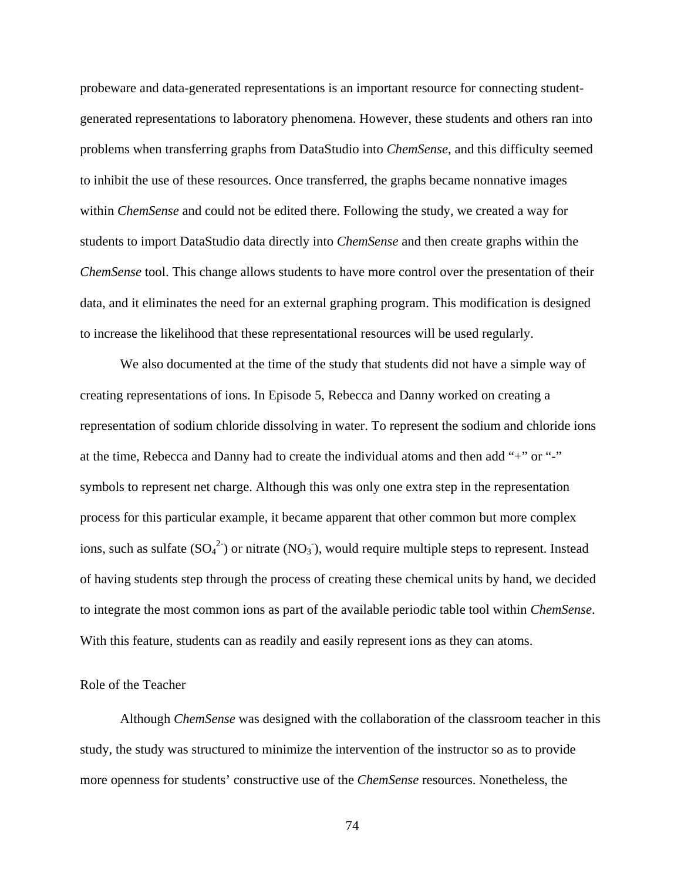probeware and data-generated representations is an important resource for connecting student-generated representations to laboratory phenomena. However, these students and others ran into problems when transferring graphs from DataStudio into *ChemSense*, and this difficulty seemed to inhibit the use of these resources. Once transferred, the graphs became nonnative images within *ChemSense* and could not be edited there. Following the study, we created a way for students to import DataStudio data directly into *ChemSense* and then create graphs within the *ChemSense* tool. This change allows students to have more control over the presentation of their data, and it eliminates the need for an external graphing program. This modification is designed to increase the likelihood that these representational resources will be used regularly.

We also documented at the time of the study that students did not have a simple way of creating representations of ions. In Episode 5, Rebecca and Danny worked on creating a representation of sodium chloride dissolving in water. To represent the sodium and chloride ions at the time, Rebecca and Danny had to create the individual atoms and then add "+" or "-" symbols to represent net charge. Although this was only one extra step in the representation process for this particular example, it became apparent that other common but more complex ions, such as sulfate ($SO_4^{2-}$) or nitrate ($NO_3^{-}$), would require multiple steps to represent. Instead of having students step through the process of creating these chemical units by hand, we decided to integrate the most common ions as part of the available periodic table tool within *ChemSense*. With this feature, students can as readily and easily represent ions as they can atoms.

## Role of the Teacher

Although *ChemSense* was designed with the collaboration of the classroom teacher in this study, the study was structured to minimize the intervention of the instructor so as to provide more openness for students' constructive use of the *ChemSense* resources. Nonetheless, the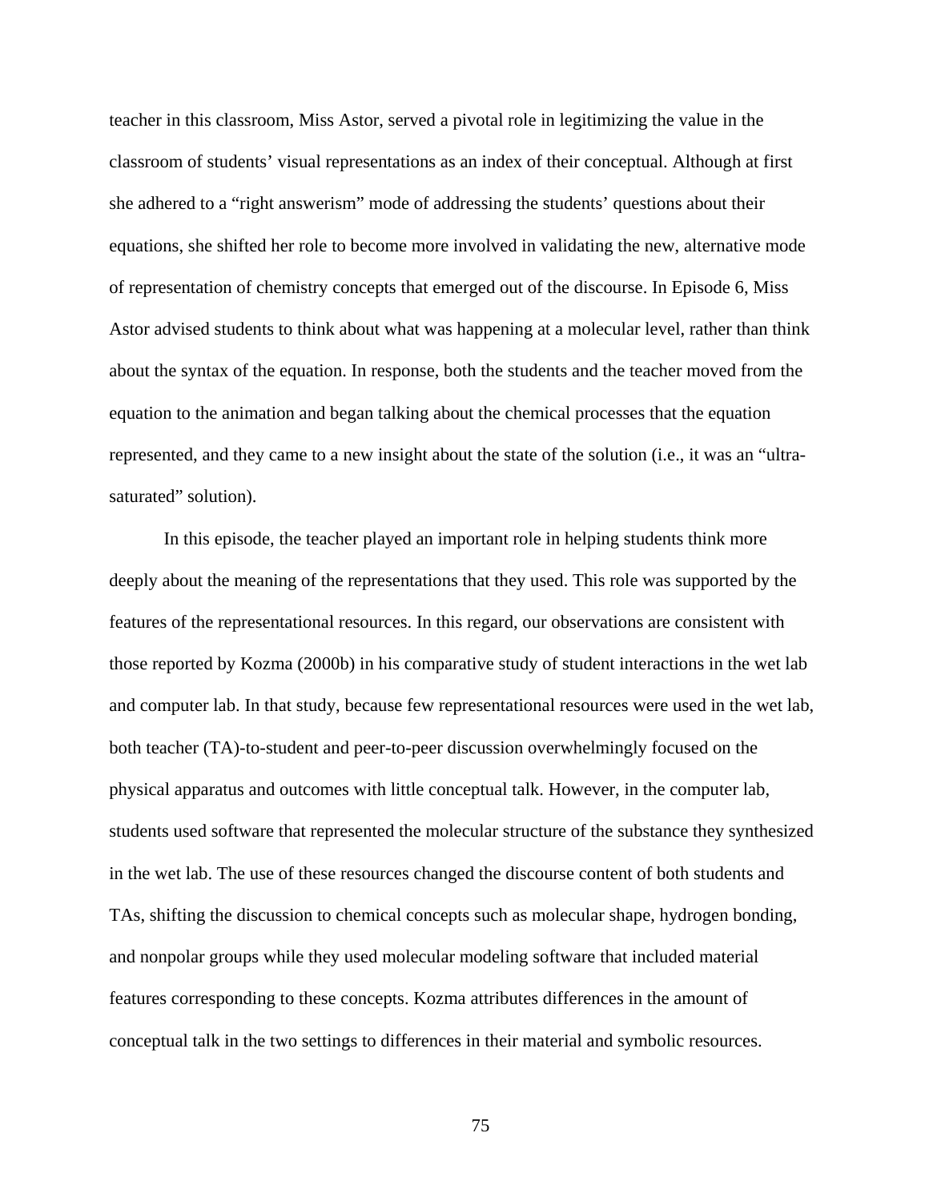teacher in this classroom, Miss Astor, served a pivotal role in legitimizing the value in the classroom of students' visual representations as an index of their conceptual. Although at first she adhered to a "right answerism" mode of addressing the students' questions about their equations, she shifted her role to become more involved in validating the new, alternative mode of representation of chemistry concepts that emerged out of the discourse. In Episode 6, Miss Astor advised students to think about what was happening at a molecular level, rather than think about the syntax of the equation. In response, both the students and the teacher moved from the equation to the animation and began talking about the chemical processes that the equation represented, and they came to a new insight about the state of the solution (i.e., it was an "ultra-saturated" solution).

In this episode, the teacher played an important role in helping students think more deeply about the meaning of the representations that they used. This role was supported by the features of the representational resources. In this regard, our observations are consistent with those reported by Kozma (2000b) in his comparative study of student interactions in the wet lab and computer lab. In that study, because few representational resources were used in the wet lab, both teacher (TA)-to-student and peer-to-peer discussion overwhelmingly focused on the physical apparatus and outcomes with little conceptual talk. However, in the computer lab, students used software that represented the molecular structure of the substance they synthesized in the wet lab. The use of these resources changed the discourse content of both students and TAs, shifting the discussion to chemical concepts such as molecular shape, hydrogen bonding, and nonpolar groups while they used molecular modeling software that included material features corresponding to these concepts. Kozma attributes differences in the amount of conceptual talk in the two settings to differences in their material and symbolic resources.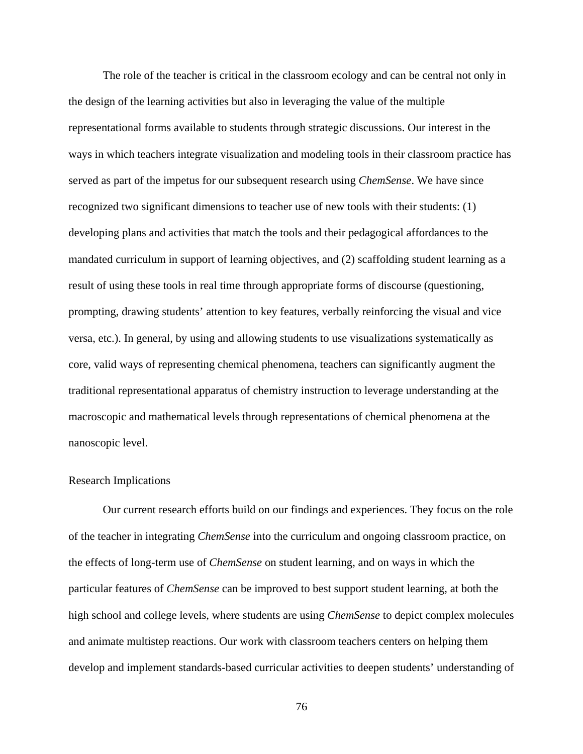The role of the teacher is critical in the classroom ecology and can be central not only in the design of the learning activities but also in leveraging the value of the multiple representational forms available to students through strategic discussions. Our interest in the ways in which teachers integrate visualization and modeling tools in their classroom practice has served as part of the impetus for our subsequent research using *ChemSense*. We have since recognized two significant dimensions to teacher use of new tools with their students: (1) developing plans and activities that match the tools and their pedagogical affordances to the mandated curriculum in support of learning objectives, and (2) scaffolding student learning as a result of using these tools in real time through appropriate forms of discourse (questioning, prompting, drawing students' attention to key features, verbally reinforcing the visual and vice versa, etc.). In general, by using and allowing students to use visualizations systematically as core, valid ways of representing chemical phenomena, teachers can significantly augment the traditional representational apparatus of chemistry instruction to leverage understanding at the macroscopic and mathematical levels through representations of chemical phenomena at the nanoscopic level.

## Research Implications

Our current research efforts build on our findings and experiences. They focus on the role of the teacher in integrating *ChemSense* into the curriculum and ongoing classroom practice, on the effects of long-term use of *ChemSense* on student learning, and on ways in which the particular features of *ChemSense* can be improved to best support student learning, at both the high school and college levels, where students are using *ChemSense* to depict complex molecules and animate multistep reactions. Our work with classroom teachers centers on helping them develop and implement standards-based curricular activities to deepen students' understanding of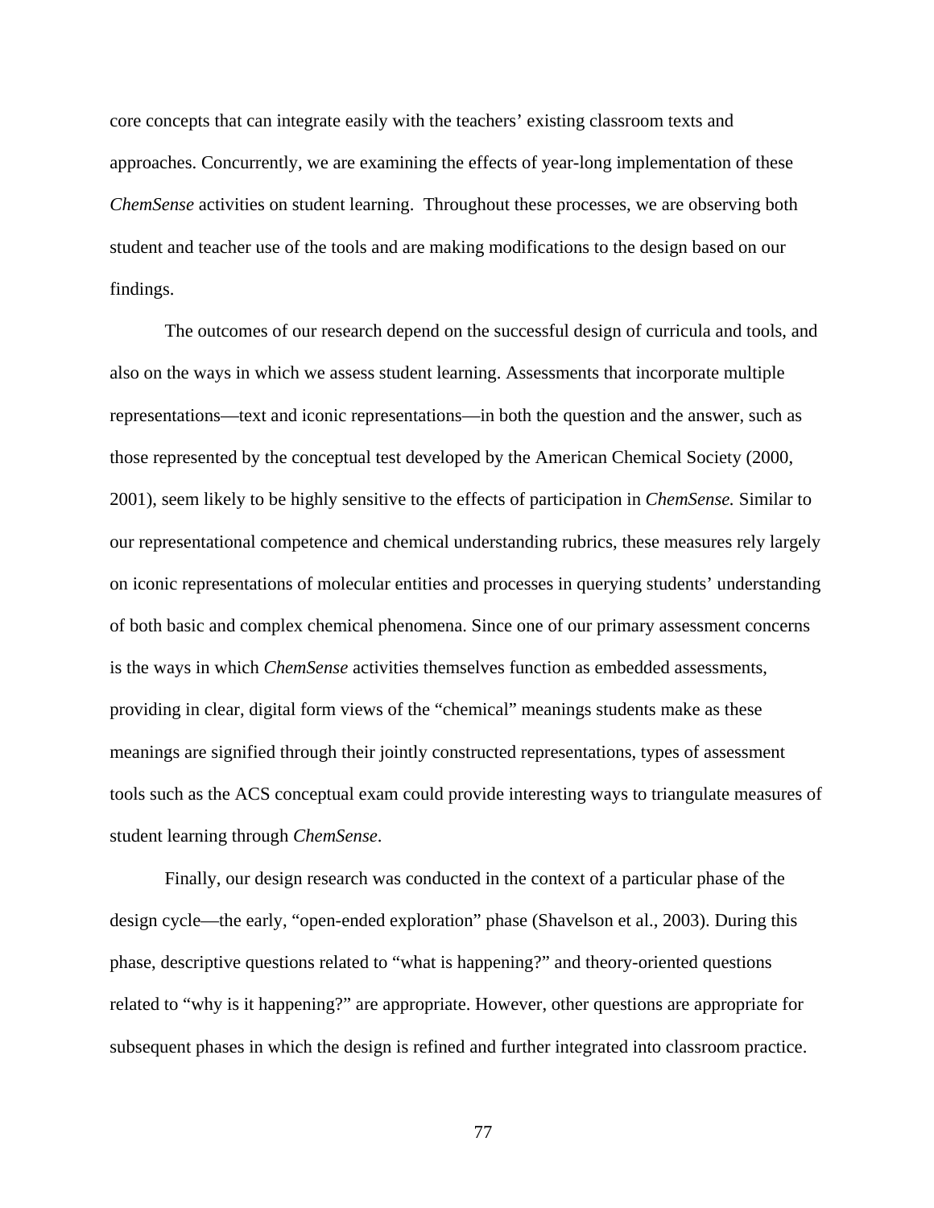core concepts that can integrate easily with the teachers' existing classroom texts and approaches. Concurrently, we are examining the effects of year-long implementation of these *ChemSense* activities on student learning. Throughout these processes, we are observing both student and teacher use of the tools and are making modifications to the design based on our findings.

The outcomes of our research depend on the successful design of curricula and tools, and also on the ways in which we assess student learning. Assessments that incorporate multiple representations—text and iconic representations—in both the question and the answer, such as those represented by the conceptual test developed by the American Chemical Society (2000, 2001), seem likely to be highly sensitive to the effects of participation in *ChemSense.* Similar to our representational competence and chemical understanding rubrics, these measures rely largely on iconic representations of molecular entities and processes in querying students' understanding of both basic and complex chemical phenomena. Since one of our primary assessment concerns is the ways in which *ChemSense* activities themselves function as embedded assessments, providing in clear, digital form views of the "chemical" meanings students make as these meanings are signified through their jointly constructed representations, types of assessment tools such as the ACS conceptual exam could provide interesting ways to triangulate measures of student learning through *ChemSense*.

Finally, our design research was conducted in the context of a particular phase of the design cycle—the early, "open-ended exploration" phase (Shavelson et al., 2003). During this phase, descriptive questions related to "what is happening?" and theory-oriented questions related to "why is it happening?" are appropriate. However, other questions are appropriate for subsequent phases in which the design is refined and further integrated into classroom practice.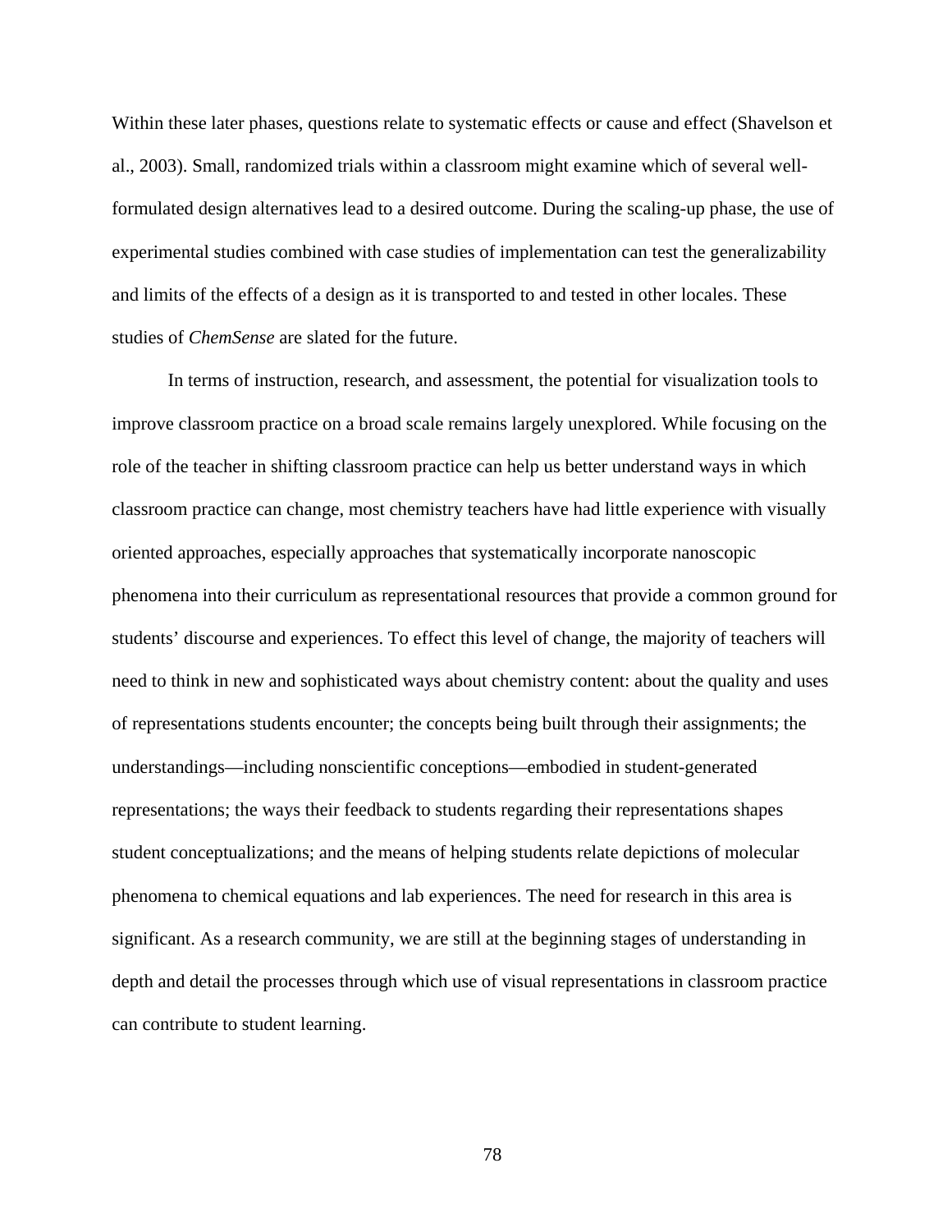Within these later phases, questions relate to systematic effects or cause and effect (Shavelson et al., 2003). Small, randomized trials within a classroom might examine which of several well-formulated design alternatives lead to a desired outcome. During the scaling-up phase, the use of experimental studies combined with case studies of implementation can test the generalizability and limits of the effects of a design as it is transported to and tested in other locales. These studies of *ChemSense* are slated for the future.

In terms of instruction, research, and assessment, the potential for visualization tools to improve classroom practice on a broad scale remains largely unexplored. While focusing on the role of the teacher in shifting classroom practice can help us better understand ways in which classroom practice can change, most chemistry teachers have had little experience with visually oriented approaches, especially approaches that systematically incorporate nanoscopic phenomena into their curriculum as representational resources that provide a common ground for students' discourse and experiences. To effect this level of change, the majority of teachers will need to think in new and sophisticated ways about chemistry content: about the quality and uses of representations students encounter; the concepts being built through their assignments; the understandings—including nonscientific conceptions—embodied in student-generated representations; the ways their feedback to students regarding their representations shapes student conceptualizations; and the means of helping students relate depictions of molecular phenomena to chemical equations and lab experiences. The need for research in this area is significant. As a research community, we are still at the beginning stages of understanding in depth and detail the processes through which use of visual representations in classroom practice can contribute to student learning.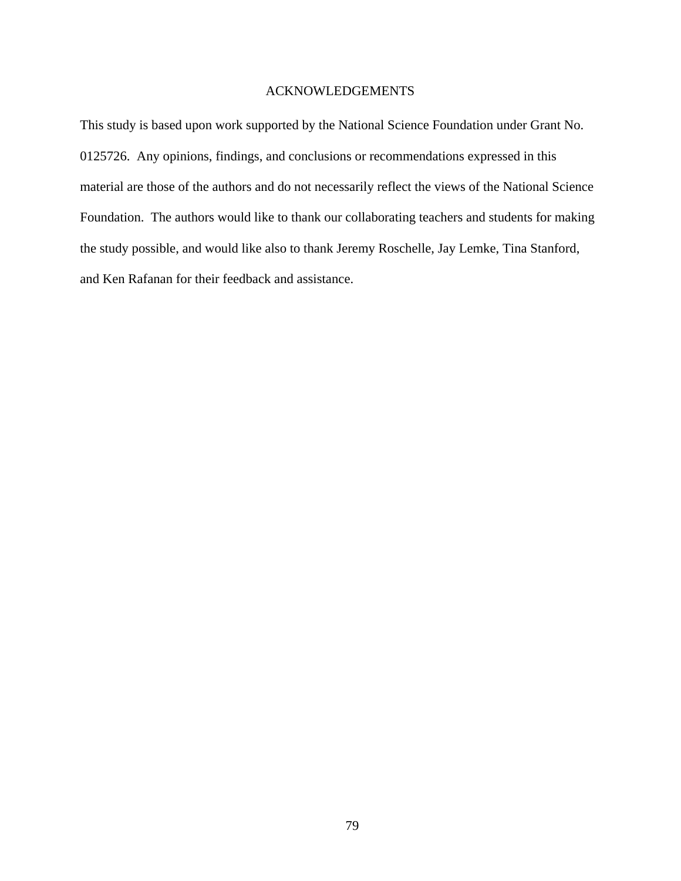## ACKNOWLEDGEMENTS

This study is based upon work supported by the National Science Foundation under Grant No. 0125726. Any opinions, findings, and conclusions or recommendations expressed in this material are those of the authors and do not necessarily reflect the views of the National Science Foundation. The authors would like to thank our collaborating teachers and students for making the study possible, and would like also to thank Jeremy Roschelle, Jay Lemke, Tina Stanford, and Ken Rafanan for their feedback and assistance.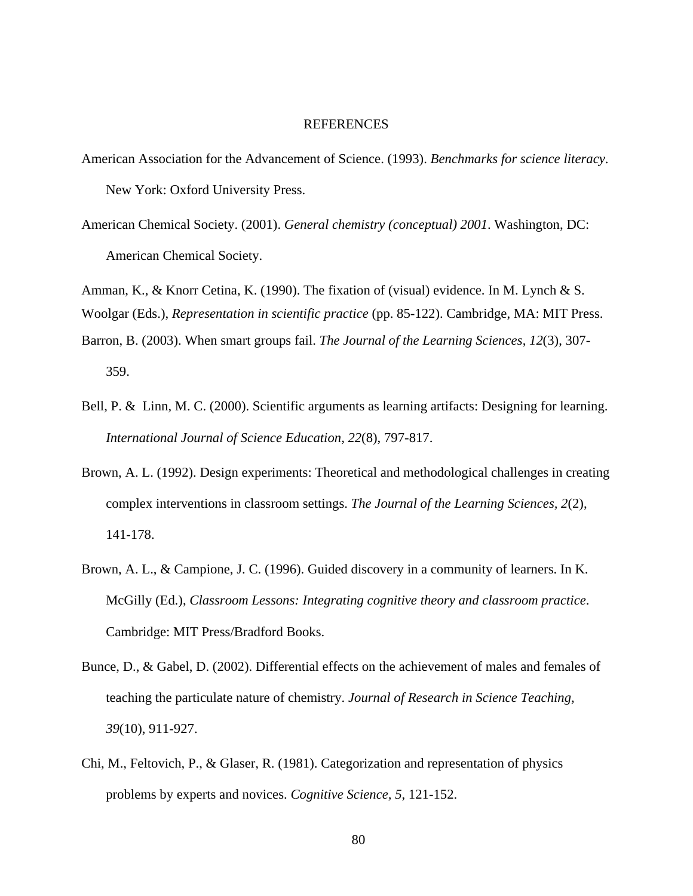# REFERENCES

American Association for the Advancement of Science. (1993). *Benchmarks for science literacy*. New York: Oxford University Press.

American Chemical Society. (2001). *General chemistry (conceptual) 2001*. Washington, DC: American Chemical Society.

Amman, K., & Knorr Cetina, K. (1990). The fixation of (visual) evidence. In M. Lynch & S. Woolgar (Eds.), *Representation in scientific practice* (pp. 85-122). Cambridge, MA: MIT Press.

Barron, B. (2003). When smart groups fail. *The Journal of the Learning Sciences*, *12*(3), 307-359.

Bell, P. & Linn, M. C. (2000). Scientific arguments as learning artifacts: Designing for learning. *International Journal of Science Education, 22*(8), 797-817.

Brown, A. L. (1992). Design experiments: Theoretical and methodological challenges in creating complex interventions in classroom settings. *The Journal of the Learning Sciences, 2*(2), 141-178.

Brown, A. L., & Campione, J. C. (1996). Guided discovery in a community of learners. In K. McGilly (Ed.), *Classroom Lessons: Integrating cognitive theory and classroom practice*. Cambridge: MIT Press/Bradford Books.

Bunce, D., & Gabel, D. (2002). Differential effects on the achievement of males and females of teaching the particulate nature of chemistry. *Journal of Research in Science Teaching, 39*(10), 911-927.

Chi, M., Feltovich, P., & Glaser, R. (1981). Categorization and representation of physics problems by experts and novices. *Cognitive Science, 5*, 121-152.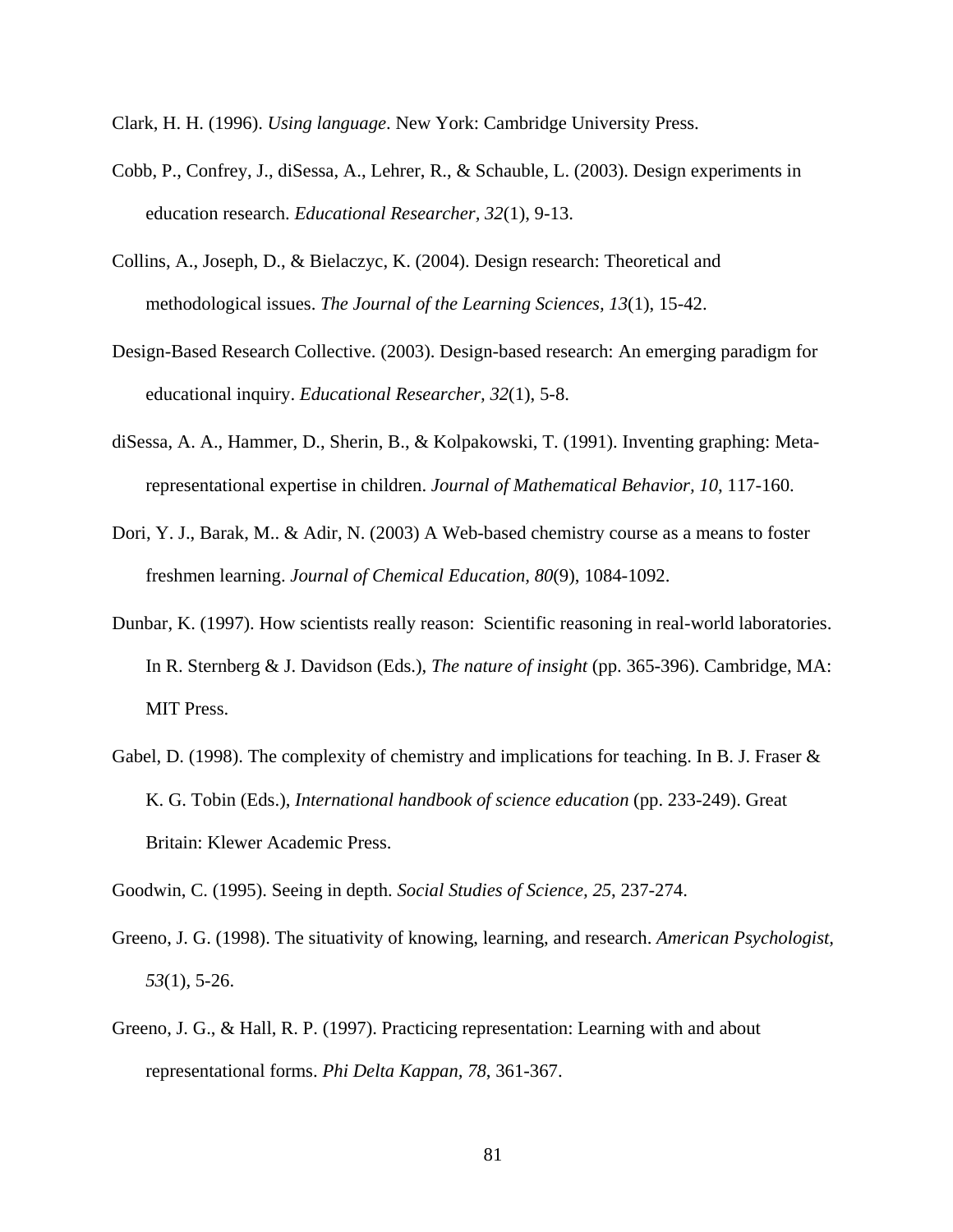Clark, H. H. (1996). *Using language*. New York: Cambridge University Press.

Cobb, P., Confrey, J., diSessa, A., Lehrer, R., & Schauble, L. (2003). Design experiments in education research. *Educational Researcher, 32*(1), 9-13.

Collins, A., Joseph, D., & Bielaczyc, K. (2004). Design research: Theoretical and methodological issues. *The Journal of the Learning Sciences, 13*(1), 15-42.

Design-Based Research Collective. (2003). Design-based research: An emerging paradigm for educational inquiry. *Educational Researcher, 32*(1), 5-8.

diSessa, A. A., Hammer, D., Sherin, B., & Kolpakowski, T. (1991). Inventing graphing: Meta-representational expertise in children. *Journal of Mathematical Behavior, 10*, 117-160.

Dori, Y. J., Barak, M.. & Adir, N. (2003) A Web-based chemistry course as a means to foster freshmen learning. *Journal of Chemical Education, 80*(9), 1084-1092.

Dunbar, K. (1997). How scientists really reason: Scientific reasoning in real-world laboratories. In R. Sternberg & J. Davidson (Eds.), *The nature of insight* (pp. 365-396). Cambridge, MA: MIT Press.

Gabel, D. (1998). The complexity of chemistry and implications for teaching. In B. J. Fraser & K. G. Tobin (Eds.), *International handbook of science education* (pp. 233-249). Great Britain: Klewer Academic Press.

Goodwin, C. (1995). Seeing in depth. *Social Studies of Science, 25*, 237-274.

Greeno, J. G. (1998). The situativity of knowing, learning, and research. *American Psychologist, 53*(1), 5-26.

Greeno, J. G., & Hall, R. P. (1997). Practicing representation: Learning with and about representational forms. *Phi Delta Kappan, 78*, 361-367.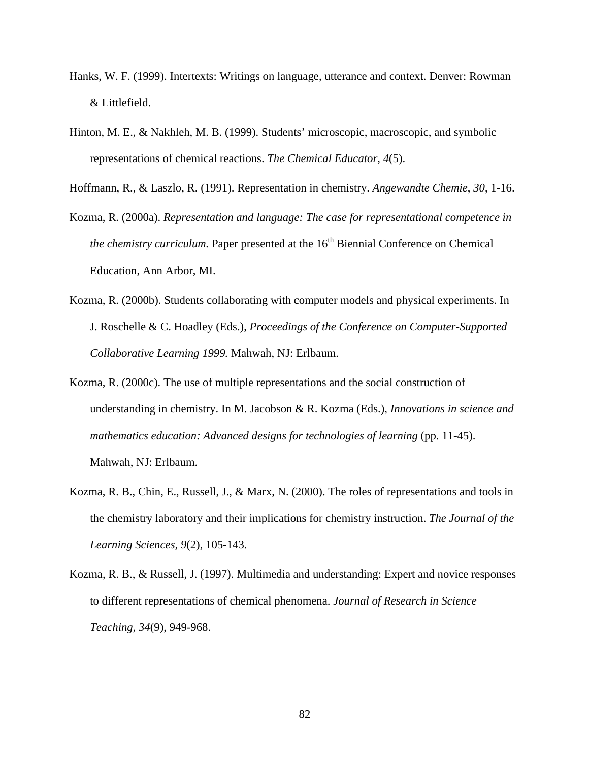Hanks, W. F. (1999). Intertexts: Writings on language, utterance and context. Denver: Rowman & Littlefield.

Hinton, M. E., & Nakhleh, M. B. (1999). Students' microscopic, macroscopic, and symbolic representations of chemical reactions. *The Chemical Educator*, *4*(5).

Hoffmann, R., & Laszlo, R. (1991). Representation in chemistry. *Angewandte Chemie*, *30*, 1-16.

Kozma, R. (2000a). *Representation and language: The case for representational competence in the chemistry curriculum.* Paper presented at the 16th Biennial Conference on Chemical Education, Ann Arbor, MI.

Kozma, R. (2000b). Students collaborating with computer models and physical experiments. In J. Roschelle & C. Hoadley (Eds.), *Proceedings of the Conference on Computer-Supported Collaborative Learning 1999.* Mahwah, NJ: Erlbaum.

Kozma, R. (2000c). The use of multiple representations and the social construction of understanding in chemistry. In M. Jacobson & R. Kozma (Eds.), *Innovations in science and mathematics education: Advanced designs for technologies of learning* (pp. 11-45). Mahwah, NJ: Erlbaum.

Kozma, R. B., Chin, E., Russell, J., & Marx, N. (2000). The roles of representations and tools in the chemistry laboratory and their implications for chemistry instruction. *The Journal of the Learning Sciences*, *9*(2), 105-143.

Kozma, R. B., & Russell, J. (1997). Multimedia and understanding: Expert and novice responses to different representations of chemical phenomena. *Journal of Research in Science Teaching*, *34*(9), 949-968.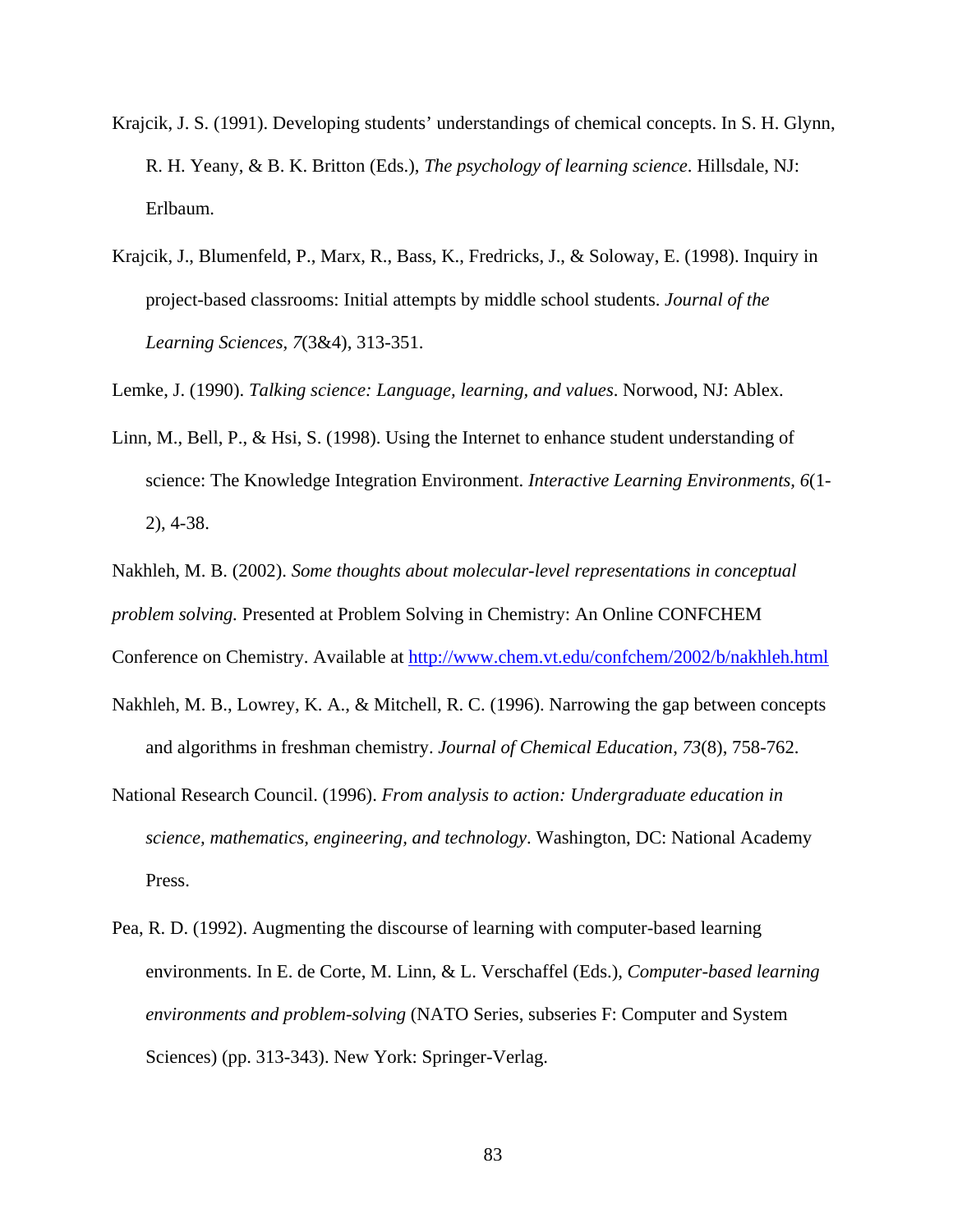Krajcik, J. S. (1991). Developing students' understandings of chemical concepts. In S. H. Glynn, R. H. Yeany, & B. K. Britton (Eds.), *The psychology of learning science*. Hillsdale, NJ: Erlbaum.

Krajcik, J., Blumenfeld, P., Marx, R., Bass, K., Fredricks, J., & Soloway, E. (1998). Inquiry in project-based classrooms: Initial attempts by middle school students. *Journal of the Learning Sciences*, *7*(3&4), 313-351.

Lemke, J. (1990). *Talking science: Language, learning, and values*. Norwood, NJ: Ablex.

Linn, M., Bell, P., & Hsi, S. (1998). Using the Internet to enhance student understanding of science: The Knowledge Integration Environment. *Interactive Learning Environments*, *6*(1-2), 4-38.

Nakhleh, M. B. (2002). *Some thoughts about molecular-level representations in conceptual problem solving.* Presented at Problem Solving in Chemistry: An Online CONFCHEM Conference on Chemistry. Available at http://www.chem.vt.edu/confchem/2002/b/nakhleh.html

Nakhleh, M. B., Lowrey, K. A., & Mitchell, R. C. (1996). Narrowing the gap between concepts and algorithms in freshman chemistry. *Journal of Chemical Education*, *73*(8), 758-762.

National Research Council. (1996). *From analysis to action: Undergraduate education in science, mathematics, engineering, and technology*. Washington, DC: National Academy Press.

Pea, R. D. (1992). Augmenting the discourse of learning with computer-based learning environments. In E. de Corte, M. Linn, & L. Verschaffel (Eds.), *Computer-based learning environments and problem-solving* (NATO Series, subseries F: Computer and System Sciences) (pp. 313-343). New York: Springer-Verlag.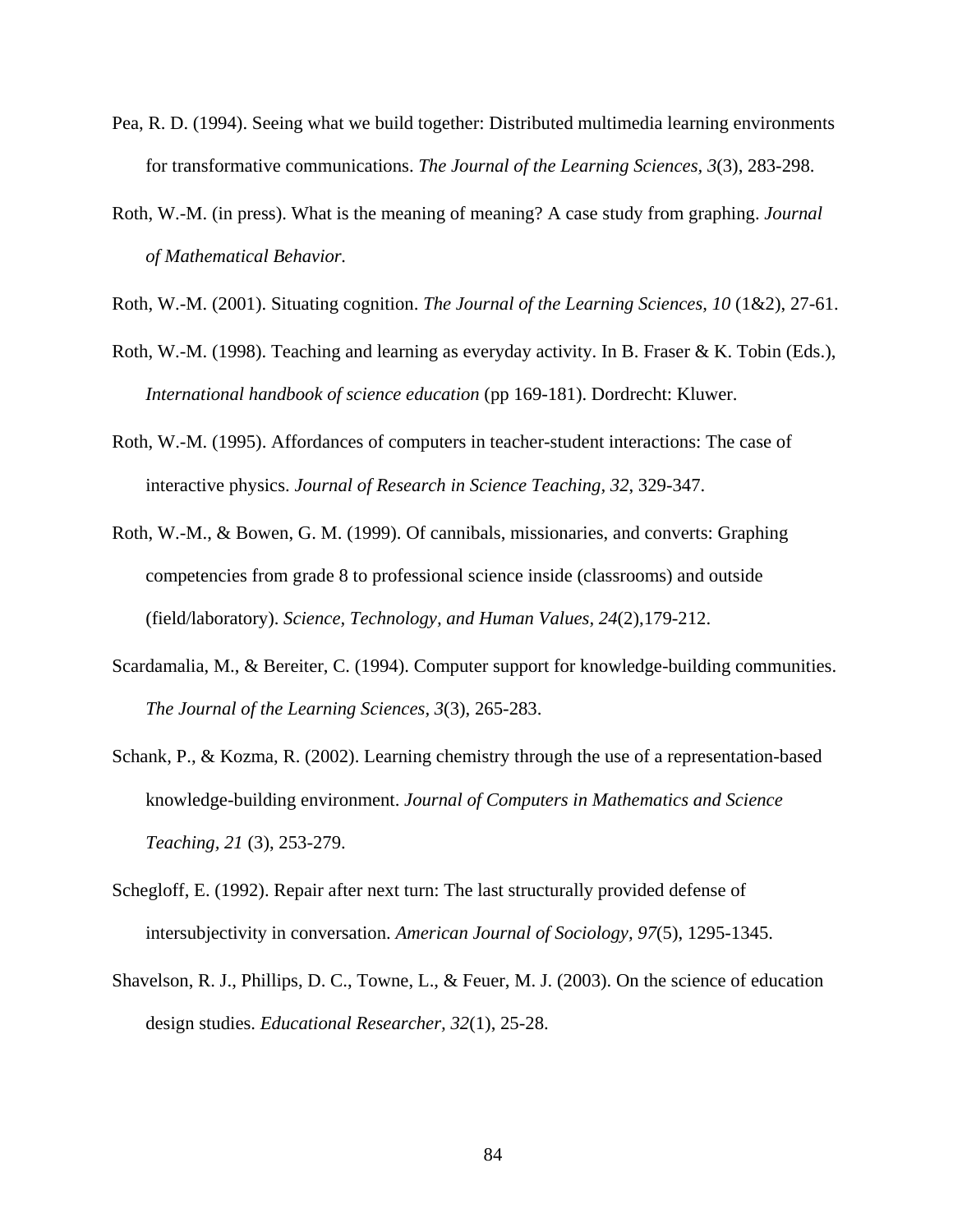Pea, R. D. (1994). Seeing what we build together: Distributed multimedia learning environments for transformative communications. *The Journal of the Learning Sciences, 3*(3), 283-298.

Roth, W.-M. (in press). What is the meaning of meaning? A case study from graphing. *Journal of Mathematical Behavior.*

Roth, W.-M. (2001). Situating cognition. *The Journal of the Learning Sciences*, *10* (1&2), 27-61.

Roth, W.-M. (1998). Teaching and learning as everyday activity. In B. Fraser & K. Tobin (Eds.), *International handbook of science education* (pp 169-181). Dordrecht: Kluwer.

Roth, W.-M. (1995). Affordances of computers in teacher-student interactions: The case of interactive physics. *Journal of Research in Science Teaching, 32*, 329-347.

Roth, W.-M., & Bowen, G. M. (1999). Of cannibals, missionaries, and converts: Graphing competencies from grade 8 to professional science inside (classrooms) and outside (field/laboratory). *Science, Technology, and Human Values, 24*(2),179-212.

Scardamalia, M., & Bereiter, C. (1994). Computer support for knowledge-building communities. *The Journal of the Learning Sciences*, *3*(3), 265-283.

Schank, P., & Kozma, R. (2002). Learning chemistry through the use of a representation-based knowledge-building environment. *Journal of Computers in Mathematics and Science Teaching, 21* (3), 253-279.

Schegloff, E. (1992). Repair after next turn: The last structurally provided defense of intersubjectivity in conversation. *American Journal of Sociology, 97*(5), 1295-1345.

Shavelson, R. J., Phillips, D. C., Towne, L., & Feuer, M. J. (2003). On the science of education design studies. *Educational Researcher, 32*(1), 25-28.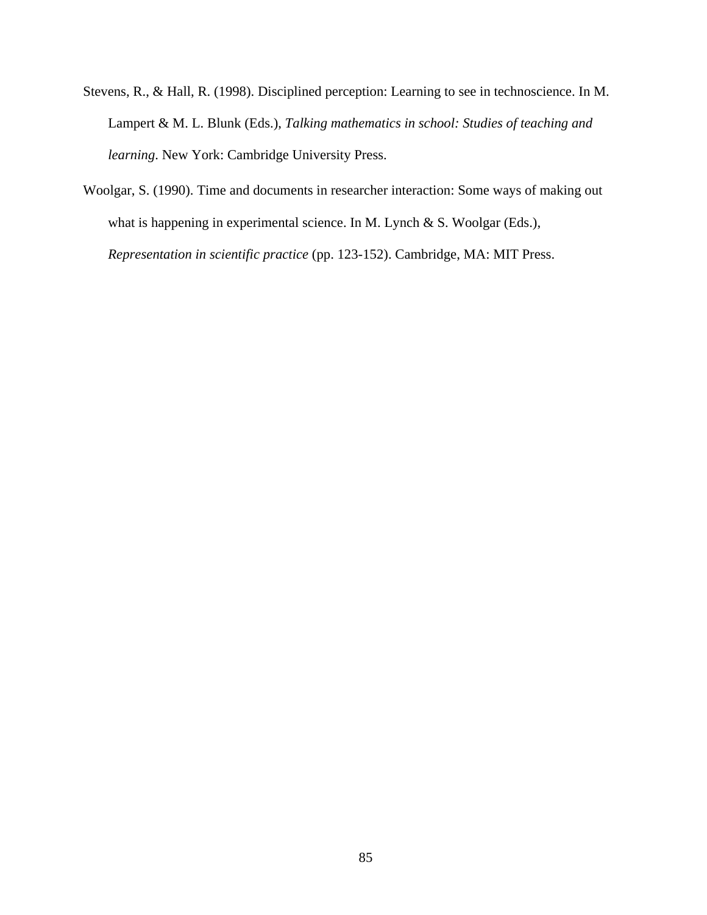Stevens, R., & Hall, R. (1998). Disciplined perception: Learning to see in technoscience. In M. Lampert & M. L. Blunk (Eds.), *Talking mathematics in school: Studies of teaching and learning*. New York: Cambridge University Press.

Woolgar, S. (1990). Time and documents in researcher interaction: Some ways of making out what is happening in experimental science. In M. Lynch & S. Woolgar (Eds.), *Representation in scientific practice* (pp. 123-152). Cambridge, MA: MIT Press.